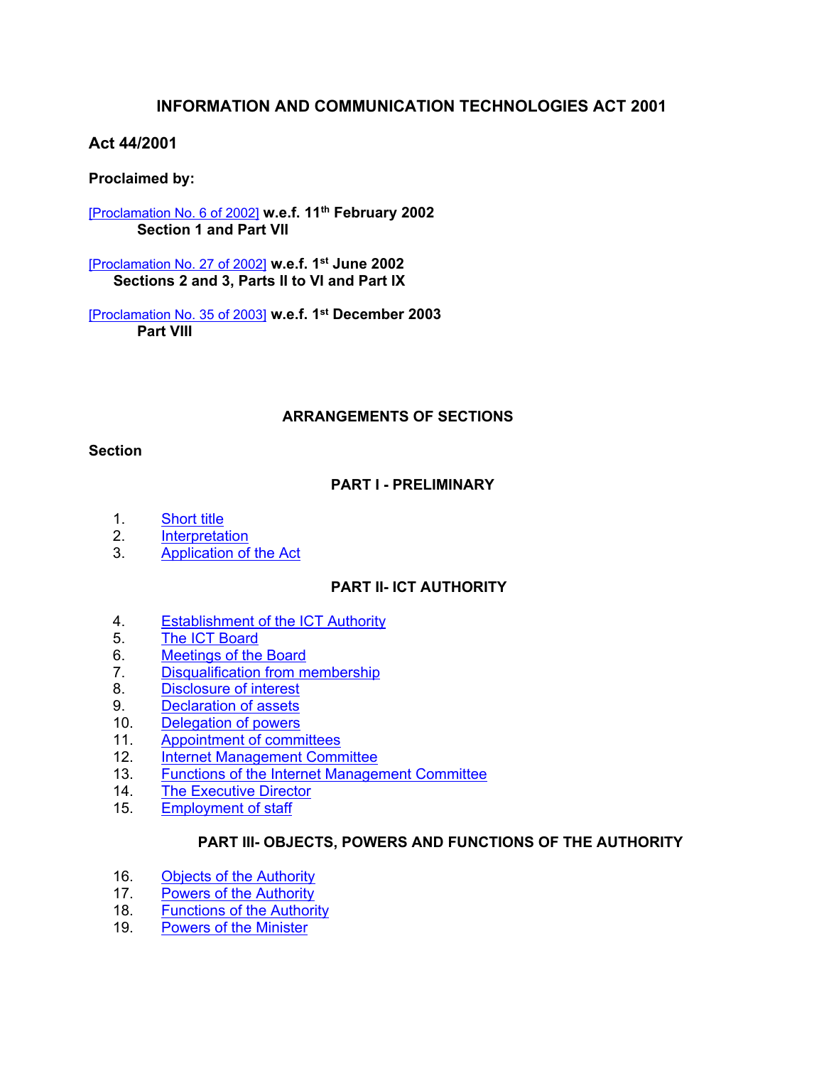# INFORMATION AND COMMUNICATION TECHNOLOGIES ACT 2001

**Act 44/2001**

**Proclaimed by:**

[Proclamation No. 6 of 2002] **w.e.f. 11th February 2002**
**Section 1 and Part VII**

[Proclamation No. 27 of 2002] **w.e.f. 1st June 2002**
**Sections 2 and 3, Parts II to VI and Part IX**

[Proclamation No. 35 of 2003] **w.e.f. 1st December 2003**
**Part VIII**

## ARRANGEMENTS OF SECTIONS

**Section**

### PART I - PRELIMINARY

1. Short title
2. Interpretation
3. Application of the Act

### PART II- ICT AUTHORITY

4. Establishment of the ICT Authority
5. The ICT Board
6. Meetings of the Board
7. Disqualification from membership
8. Disclosure of interest
9. Declaration of assets
10. Delegation of powers
11. Appointment of committees
12. Internet Management Committee
13. Functions of the Internet Management Committee
14. The Executive Director
15. Employment of staff

### PART III- OBJECTS, POWERS AND FUNCTIONS OF THE AUTHORITY

16. Objects of the Authority
17. Powers of the Authority
18. Functions of the Authority
19. Powers of the Minister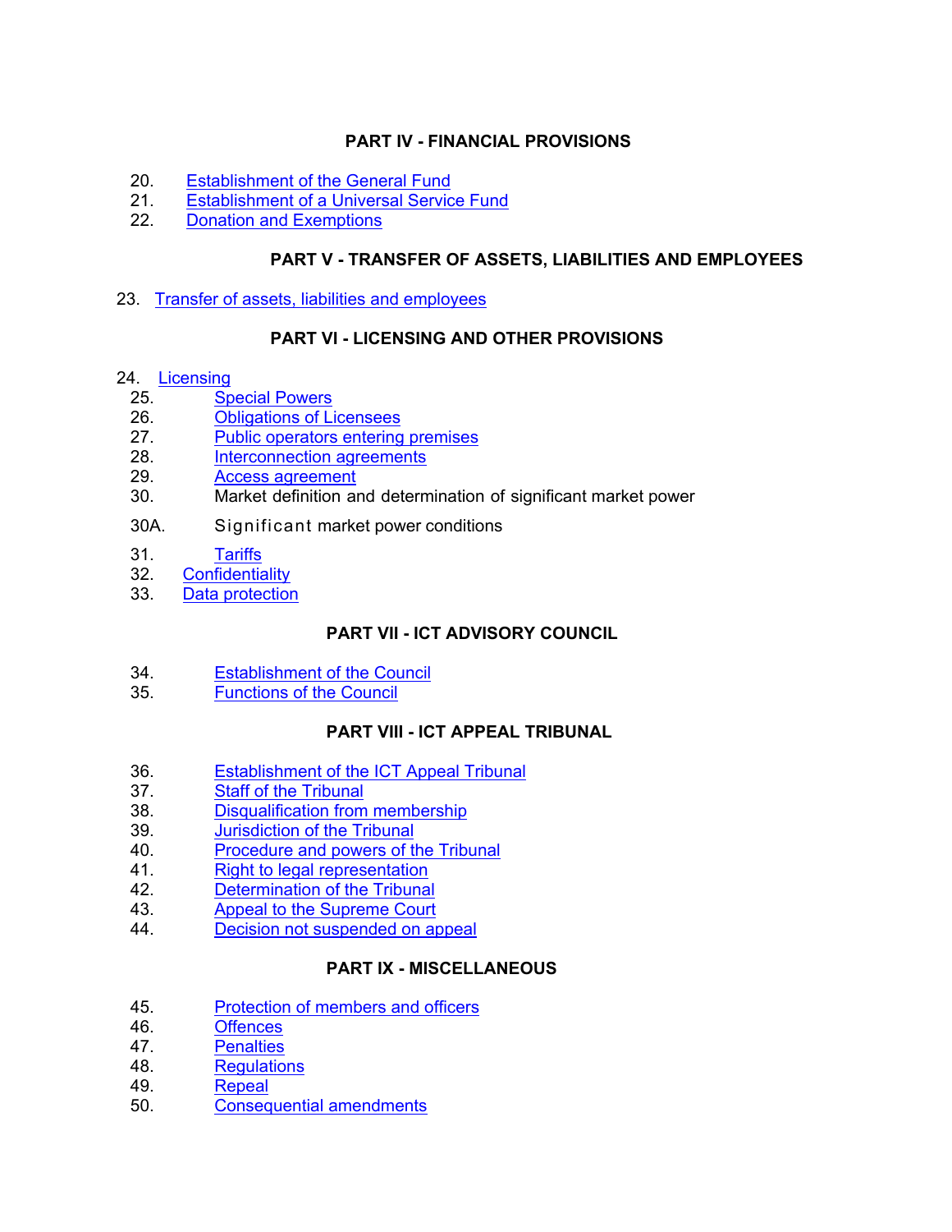**PART IV - FINANCIAL PROVISIONS**

20. Establishment of the General Fund
21. Establishment of a Universal Service Fund
22. Donation and Exemptions

**PART V - TRANSFER OF ASSETS, LIABILITIES AND EMPLOYEES**

23. Transfer of assets, liabilities and employees

**PART VI - LICENSING AND OTHER PROVISIONS**

24. Licensing
25. Special Powers
26. Obligations of Licensees
27. Public operators entering premises
28. Interconnection agreements
29. Access agreement
30. Market definition and determination of significant market power
30A. Significant market power conditions
31. Tariffs
32. Confidentiality
33. Data protection

**PART VII - ICT ADVISORY COUNCIL**

34. Establishment of the Council
35. Functions of the Council

**PART VIII - ICT APPEAL TRIBUNAL**

36. Establishment of the ICT Appeal Tribunal
37. Staff of the Tribunal
38. Disqualification from membership
39. Jurisdiction of the Tribunal
40. Procedure and powers of the Tribunal
41. Right to legal representation
42. Determination of the Tribunal
43. Appeal to the Supreme Court
44. Decision not suspended on appeal

**PART IX - MISCELLANEOUS**

45. Protection of members and officers
46. Offences
47. Penalties
48. Regulations
49. Repeal
50. Consequential amendments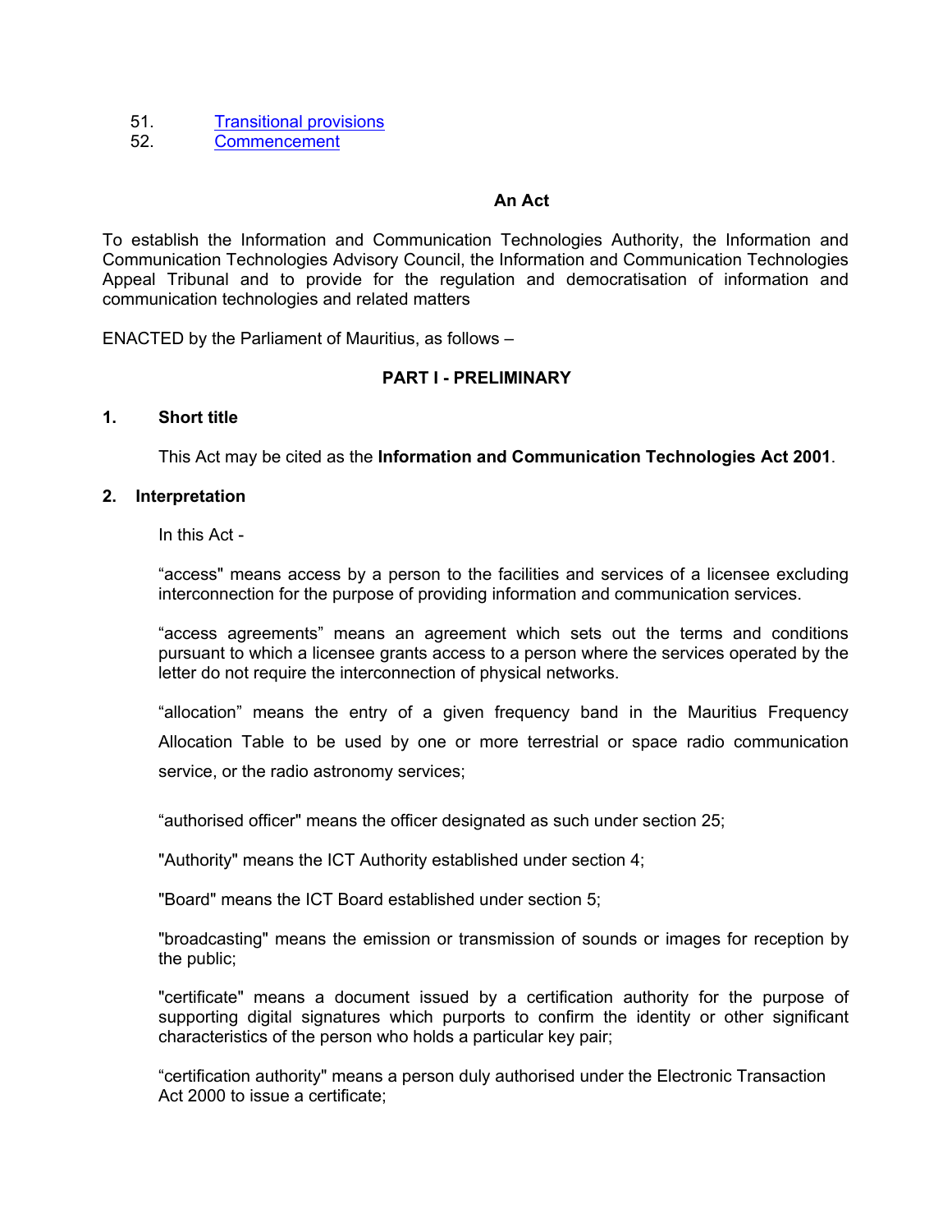51. [Transitional provisions]()
52. [Commencement]()

**An Act**

To establish the Information and Communication Technologies Authority, the Information and Communication Technologies Advisory Council, the Information and Communication Technologies Appeal Tribunal and to provide for the regulation and democratisation of information and communication technologies and related matters

ENACTED by the Parliament of Mauritius, as follows –

## PART I - PRELIMINARY

### 1. Short title

This Act may be cited as the **Information and Communication Technologies Act 2001**.

### 2. Interpretation

In this Act -

“access" means access by a person to the facilities and services of a licensee excluding interconnection for the purpose of providing information and communication services.

“access agreements” means an agreement which sets out the terms and conditions pursuant to which a licensee grants access to a person where the services operated by the letter do not require the interconnection of physical networks.

“allocation” means the entry of a given frequency band in the Mauritius Frequency Allocation Table to be used by one or more terrestrial or space radio communication service, or the radio astronomy services;

“authorised officer" means the officer designated as such under section 25;

"Authority" means the ICT Authority established under section 4;

"Board" means the ICT Board established under section 5;

"broadcasting" means the emission or transmission of sounds or images for reception by the public;

"certificate" means a document issued by a certification authority for the purpose of supporting digital signatures which purports to confirm the identity or other significant characteristics of the person who holds a particular key pair;

“certification authority" means a person duly authorised under the Electronic Transaction Act 2000 to issue a certificate;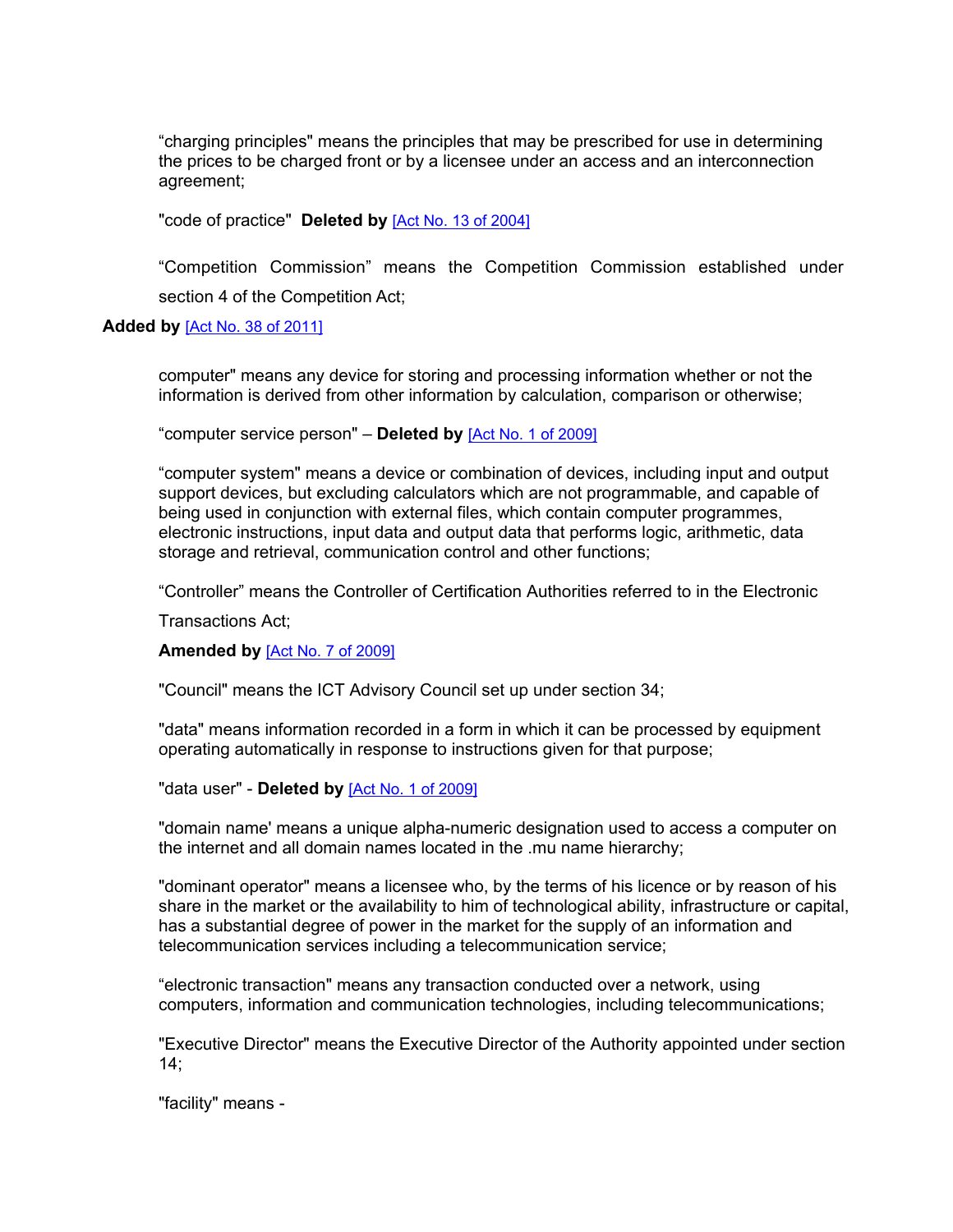“charging principles" means the principles that may be prescribed for use in determining the prices to be charged front or by a licensee under an access and an interconnection agreement;

"code of practice" **Deleted by** [Act No. 13 of 2004]

“Competition Commission” means the Competition Commission established under section 4 of the Competition Act;

**Added by** [Act No. 38 of 2011]

computer" means any device for storing and processing information whether or not the information is derived from other information by calculation, comparison or otherwise;

“computer service person" – **Deleted by** [Act No. 1 of 2009]

“computer system" means a device or combination of devices, including input and output support devices, but excluding calculators which are not programmable, and capable of being used in conjunction with external files, which contain computer programmes, electronic instructions, input data and output data that performs logic, arithmetic, data storage and retrieval, communication control and other functions;

“Controller” means the Controller of Certification Authorities referred to in the Electronic Transactions Act;

**Amended by** [Act No. 7 of 2009]

"Council" means the ICT Advisory Council set up under section 34;

"data" means information recorded in a form in which it can be processed by equipment operating automatically in response to instructions given for that purpose;

"data user" - **Deleted by** [Act No. 1 of 2009]

"domain name' means a unique alpha-numeric designation used to access a computer on the internet and all domain names located in the .mu name hierarchy;

"dominant operator" means a licensee who, by the terms of his licence or by reason of his share in the market or the availability to him of technological ability, infrastructure or capital, has a substantial degree of power in the market for the supply of an information and telecommunication services including a telecommunication service;

“electronic transaction" means any transaction conducted over a network, using computers, information and communication technologies, including telecommunications;

"Executive Director" means the Executive Director of the Authority appointed under section 14;

"facility" means -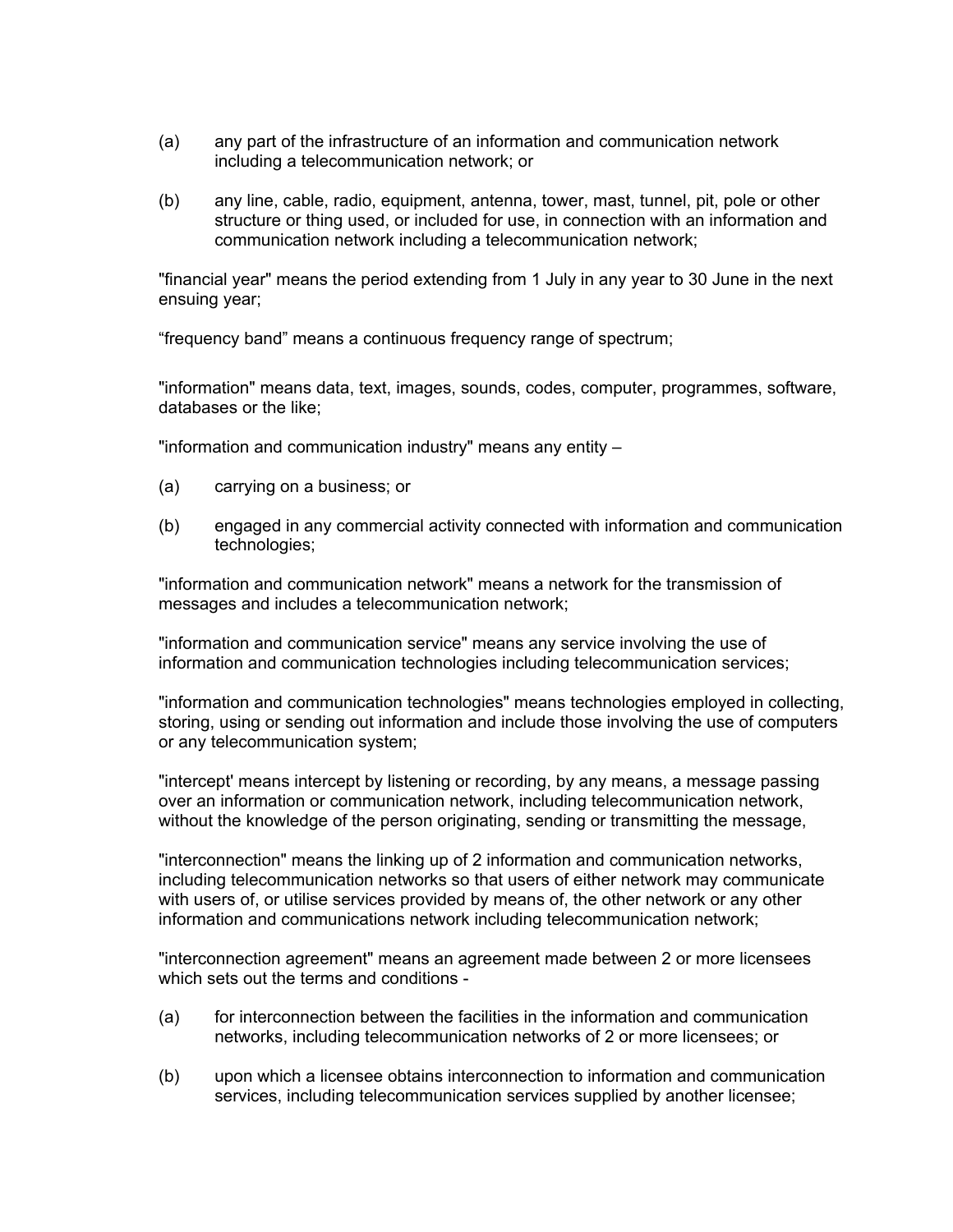(a) any part of the infrastructure of an information and communication network including a telecommunication network; or

(b) any line, cable, radio, equipment, antenna, tower, mast, tunnel, pit, pole or other structure or thing used, or included for use, in connection with an information and communication network including a telecommunication network;

"financial year" means the period extending from 1 July in any year to 30 June in the next ensuing year;

“frequency band” means a continuous frequency range of spectrum;

"information" means data, text, images, sounds, codes, computer, programmes, software, databases or the like;

"information and communication industry" means any entity –

(a) carrying on a business; or

(b) engaged in any commercial activity connected with information and communication technologies;

"information and communication network" means a network for the transmission of messages and includes a telecommunication network;

"information and communication service" means any service involving the use of information and communication technologies including telecommunication services;

"information and communication technologies" means technologies employed in collecting, storing, using or sending out information and include those involving the use of computers or any telecommunication system;

"intercept' means intercept by listening or recording, by any means, a message passing over an information or communication network, including telecommunication network, without the knowledge of the person originating, sending or transmitting the message,

"interconnection" means the linking up of 2 information and communication networks, including telecommunication networks so that users of either network may communicate with users of, or utilise services provided by means of, the other network or any other information and communications network including telecommunication network;

"interconnection agreement" means an agreement made between 2 or more licensees which sets out the terms and conditions -

(a) for interconnection between the facilities in the information and communication networks, including telecommunication networks of 2 or more licensees; or

(b) upon which a licensee obtains interconnection to information and communication services, including telecommunication services supplied by another licensee;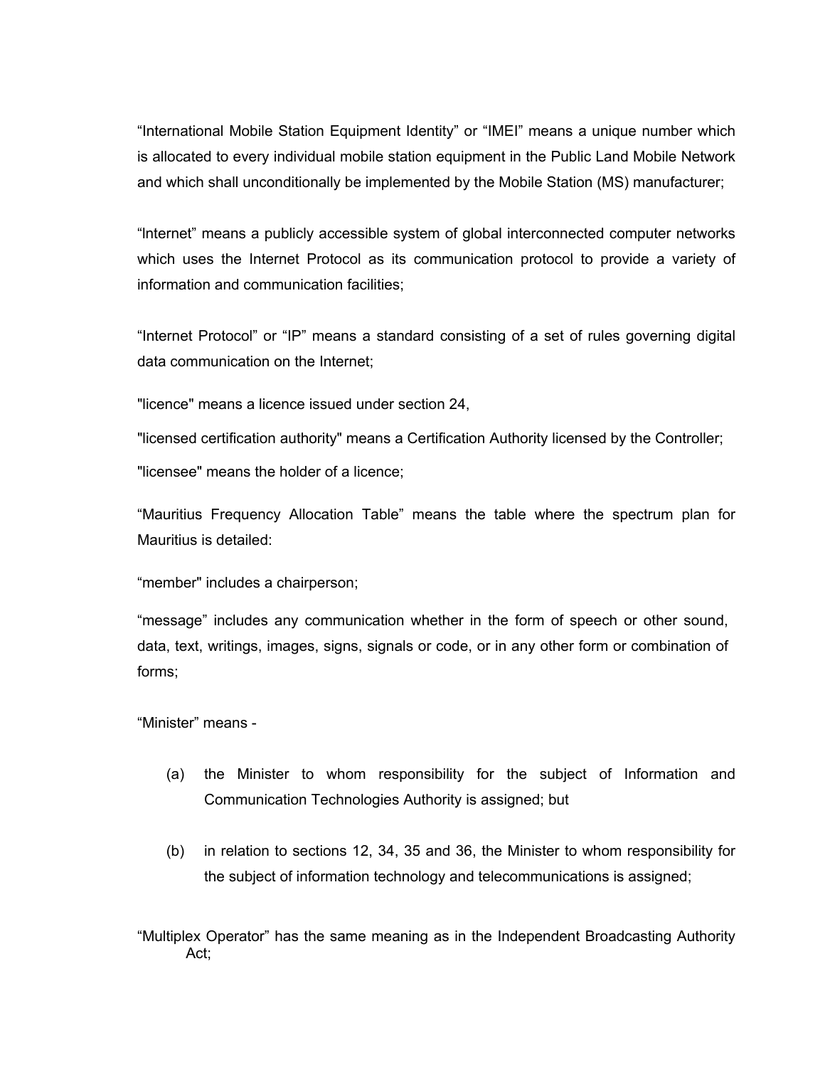“International Mobile Station Equipment Identity” or “IMEI” means a unique number which is allocated to every individual mobile station equipment in the Public Land Mobile Network and which shall unconditionally be implemented by the Mobile Station (MS) manufacturer;

“Internet” means a publicly accessible system of global interconnected computer networks which uses the Internet Protocol as its communication protocol to provide a variety of information and communication facilities;

“Internet Protocol” or “IP” means a standard consisting of a set of rules governing digital data communication on the Internet;

"licence" means a licence issued under section 24,

"licensed certification authority" means a Certification Authority licensed by the Controller;

"licensee" means the holder of a licence;

“Mauritius Frequency Allocation Table” means the table where the spectrum plan for Mauritius is detailed:

“member" includes a chairperson;

“message” includes any communication whether in the form of speech or other sound, data, text, writings, images, signs, signals or code, or in any other form or combination of forms;

“Minister” means -

(a) the Minister to whom responsibility for the subject of Information and Communication Technologies Authority is assigned; but

(b) in relation to sections 12, 34, 35 and 36, the Minister to whom responsibility for the subject of information technology and telecommunications is assigned;

“Multiplex Operator” has the same meaning as in the Independent Broadcasting Authority Act;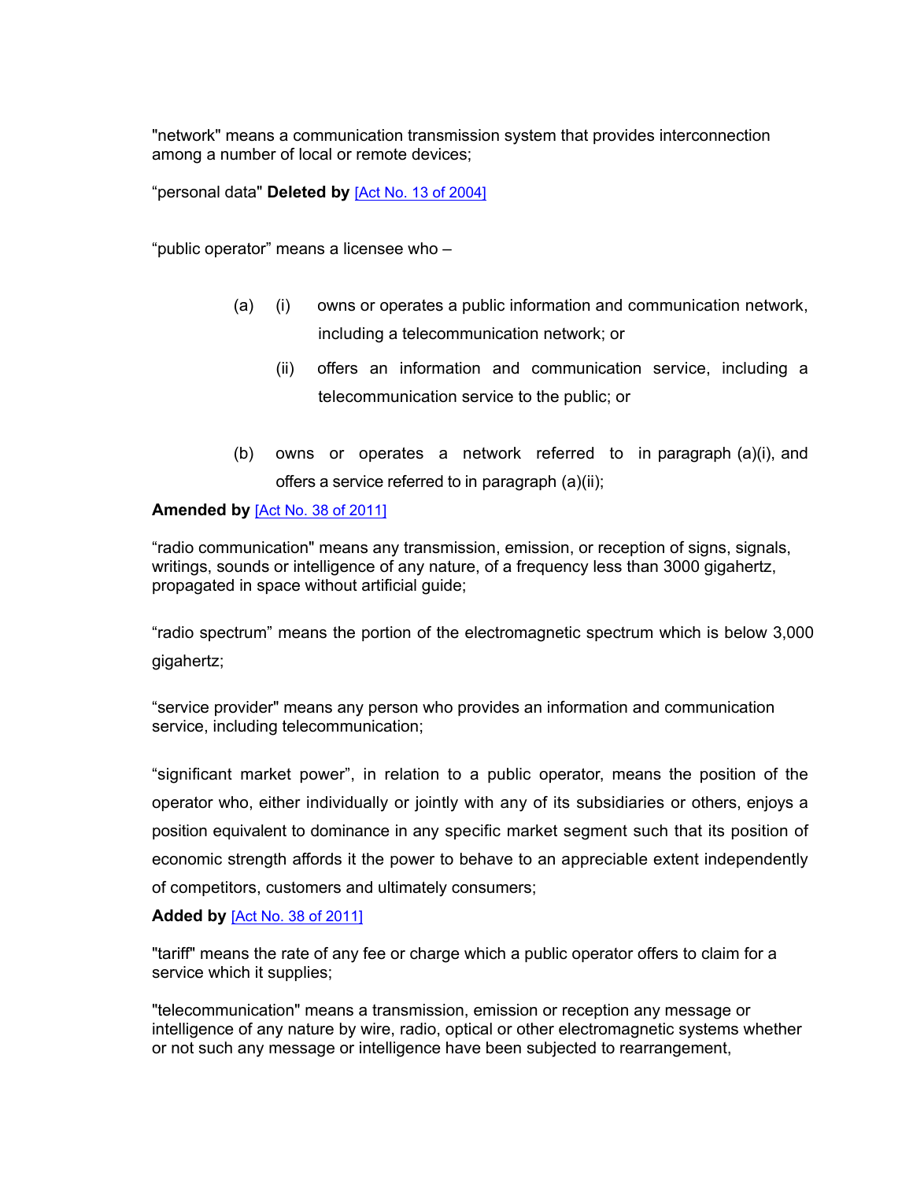"network" means a communication transmission system that provides interconnection among a number of local or remote devices;

“personal data" **Deleted by** [Act No. 13 of 2004]

“public operator” means a licensee who –

(a) (i) owns or operates a public information and communication network, including a telecommunication network; or

(ii) offers an information and communication service, including a telecommunication service to the public; or

(b) owns or operates a network referred to in paragraph (a)(i), and offers a service referred to in paragraph (a)(ii);

**Amended by** [Act No. 38 of 2011]

“radio communication" means any transmission, emission, or reception of signs, signals, writings, sounds or intelligence of any nature, of a frequency less than 3000 gigahertz, propagated in space without artificial guide;

“radio spectrum” means the portion of the electromagnetic spectrum which is below 3,000 gigahertz;

“service provider" means any person who provides an information and communication service, including telecommunication;

“significant market power”, in relation to a public operator, means the position of the operator who, either individually or jointly with any of its subsidiaries or others, enjoys a position equivalent to dominance in any specific market segment such that its position of economic strength affords it the power to behave to an appreciable extent independently of competitors, customers and ultimately consumers;

**Added by** [Act No. 38 of 2011]

"tariff" means the rate of any fee or charge which a public operator offers to claim for a service which it supplies;

"telecommunication" means a transmission, emission or reception any message or intelligence of any nature by wire, radio, optical or other electromagnetic systems whether or not such any message or intelligence have been subjected to rearrangement,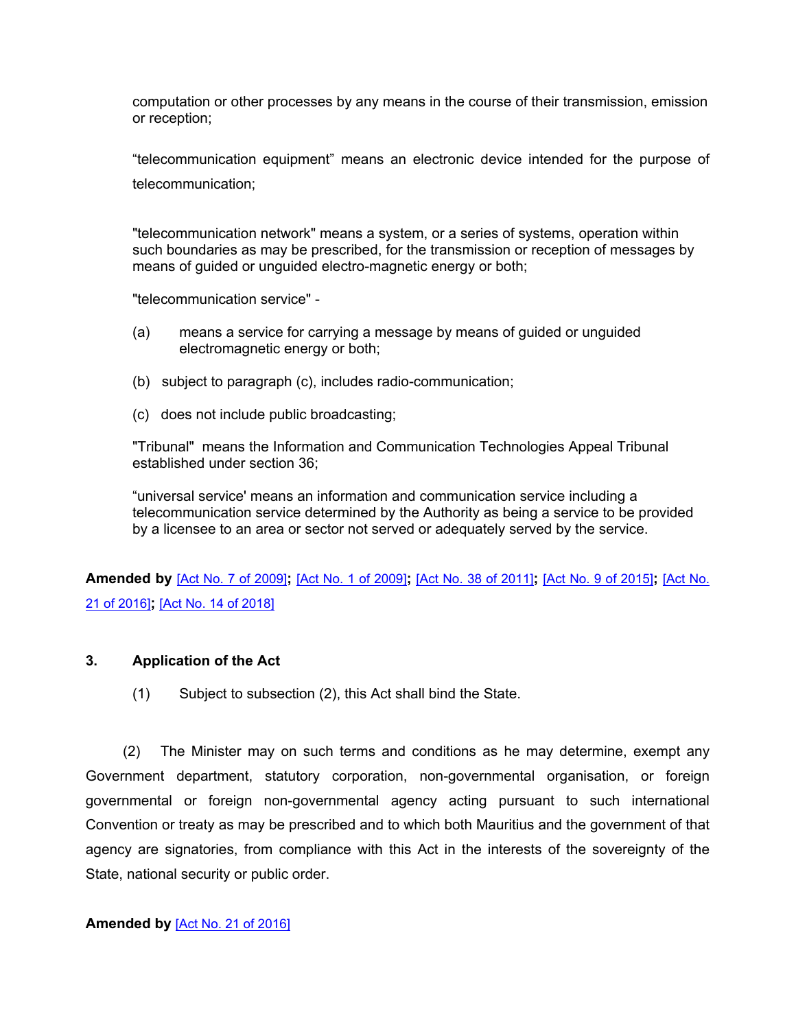computation or other processes by any means in the course of their transmission, emission or reception;

“telecommunication equipment” means an electronic device intended for the purpose of telecommunication;

"telecommunication network" means a system, or a series of systems, operation within such boundaries as may be prescribed, for the transmission or reception of messages by means of guided or unguided electro-magnetic energy or both;

"telecommunication service" -

(a) means a service for carrying a message by means of guided or unguided electromagnetic energy or both;

(b) subject to paragraph (c), includes radio-communication;

(c) does not include public broadcasting;

"Tribunal" means the Information and Communication Technologies Appeal Tribunal established under section 36;

“universal service' means an information and communication service including a telecommunication service determined by the Authority as being a service to be provided by a licensee to an area or sector not served or adequately served by the service.

**Amended by** [Act No. 7 of 2009]**;** [Act No. 1 of 2009]**;** [Act No. 38 of 2011]**;** [Act No. 9 of 2015]**;** [Act No. 21 of 2016]**;** [Act No. 14 of 2018]

### 3. Application of the Act

(1) Subject to subsection (2), this Act shall bind the State.

(2) The Minister may on such terms and conditions as he may determine, exempt any Government department, statutory corporation, non-governmental organisation, or foreign governmental or foreign non-governmental agency acting pursuant to such international Convention or treaty as may be prescribed and to which both Mauritius and the government of that agency are signatories, from compliance with this Act in the interests of the sovereignty of the State, national security or public order.

**Amended by** [Act No. 21 of 2016]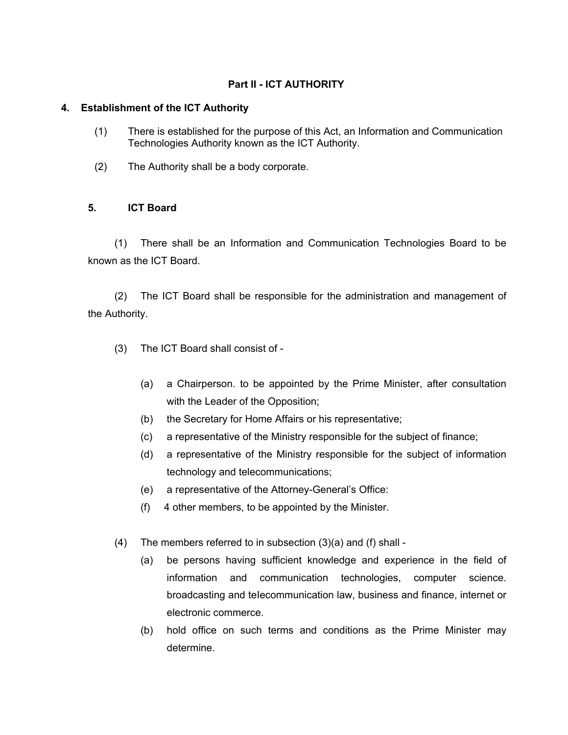## Part II - ICT AUTHORITY

### 4. Establishment of the ICT Authority

(1) There is established for the purpose of this Act, an Information and Communication Technologies Authority known as the ICT Authority.

(2) The Authority shall be a body corporate.

### 5. ICT Board

(1) There shall be an Information and Communication Technologies Board to be known as the ICT Board.

(2) The ICT Board shall be responsible for the administration and management of the Authority.

(3) The ICT Board shall consist of -

(a) a Chairperson. to be appointed by the Prime Minister, after consultation with the Leader of the Opposition;

(b) the Secretary for Home Affairs or his representative;

(c) a representative of the Ministry responsible for the subject of finance;

(d) a representative of the Ministry responsible for the subject of information technology and telecommunications;

(e) a representative of the Attorney-General's Office:

(f) 4 other members, to be appointed by the Minister.

(4) The members referred to in subsection (3)(a) and (f) shall -

(a) be persons having sufficient knowledge and experience in the field of information and communication technologies, computer science. broadcasting and telecommunication law, business and finance, internet or electronic commerce.

(b) hold office on such terms and conditions as the Prime Minister may determine.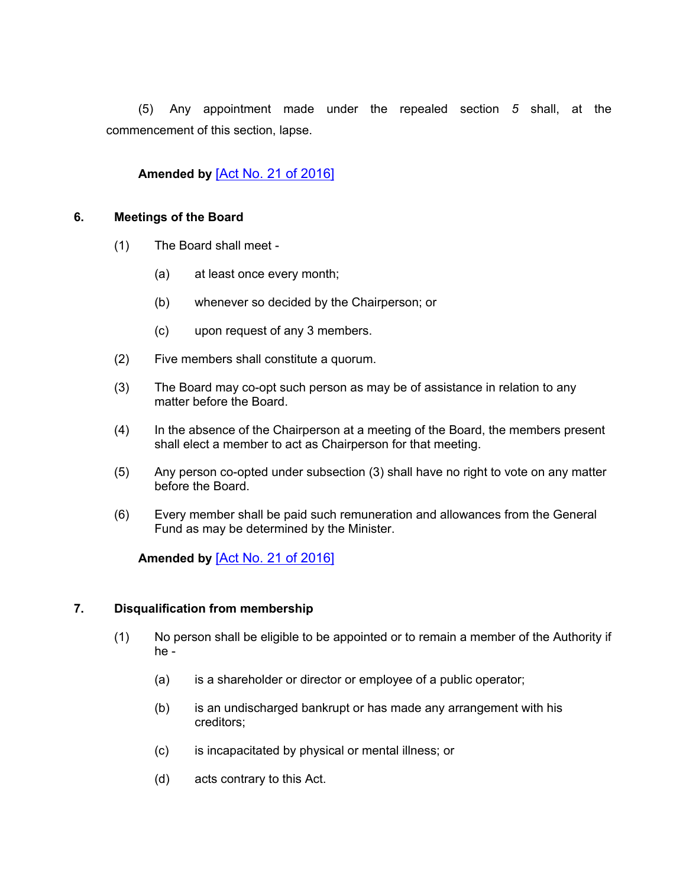(5) Any appointment made under the repealed section *5* shall, at the commencement of this section, lapse.

**Amended by** [Act No. 21 of 2016]

### 6. Meetings of the Board

(1) The Board shall meet -

(a) at least once every month;

(b) whenever so decided by the Chairperson; or

(c) upon request of any 3 members.

(2) Five members shall constitute a quorum.

(3) The Board may co-opt such person as may be of assistance in relation to any matter before the Board.

(4) In the absence of the Chairperson at a meeting of the Board, the members present shall elect a member to act as Chairperson for that meeting.

(5) Any person co-opted under subsection (3) shall have no right to vote on any matter before the Board.

(6) Every member shall be paid such remuneration and allowances from the General Fund as may be determined by the Minister.

**Amended by** [Act No. 21 of 2016]

### 7. Disqualification from membership

(1) No person shall be eligible to be appointed or to remain a member of the Authority if he -

(a) is a shareholder or director or employee of a public operator;

(b) is an undischarged bankrupt or has made any arrangement with his creditors;

(c) is incapacitated by physical or mental illness; or

(d) acts contrary to this Act.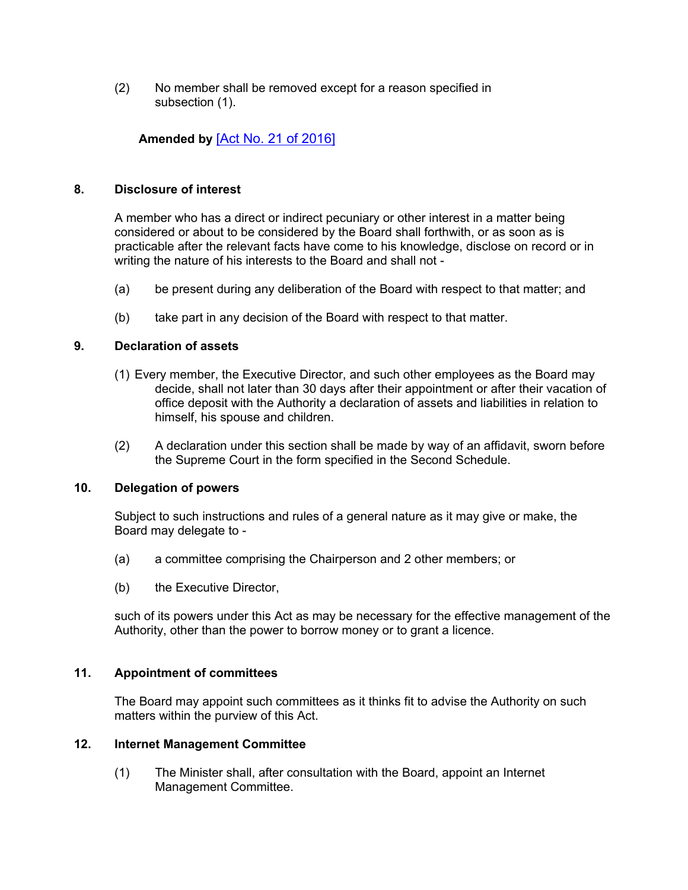(2) No member shall be removed except for a reason specified in subsection (1).

**Amended by** [Act No. 21 of 2016]

### 8. Disclosure of interest

A member who has a direct or indirect pecuniary or other interest in a matter being considered or about to be considered by the Board shall forthwith, or as soon as is practicable after the relevant facts have come to his knowledge, disclose on record or in writing the nature of his interests to the Board and shall not -

(a) be present during any deliberation of the Board with respect to that matter; and

(b) take part in any decision of the Board with respect to that matter.

### 9. Declaration of assets

(1) Every member, the Executive Director, and such other employees as the Board may decide, shall not later than 30 days after their appointment or after their vacation of office deposit with the Authority a declaration of assets and liabilities in relation to himself, his spouse and children.

(2) A declaration under this section shall be made by way of an affidavit, sworn before the Supreme Court in the form specified in the Second Schedule.

### 10. Delegation of powers

Subject to such instructions and rules of a general nature as it may give or make, the Board may delegate to -

(a) a committee comprising the Chairperson and 2 other members; or

(b) the Executive Director,

such of its powers under this Act as may be necessary for the effective management of the Authority, other than the power to borrow money or to grant a licence.

### 11. Appointment of committees

The Board may appoint such committees as it thinks fit to advise the Authority on such matters within the purview of this Act.

### 12. Internet Management Committee

(1) The Minister shall, after consultation with the Board, appoint an Internet Management Committee.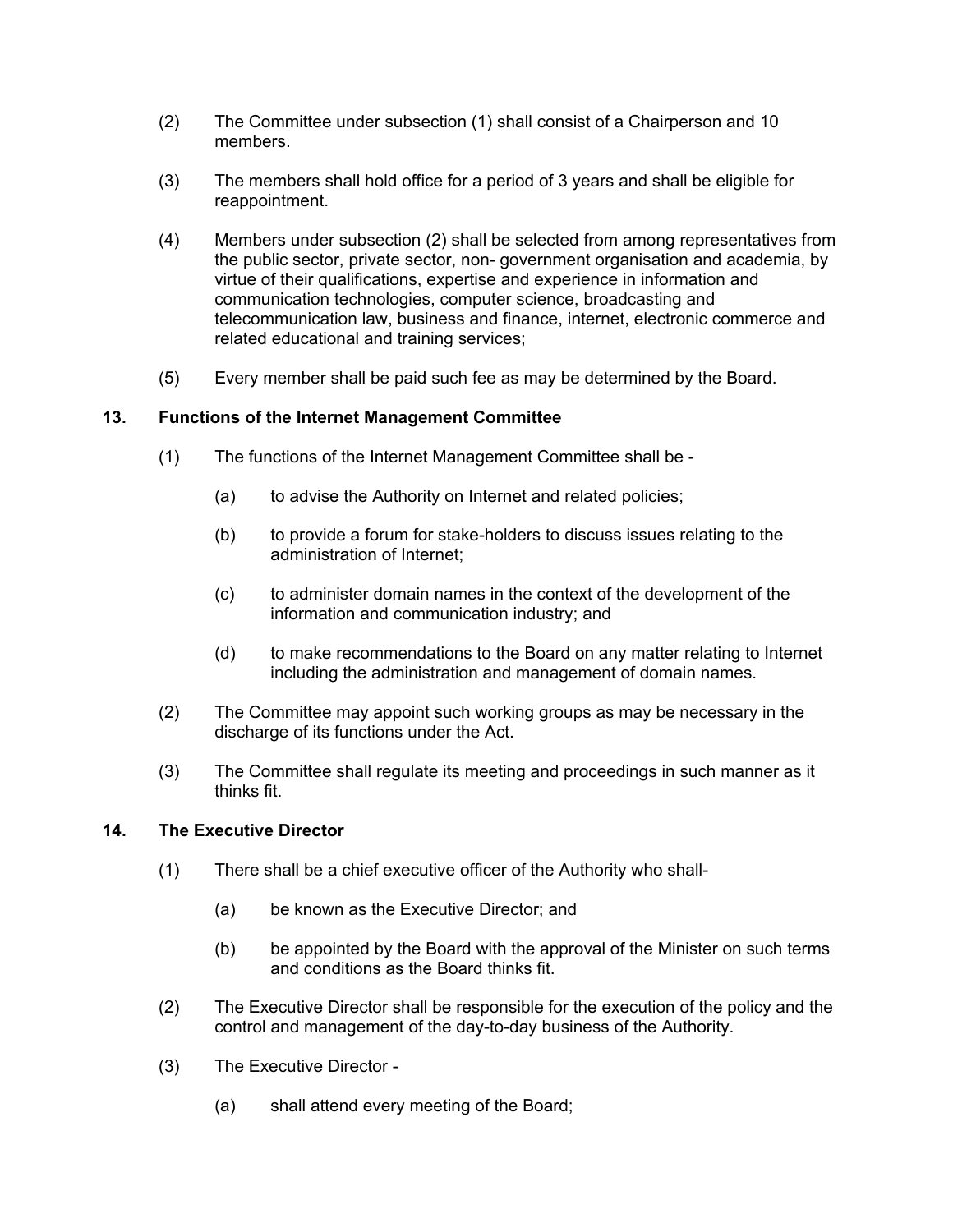(2) The Committee under subsection (1) shall consist of a Chairperson and 10 members.

(3) The members shall hold office for a period of 3 years and shall be eligible for reappointment.

(4) Members under subsection (2) shall be selected from among representatives from the public sector, private sector, non- government organisation and academia, by virtue of their qualifications, expertise and experience in information and communication technologies, computer science, broadcasting and telecommunication law, business and finance, internet, electronic commerce and related educational and training services;

(5) Every member shall be paid such fee as may be determined by the Board.

## 13. Functions of the Internet Management Committee

(1) The functions of the Internet Management Committee shall be -

(a) to advise the Authority on Internet and related policies;

(b) to provide a forum for stake-holders to discuss issues relating to the administration of Internet;

(c) to administer domain names in the context of the development of the information and communication industry; and

(d) to make recommendations to the Board on any matter relating to Internet including the administration and management of domain names.

(2) The Committee may appoint such working groups as may be necessary in the discharge of its functions under the Act.

(3) The Committee shall regulate its meeting and proceedings in such manner as it thinks fit.

## 14. The Executive Director

(1) There shall be a chief executive officer of the Authority who shall-

(a) be known as the Executive Director; and

(b) be appointed by the Board with the approval of the Minister on such terms and conditions as the Board thinks fit.

(2) The Executive Director shall be responsible for the execution of the policy and the control and management of the day-to-day business of the Authority.

(3) The Executive Director -

(a) shall attend every meeting of the Board;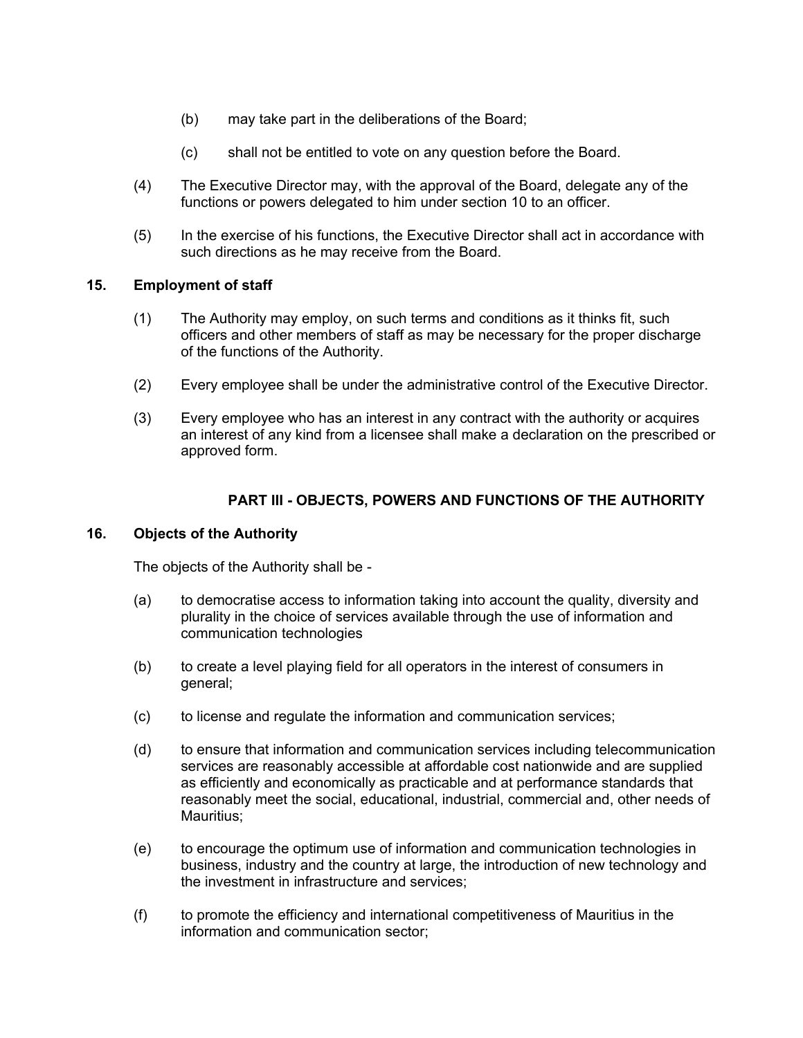(b) may take part in the deliberations of the Board;

(c) shall not be entitled to vote on any question before the Board.

(4) The Executive Director may, with the approval of the Board, delegate any of the functions or powers delegated to him under section 10 to an officer.

(5) In the exercise of his functions, the Executive Director shall act in accordance with such directions as he may receive from the Board.

**15. Employment of staff**

(1) The Authority may employ, on such terms and conditions as it thinks fit, such officers and other members of staff as may be necessary for the proper discharge of the functions of the Authority.

(2) Every employee shall be under the administrative control of the Executive Director.

(3) Every employee who has an interest in any contract with the authority or acquires an interest of any kind from a licensee shall make a declaration on the prescribed or approved form.

## PART III - OBJECTS, POWERS AND FUNCTIONS OF THE AUTHORITY

**16. Objects of the Authority**

The objects of the Authority shall be -

(a) to democratise access to information taking into account the quality, diversity and plurality in the choice of services available through the use of information and communication technologies

(b) to create a level playing field for all operators in the interest of consumers in general;

(c) to license and regulate the information and communication services;

(d) to ensure that information and communication services including telecommunication services are reasonably accessible at affordable cost nationwide and are supplied as efficiently and economically as practicable and at performance standards that reasonably meet the social, educational, industrial, commercial and, other needs of Mauritius;

(e) to encourage the optimum use of information and communication technologies in business, industry and the country at large, the introduction of new technology and the investment in infrastructure and services;

(f) to promote the efficiency and international competitiveness of Mauritius in the information and communication sector;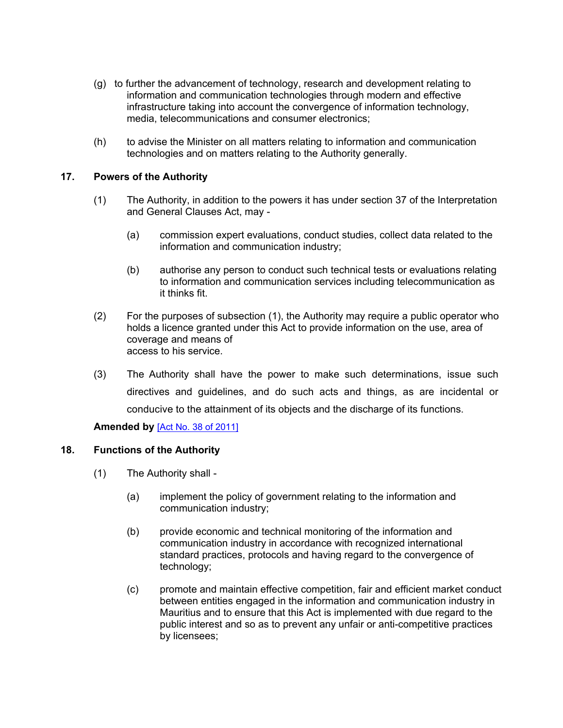(g) to further the advancement of technology, research and development relating to information and communication technologies through modern and effective infrastructure taking into account the convergence of information technology, media, telecommunications and consumer electronics;

(h) to advise the Minister on all matters relating to information and communication technologies and on matters relating to the Authority generally.

## 17. Powers of the Authority

(1) The Authority, in addition to the powers it has under section 37 of the Interpretation and General Clauses Act, may -

(a) commission expert evaluations, conduct studies, collect data related to the information and communication industry;

(b) authorise any person to conduct such technical tests or evaluations relating to information and communication services including telecommunication as it thinks fit.

(2) For the purposes of subsection (1), the Authority may require a public operator who holds a licence granted under this Act to provide information on the use, area of coverage and means of access to his service.

(3) The Authority shall have the power to make such determinations, issue such directives and guidelines, and do such acts and things, as are incidental or conducive to the attainment of its objects and the discharge of its functions.

**Amended by** [Act No. 38 of 2011]

## 18. Functions of the Authority

(1) The Authority shall -

(a) implement the policy of government relating to the information and communication industry;

(b) provide economic and technical monitoring of the information and communication industry in accordance with recognized international standard practices, protocols and having regard to the convergence of technology;

(c) promote and maintain effective competition, fair and efficient market conduct between entities engaged in the information and communication industry in Mauritius and to ensure that this Act is implemented with due regard to the public interest and so as to prevent any unfair or anti-competitive practices by licensees;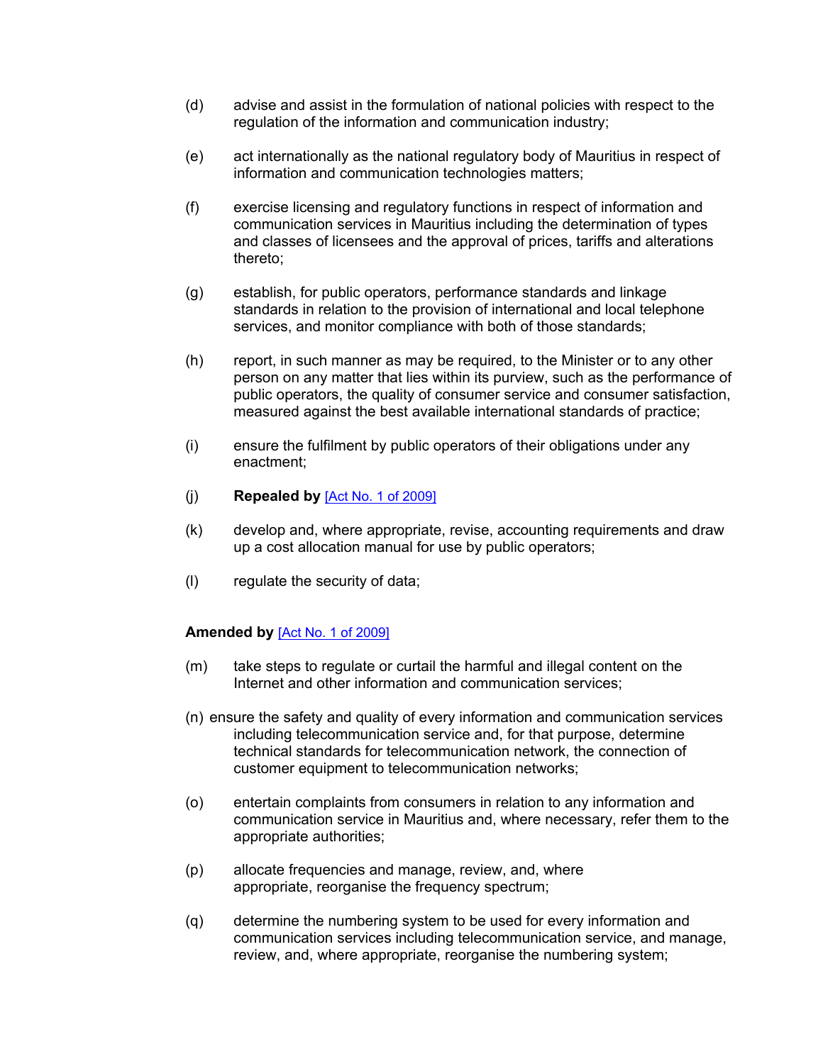(d) advise and assist in the formulation of national policies with respect to the regulation of the information and communication industry;

(e) act internationally as the national regulatory body of Mauritius in respect of information and communication technologies matters;

(f) exercise licensing and regulatory functions in respect of information and communication services in Mauritius including the determination of types and classes of licensees and the approval of prices, tariffs and alterations thereto;

(g) establish, for public operators, performance standards and linkage standards in relation to the provision of international and local telephone services, and monitor compliance with both of those standards;

(h) report, in such manner as may be required, to the Minister or to any other person on any matter that lies within its purview, such as the performance of public operators, the quality of consumer service and consumer satisfaction, measured against the best available international standards of practice;

(i) ensure the fulfilment by public operators of their obligations under any enactment;

(j) **Repealed by** [Act No. 1 of 2009]

(k) develop and, where appropriate, revise, accounting requirements and draw up a cost allocation manual for use by public operators;

(l) regulate the security of data;

**Amended by** [Act No. 1 of 2009]

(m) take steps to regulate or curtail the harmful and illegal content on the Internet and other information and communication services;

(n) ensure the safety and quality of every information and communication services including telecommunication service and, for that purpose, determine technical standards for telecommunication network, the connection of customer equipment to telecommunication networks;

(o) entertain complaints from consumers in relation to any information and communication service in Mauritius and, where necessary, refer them to the appropriate authorities;

(p) allocate frequencies and manage, review, and, where appropriate, reorganise the frequency spectrum;

(q) determine the numbering system to be used for every information and communication services including telecommunication service, and manage, review, and, where appropriate, reorganise the numbering system;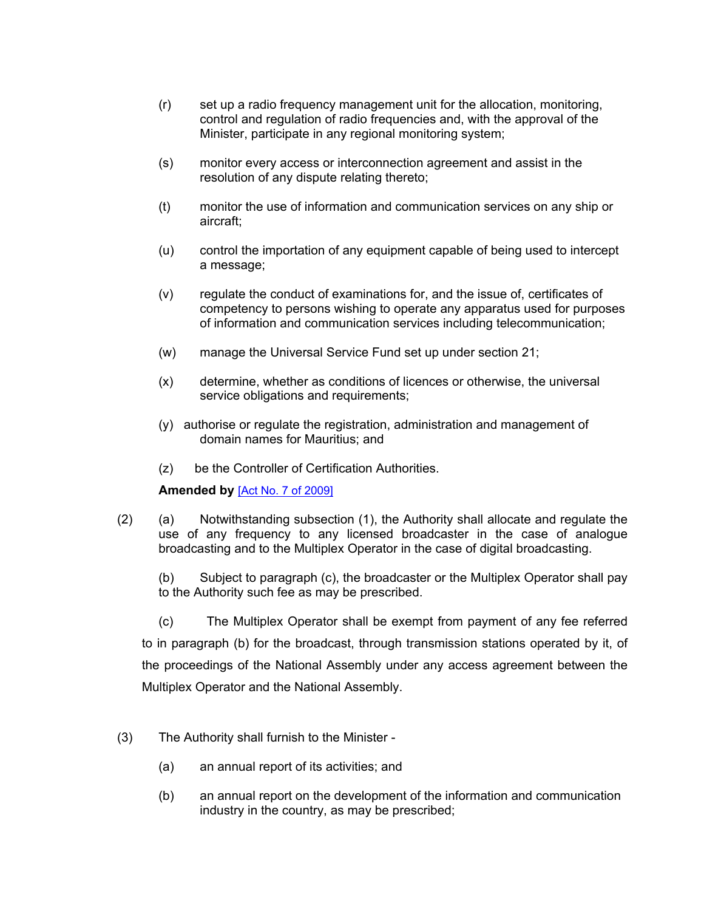(r) set up a radio frequency management unit for the allocation, monitoring, control and regulation of radio frequencies and, with the approval of the Minister, participate in any regional monitoring system;

(s) monitor every access or interconnection agreement and assist in the resolution of any dispute relating thereto;

(t) monitor the use of information and communication services on any ship or aircraft;

(u) control the importation of any equipment capable of being used to intercept a message;

(v) regulate the conduct of examinations for, and the issue of, certificates of competency to persons wishing to operate any apparatus used for purposes of information and communication services including telecommunication;

(w) manage the Universal Service Fund set up under section 21;

(x) determine, whether as conditions of licences or otherwise, the universal service obligations and requirements;

(y) authorise or regulate the registration, administration and management of domain names for Mauritius; and

(z) be the Controller of Certification Authorities.

**Amended by** [Act No. 7 of 2009]

(2) (a) Notwithstanding subsection (1), the Authority shall allocate and regulate the use of any frequency to any licensed broadcaster in the case of analogue broadcasting and to the Multiplex Operator in the case of digital broadcasting.

(b) Subject to paragraph (c), the broadcaster or the Multiplex Operator shall pay to the Authority such fee as may be prescribed.

(c) The Multiplex Operator shall be exempt from payment of any fee referred to in paragraph (b) for the broadcast, through transmission stations operated by it, of the proceedings of the National Assembly under any access agreement between the Multiplex Operator and the National Assembly.

(3) The Authority shall furnish to the Minister -

(a) an annual report of its activities; and

(b) an annual report on the development of the information and communication industry in the country, as may be prescribed;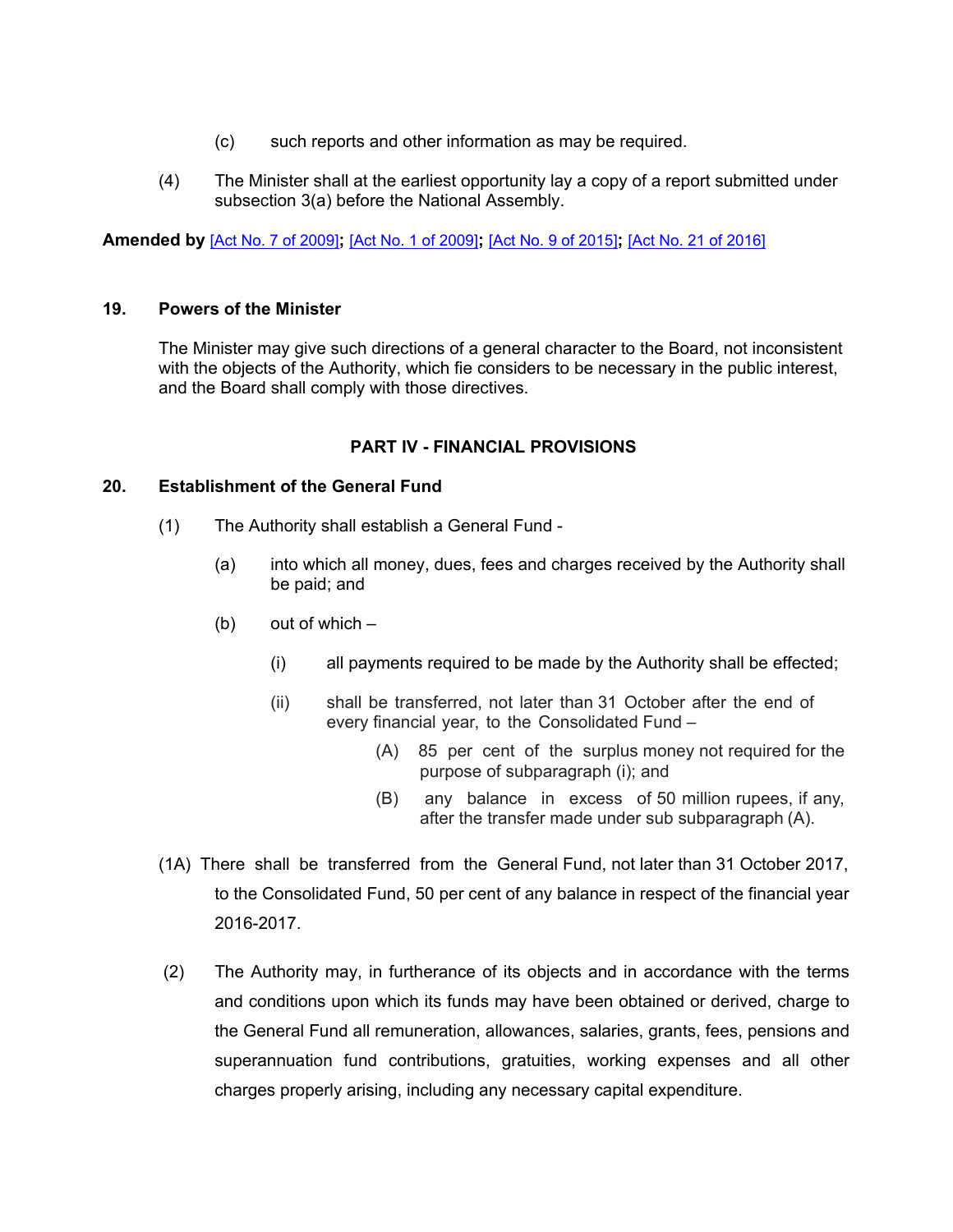(c) such reports and other information as may be required.

(4) The Minister shall at the earliest opportunity lay a copy of a report submitted under subsection 3(a) before the National Assembly.

**Amended by** [Act No. 7 of 2009]**;** [Act No. 1 of 2009]**;** [Act No. 9 of 2015]**;** [Act No. 21 of 2016]

### 19. Powers of the Minister

The Minister may give such directions of a general character to the Board, not inconsistent with the objects of the Authority, which fie considers to be necessary in the public interest, and the Board shall comply with those directives.

## PART IV - FINANCIAL PROVISIONS

### 20. Establishment of the General Fund

(1) The Authority shall establish a General Fund -

(a) into which all money, dues, fees and charges received by the Authority shall be paid; and

(b) out of which –

(i) all payments required to be made by the Authority shall be effected;

(ii) shall be transferred, not later than 31 October after the end of every financial year, to the Consolidated Fund –

(A) 85 per cent of the surplus money not required for the purpose of subparagraph (i); and

(B) any balance in excess of 50 million rupees, if any, after the transfer made under sub subparagraph (A).

(1A) There shall be transferred from the General Fund, not later than 31 October 2017, to the Consolidated Fund, 50 per cent of any balance in respect of the financial year 2016-2017.

(2) The Authority may, in furtherance of its objects and in accordance with the terms and conditions upon which its funds may have been obtained or derived, charge to the General Fund all remuneration, allowances, salaries, grants, fees, pensions and superannuation fund contributions, gratuities, working expenses and all other charges properly arising, including any necessary capital expenditure.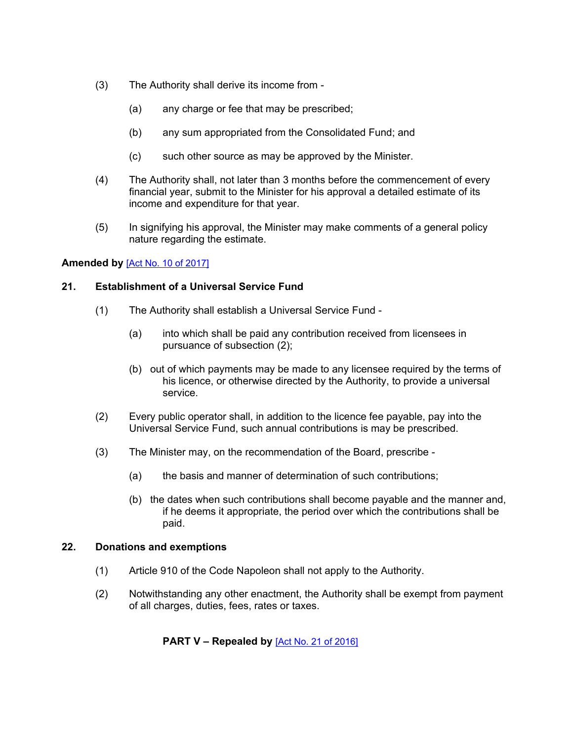(3) The Authority shall derive its income from -

(a) any charge or fee that may be prescribed;

(b) any sum appropriated from the Consolidated Fund; and

(c) such other source as may be approved by the Minister.

(4) The Authority shall, not later than 3 months before the commencement of every financial year, submit to the Minister for his approval a detailed estimate of its income and expenditure for that year.

(5) In signifying his approval, the Minister may make comments of a general policy nature regarding the estimate.

**Amended by** [Act No. 10 of 2017]

**21. Establishment of a Universal Service Fund**

(1) The Authority shall establish a Universal Service Fund -

(a) into which shall be paid any contribution received from licensees in pursuance of subsection (2);

(b) out of which payments may be made to any licensee required by the terms of his licence, or otherwise directed by the Authority, to provide a universal service.

(2) Every public operator shall, in addition to the licence fee payable, pay into the Universal Service Fund, such annual contributions is may be prescribed.

(3) The Minister may, on the recommendation of the Board, prescribe -

(a) the basis and manner of determination of such contributions;

(b) the dates when such contributions shall become payable and the manner and, if he deems it appropriate, the period over which the contributions shall be paid.

**22. Donations and exemptions**

(1) Article 910 of the Code Napoleon shall not apply to the Authority.

(2) Notwithstanding any other enactment, the Authority shall be exempt from payment of all charges, duties, fees, rates or taxes.

**PART V – Repealed by** [Act No. 21 of 2016]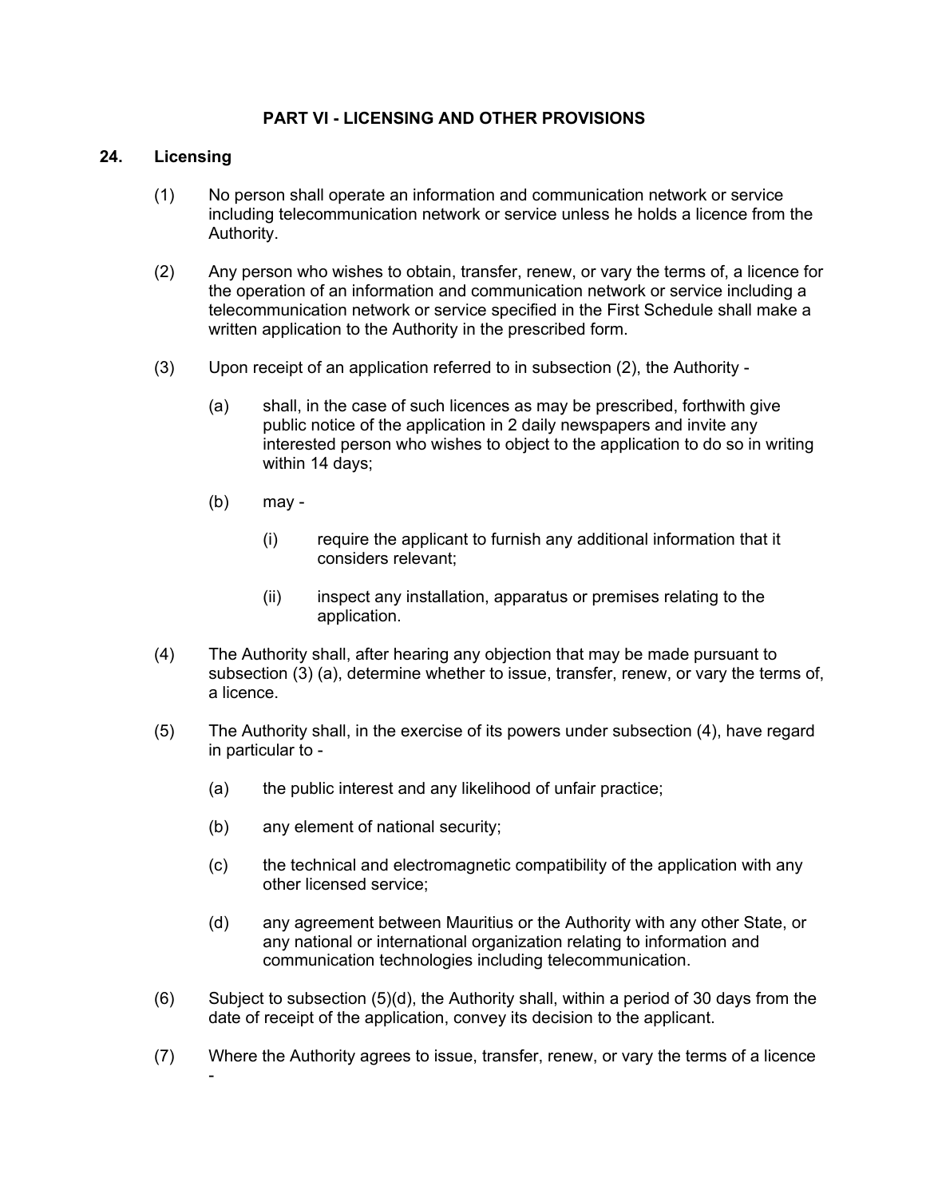## PART VI - LICENSING AND OTHER PROVISIONS

### 24. Licensing

(1) No person shall operate an information and communication network or service including telecommunication network or service unless he holds a licence from the Authority.

(2) Any person who wishes to obtain, transfer, renew, or vary the terms of, a licence for the operation of an information and communication network or service including a telecommunication network or service specified in the First Schedule shall make a written application to the Authority in the prescribed form.

(3) Upon receipt of an application referred to in subsection (2), the Authority -

- (a) shall, in the case of such licences as may be prescribed, forthwith give public notice of the application in 2 daily newspapers and invite any interested person who wishes to object to the application to do so in writing within 14 days;
- (b) may -
  - (i) require the applicant to furnish any additional information that it considers relevant;
  - (ii) inspect any installation, apparatus or premises relating to the application.

(4) The Authority shall, after hearing any objection that may be made pursuant to subsection (3) (a), determine whether to issue, transfer, renew, or vary the terms of, a licence.

(5) The Authority shall, in the exercise of its powers under subsection (4), have regard in particular to -

- (a) the public interest and any likelihood of unfair practice;
- (b) any element of national security;
- (c) the technical and electromagnetic compatibility of the application with any other licensed service;
- (d) any agreement between Mauritius or the Authority with any other State, or any national or international organization relating to information and communication technologies including telecommunication.

(6) Subject to subsection (5)(d), the Authority shall, within a period of 30 days from the date of receipt of the application, convey its decision to the applicant.

(7) Where the Authority agrees to issue, transfer, renew, or vary the terms of a licence -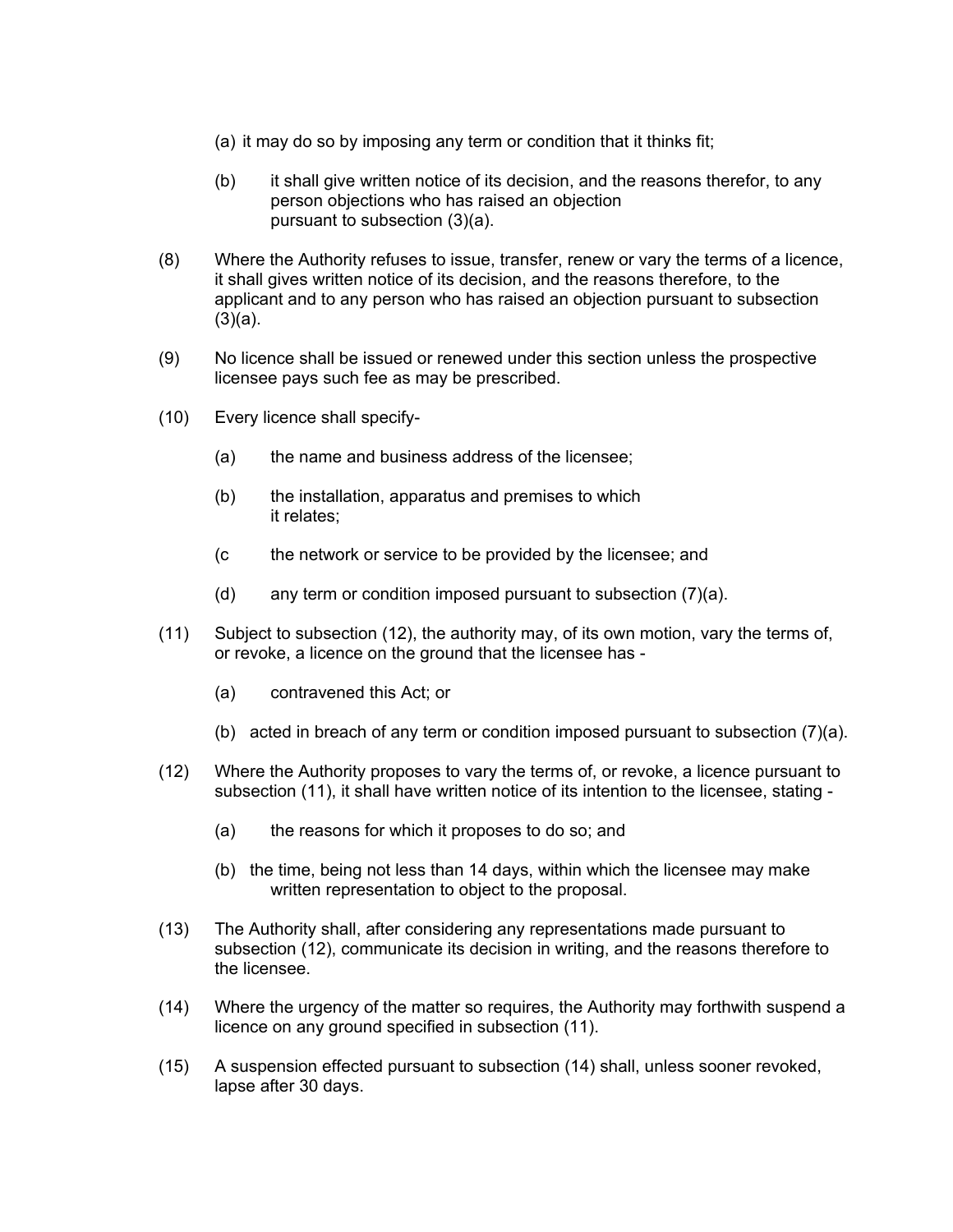(a) it may do so by imposing any term or condition that it thinks fit;

(b) it shall give written notice of its decision, and the reasons therefor, to any person objections who has raised an objection pursuant to subsection (3)(a).

(8) Where the Authority refuses to issue, transfer, renew or vary the terms of a licence, it shall gives written notice of its decision, and the reasons therefore, to the applicant and to any person who has raised an objection pursuant to subsection (3)(a).

(9) No licence shall be issued or renewed under this section unless the prospective licensee pays such fee as may be prescribed.

(10) Every licence shall specify-

(a) the name and business address of the licensee;

(b) the installation, apparatus and premises to which it relates;

(c the network or service to be provided by the licensee; and

(d) any term or condition imposed pursuant to subsection (7)(a).

(11) Subject to subsection (12), the authority may, of its own motion, vary the terms of, or revoke, a licence on the ground that the licensee has -

(a) contravened this Act; or

(b) acted in breach of any term or condition imposed pursuant to subsection (7)(a).

(12) Where the Authority proposes to vary the terms of, or revoke, a licence pursuant to subsection (11), it shall have written notice of its intention to the licensee, stating -

(a) the reasons for which it proposes to do so; and

(b) the time, being not less than 14 days, within which the licensee may make written representation to object to the proposal.

(13) The Authority shall, after considering any representations made pursuant to subsection (12), communicate its decision in writing, and the reasons therefore to the licensee.

(14) Where the urgency of the matter so requires, the Authority may forthwith suspend a licence on any ground specified in subsection (11).

(15) A suspension effected pursuant to subsection (14) shall, unless sooner revoked, lapse after 30 days.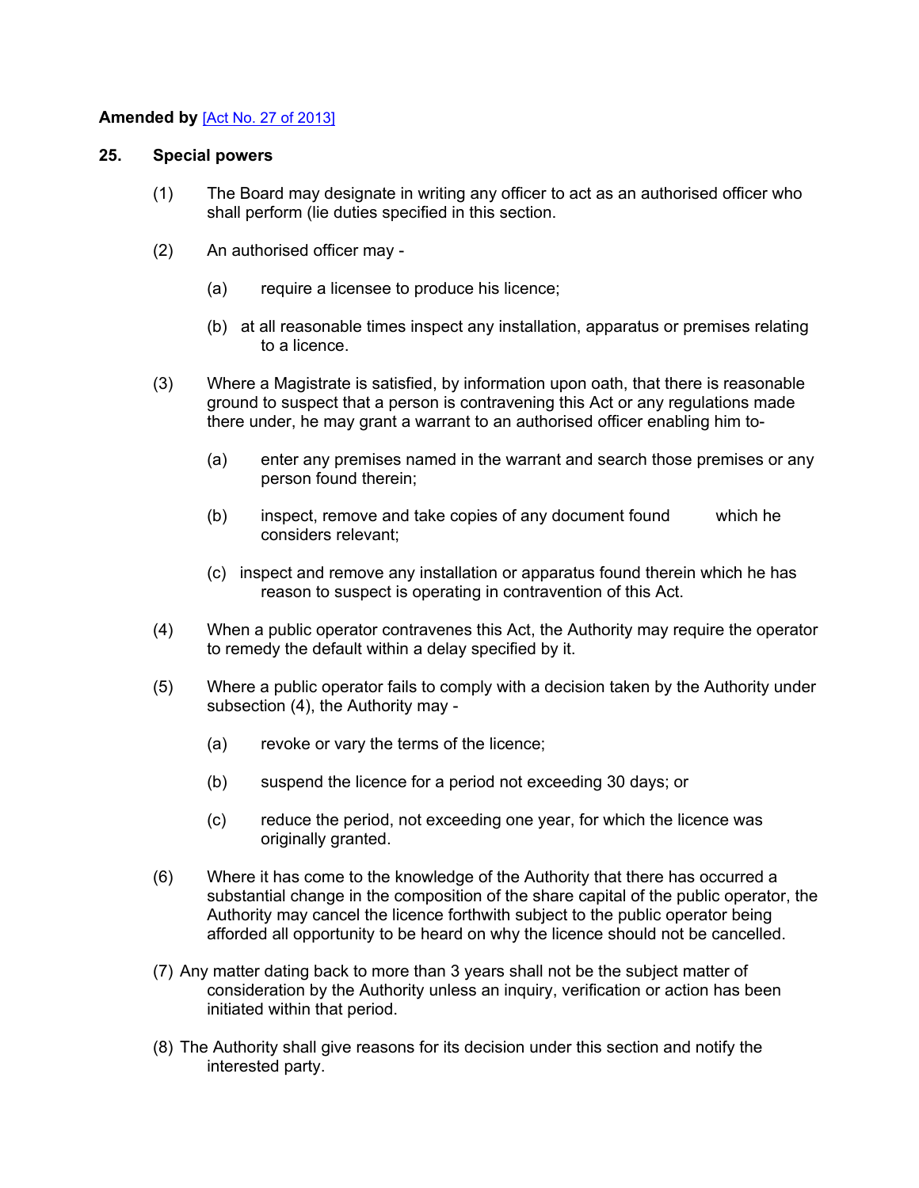**Amended by** [Act No. 27 of 2013]

**25. Special powers**

(1) The Board may designate in writing any officer to act as an authorised officer who shall perform (lie duties specified in this section.

(2) An authorised officer may -

(a) require a licensee to produce his licence;

(b) at all reasonable times inspect any installation, apparatus or premises relating to a licence.

(3) Where a Magistrate is satisfied, by information upon oath, that there is reasonable ground to suspect that a person is contravening this Act or any regulations made there under, he may grant a warrant to an authorised officer enabling him to-

(a) enter any premises named in the warrant and search those premises or any person found therein;

(b) inspect, remove and take copies of any document found which he considers relevant;

(c) inspect and remove any installation or apparatus found therein which he has reason to suspect is operating in contravention of this Act.

(4) When a public operator contravenes this Act, the Authority may require the operator to remedy the default within a delay specified by it.

(5) Where a public operator fails to comply with a decision taken by the Authority under subsection (4), the Authority may -

(a) revoke or vary the terms of the licence;

(b) suspend the licence for a period not exceeding 30 days; or

(c) reduce the period, not exceeding one year, for which the licence was originally granted.

(6) Where it has come to the knowledge of the Authority that there has occurred a substantial change in the composition of the share capital of the public operator, the Authority may cancel the licence forthwith subject to the public operator being afforded all opportunity to be heard on why the licence should not be cancelled.

(7) Any matter dating back to more than 3 years shall not be the subject matter of consideration by the Authority unless an inquiry, verification or action has been initiated within that period.

(8) The Authority shall give reasons for its decision under this section and notify the interested party.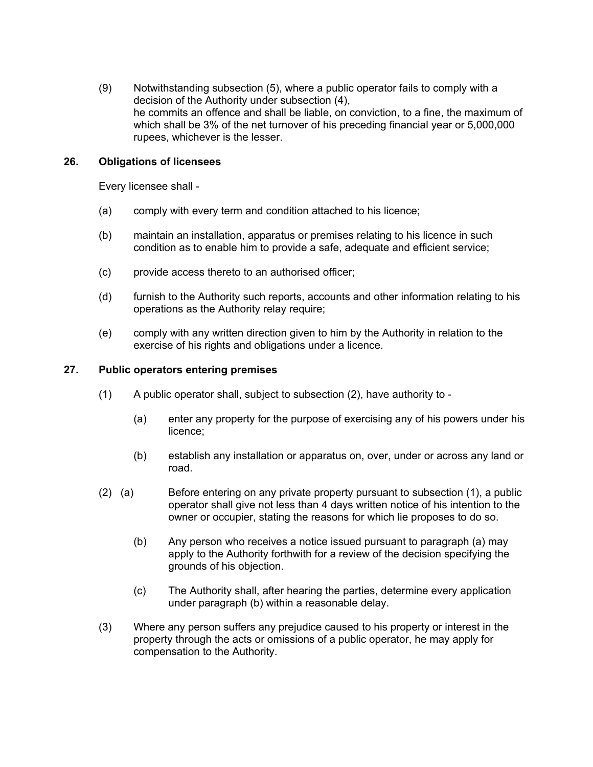(9) Notwithstanding subsection (5), where a public operator fails to comply with a decision of the Authority under subsection (4),
he commits an offence and shall be liable, on conviction, to a fine, the maximum of which shall be 3% of the net turnover of his preceding financial year or 5,000,000 rupees, whichever is the lesser.

### 26. Obligations of licensees

Every licensee shall -

(a) comply with every term and condition attached to his licence;

(b) maintain an installation, apparatus or premises relating to his licence in such condition as to enable him to provide a safe, adequate and efficient service;

(c) provide access thereto to an authorised officer;

(d) furnish to the Authority such reports, accounts and other information relating to his operations as the Authority relay require;

(e) comply with any written direction given to him by the Authority in relation to the exercise of his rights and obligations under a licence.

### 27. Public operators entering premises

(1) A public operator shall, subject to subsection (2), have authority to -

(a) enter any property for the purpose of exercising any of his powers under his licence;

(b) establish any installation or apparatus on, over, under or across any land or road.

(2) (a) Before entering on any private property pursuant to subsection (1), a public operator shall give not less than 4 days written notice of his intention to the owner or occupier, stating the reasons for which lie proposes to do so.

(b) Any person who receives a notice issued pursuant to paragraph (a) may apply to the Authority forthwith for a review of the decision specifying the grounds of his objection.

(c) The Authority shall, after hearing the parties, determine every application under paragraph (b) within a reasonable delay.

(3) Where any person suffers any prejudice caused to his property or interest in the property through the acts or omissions of a public operator, he may apply for compensation to the Authority.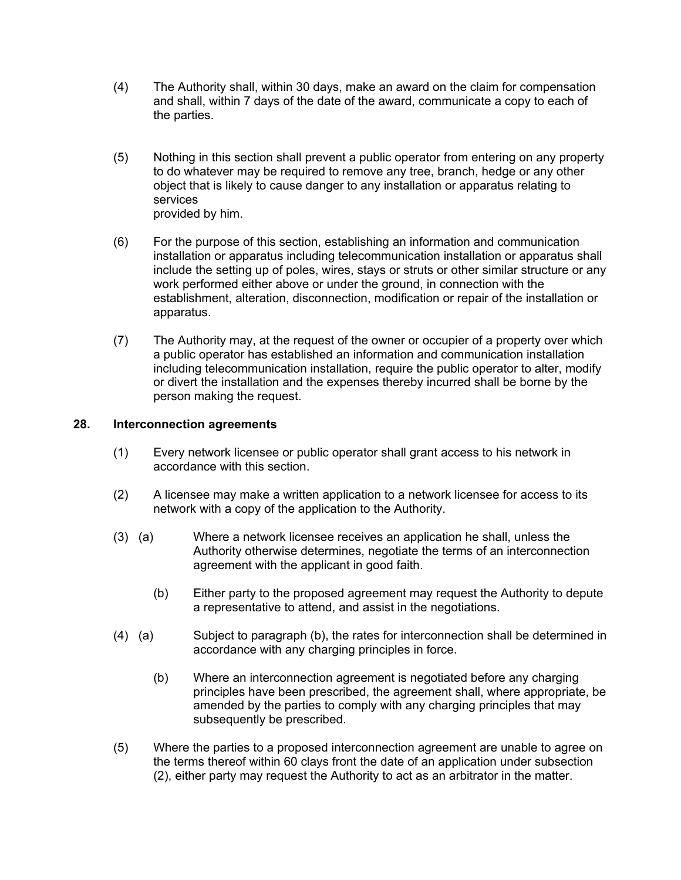(4) The Authority shall, within 30 days, make an award on the claim for compensation and shall, within 7 days of the date of the award, communicate a copy to each of the parties.

(5) Nothing in this section shall prevent a public operator from entering on any property to do whatever may be required to remove any tree, branch, hedge or any other object that is likely to cause danger to any installation or apparatus relating to services provided by him.

(6) For the purpose of this section, establishing an information and communication installation or apparatus including telecommunication installation or apparatus shall include the setting up of poles, wires, stays or struts or other similar structure or any work performed either above or under the ground, in connection with the establishment, alteration, disconnection, modification or repair of the installation or apparatus.

(7) The Authority may, at the request of the owner or occupier of a property over which a public operator has established an information and communication installation including telecommunication installation, require the public operator to alter, modify or divert the installation and the expenses thereby incurred shall be borne by the person making the request.

**28. Interconnection agreements**

(1) Every network licensee or public operator shall grant access to his network in accordance with this section.

(2) A licensee may make a written application to a network licensee for access to its network with a copy of the application to the Authority.

(3) (a) Where a network licensee receives an application he shall, unless the Authority otherwise determines, negotiate the terms of an interconnection agreement with the applicant in good faith.

(b) Either party to the proposed agreement may request the Authority to depute a representative to attend, and assist in the negotiations.

(4) (a) Subject to paragraph (b), the rates for interconnection shall be determined in accordance with any charging principles in force.

(b) Where an interconnection agreement is negotiated before any charging principles have been prescribed, the agreement shall, where appropriate, be amended by the parties to comply with any charging principles that may subsequently be prescribed.

(5) Where the parties to a proposed interconnection agreement are unable to agree on the terms thereof within 60 clays front the date of an application under subsection (2), either party may request the Authority to act as an arbitrator in the matter.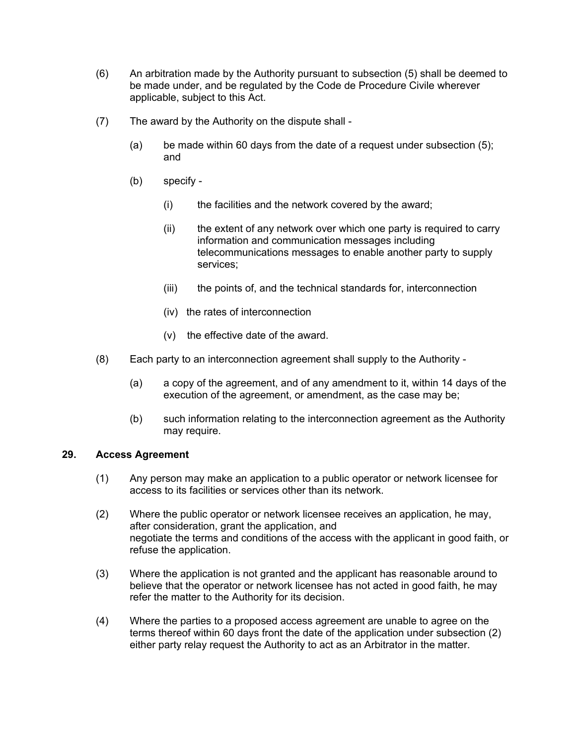(6) An arbitration made by the Authority pursuant to subsection (5) shall be deemed to be made under, and be regulated by the Code de Procedure Civile wherever applicable, subject to this Act.

(7) The award by the Authority on the dispute shall -

(a) be made within 60 days from the date of a request under subsection (5); and

(b) specify -

(i) the facilities and the network covered by the award;

(ii) the extent of any network over which one party is required to carry information and communication messages including telecommunications messages to enable another party to supply services;

(iii) the points of, and the technical standards for, interconnection

(iv) the rates of interconnection

(v) the effective date of the award.

(8) Each party to an interconnection agreement shall supply to the Authority -

(a) a copy of the agreement, and of any amendment to it, within 14 days of the execution of the agreement, or amendment, as the case may be;

(b) such information relating to the interconnection agreement as the Authority may require.

## 29. Access Agreement

(1) Any person may make an application to a public operator or network licensee for access to its facilities or services other than its network.

(2) Where the public operator or network licensee receives an application, he may, after consideration, grant the application, and
negotiate the terms and conditions of the access with the applicant in good faith, or refuse the application.

(3) Where the application is not granted and the applicant has reasonable around to believe that the operator or network licensee has not acted in good faith, he may refer the matter to the Authority for its decision.

(4) Where the parties to a proposed access agreement are unable to agree on the terms thereof within 60 days front the date of the application under subsection (2) either party relay request the Authority to act as an Arbitrator in the matter.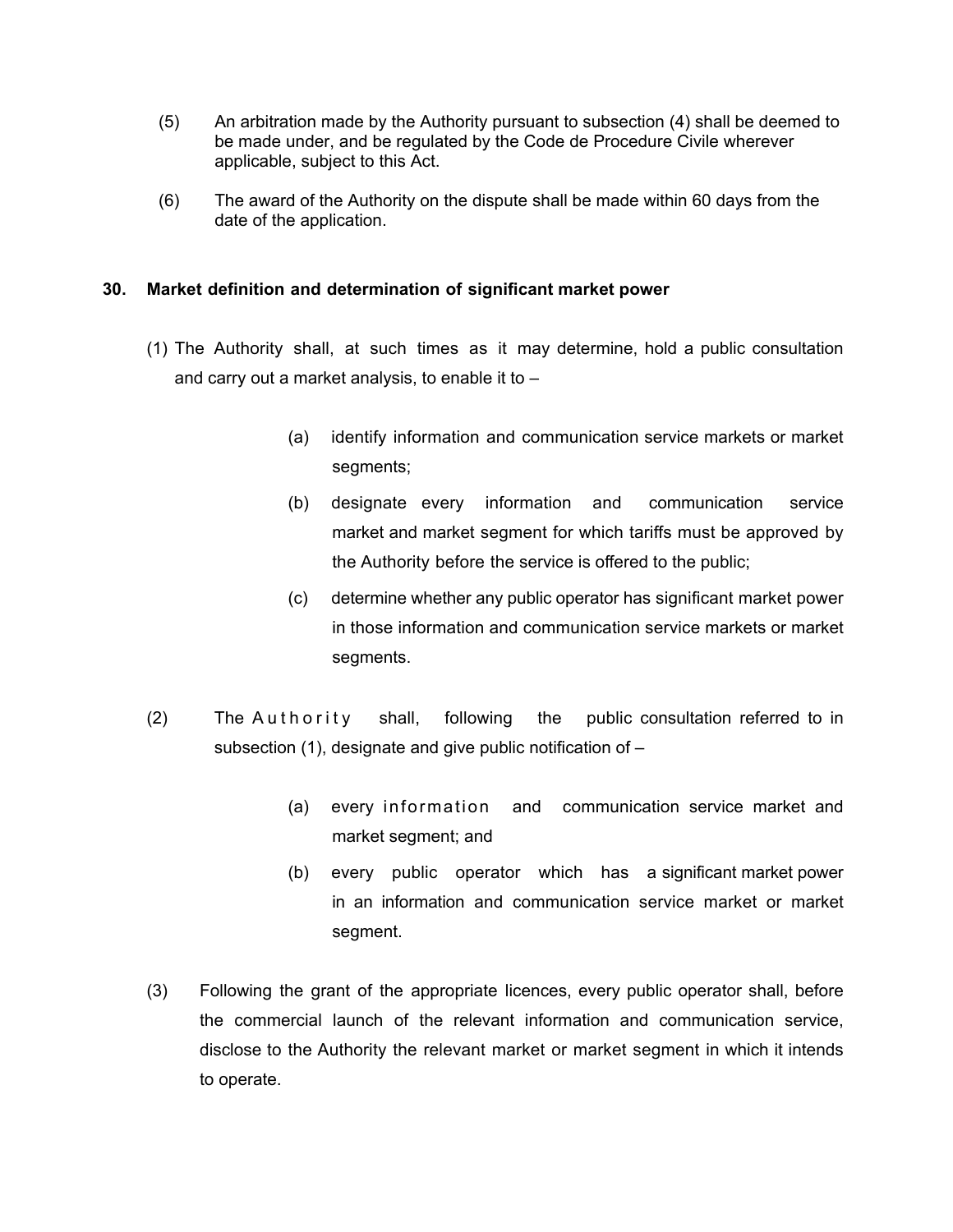(5) An arbitration made by the Authority pursuant to subsection (4) shall be deemed to be made under, and be regulated by the Code de Procedure Civile wherever applicable, subject to this Act.

(6) The award of the Authority on the dispute shall be made within 60 days from the date of the application.

### 30. Market definition and determination of significant market power

(1) The Authority shall, at such times as it may determine, hold a public consultation and carry out a market analysis, to enable it to –

> (a) identify information and communication service markets or market segments;
>
> (b) designate every information and communication service market and market segment for which tariffs must be approved by the Authority before the service is offered to the public;
>
> (c) determine whether any public operator has significant market power in those information and communication service markets or market segments.

(2) The Authority shall, following the public consultation referred to in subsection (1), designate and give public notification of –

> (a) every information and communication service market and market segment; and
>
> (b) every public operator which has a significant market power in an information and communication service market or market segment.

(3) Following the grant of the appropriate licences, every public operator shall, before the commercial launch of the relevant information and communication service, disclose to the Authority the relevant market or market segment in which it intends to operate.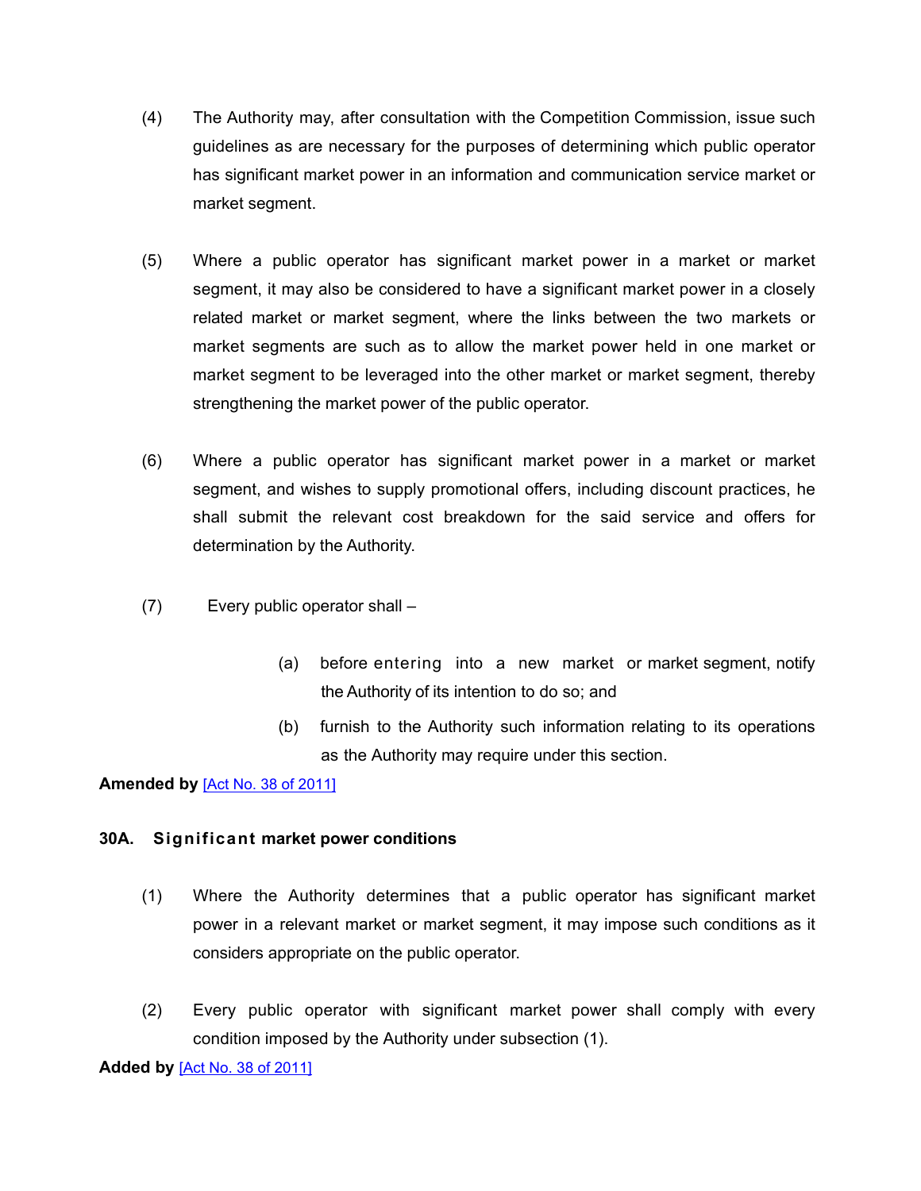(4) The Authority may, after consultation with the Competition Commission, issue such guidelines as are necessary for the purposes of determining which public operator has significant market power in an information and communication service market or market segment.

(5) Where a public operator has significant market power in a market or market segment, it may also be considered to have a significant market power in a closely related market or market segment, where the links between the two markets or market segments are such as to allow the market power held in one market or market segment to be leveraged into the other market or market segment, thereby strengthening the market power of the public operator.

(6) Where a public operator has significant market power in a market or market segment, and wishes to supply promotional offers, including discount practices, he shall submit the relevant cost breakdown for the said service and offers for determination by the Authority.

(7) Every public operator shall –

(a) before entering into a new market or market segment, notify the Authority of its intention to do so; and

(b) furnish to the Authority such information relating to its operations as the Authority may require under this section.

**Amended by** [Act No. 38 of 2011]

### 30A. Significant market power conditions

(1) Where the Authority determines that a public operator has significant market power in a relevant market or market segment, it may impose such conditions as it considers appropriate on the public operator.

(2) Every public operator with significant market power shall comply with every condition imposed by the Authority under subsection (1).

**Added by** [Act No. 38 of 2011]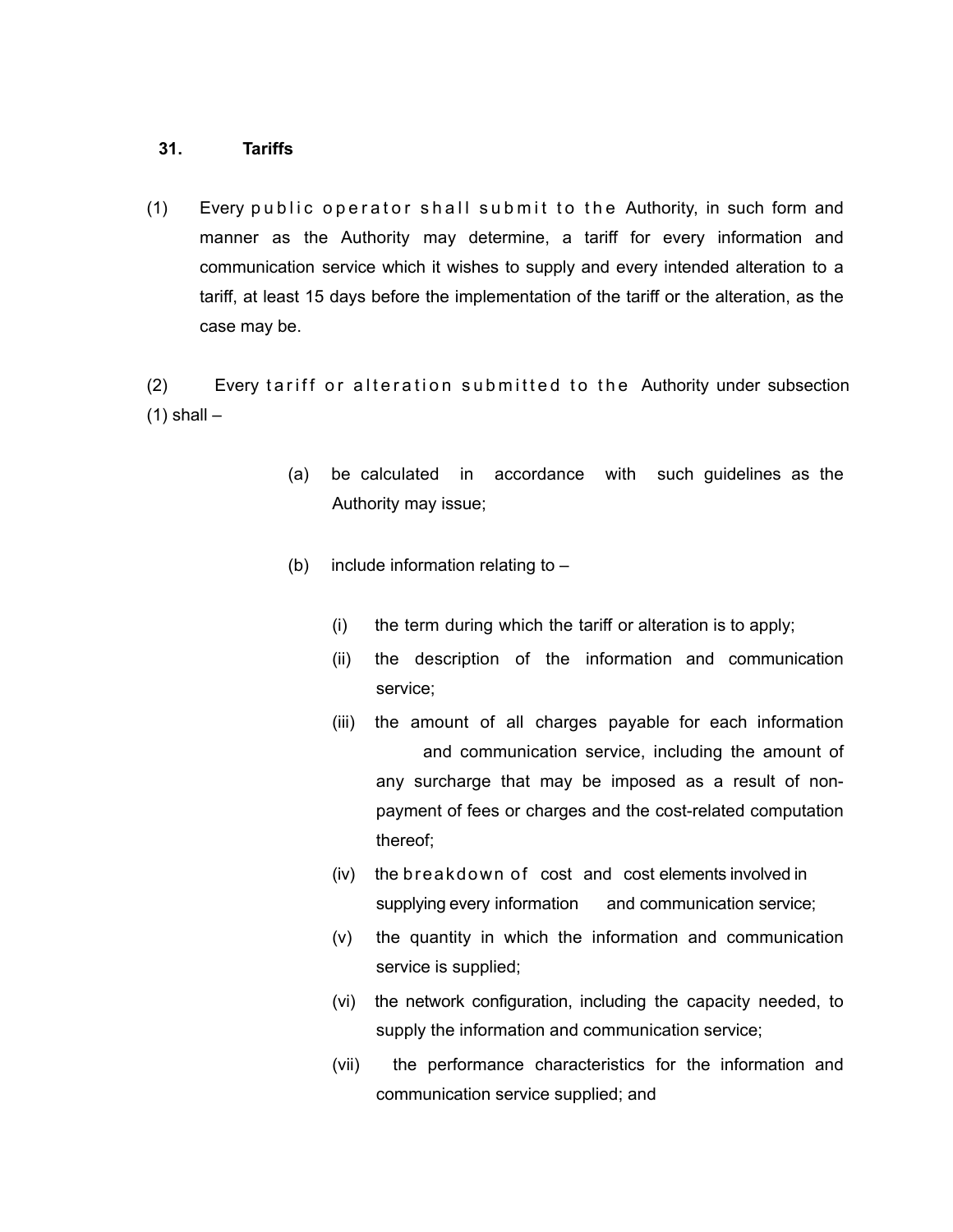**31. Tariffs**

(1) Every public operator shall submit to the Authority, in such form and manner as the Authority may determine, a tariff for every information and communication service which it wishes to supply and every intended alteration to a tariff, at least 15 days before the implementation of the tariff or the alteration, as the case may be.

(2) Every tariff or alteration submitted to the Authority under subsection (1) shall –

> (a) be calculated in accordance with such guidelines as the Authority may issue;
>
> (b) include information relating to –
>
> > (i) the term during which the tariff or alteration is to apply;
> >
> > (ii) the description of the information and communication service;
> >
> > (iii) the amount of all charges payable for each information and communication service, including the amount of any surcharge that may be imposed as a result of non-payment of fees or charges and the cost-related computation thereof;
> >
> > (iv) the breakdown of cost and cost elements involved in supplying every information and communication service;
> >
> > (v) the quantity in which the information and communication service is supplied;
> >
> > (vi) the network configuration, including the capacity needed, to supply the information and communication service;
> >
> > (vii) the performance characteristics for the information and communication service supplied; and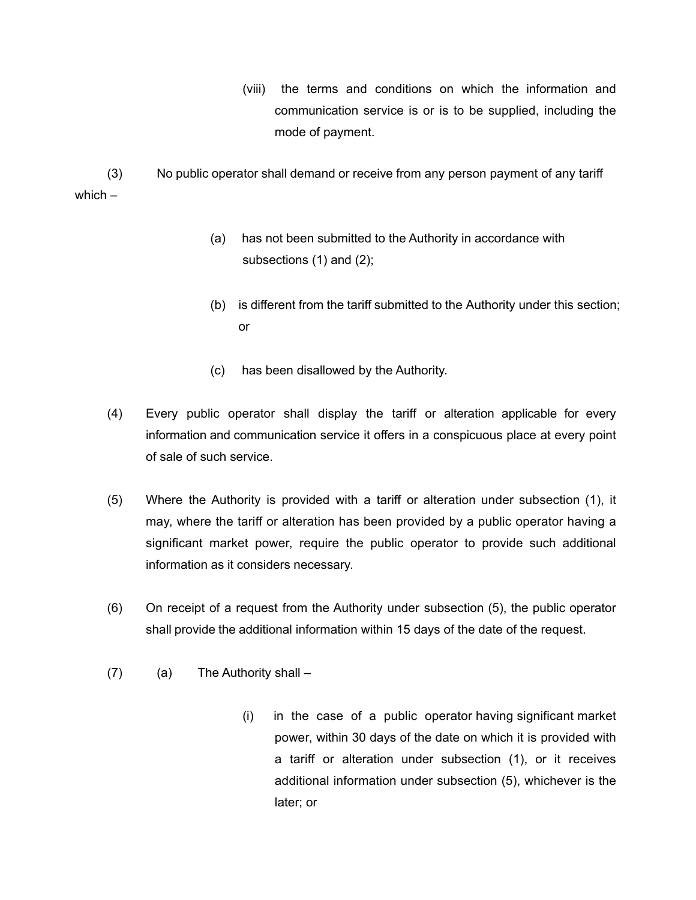(viii) the terms and conditions on which the information and communication service is or is to be supplied, including the mode of payment.

(3) No public operator shall demand or receive from any person payment of any tariff which –

(a) has not been submitted to the Authority in accordance with subsections (1) and (2);

(b) is different from the tariff submitted to the Authority under this section; or

(c) has been disallowed by the Authority.

(4) Every public operator shall display the tariff or alteration applicable for every information and communication service it offers in a conspicuous place at every point of sale of such service.

(5) Where the Authority is provided with a tariff or alteration under subsection (1), it may, where the tariff or alteration has been provided by a public operator having a significant market power, require the public operator to provide such additional information as it considers necessary.

(6) On receipt of a request from the Authority under subsection (5), the public operator shall provide the additional information within 15 days of the date of the request.

(7) (a) The Authority shall –

(i) in the case of a public operator having significant market power, within 30 days of the date on which it is provided with a tariff or alteration under subsection (1), or it receives additional information under subsection (5), whichever is the later; or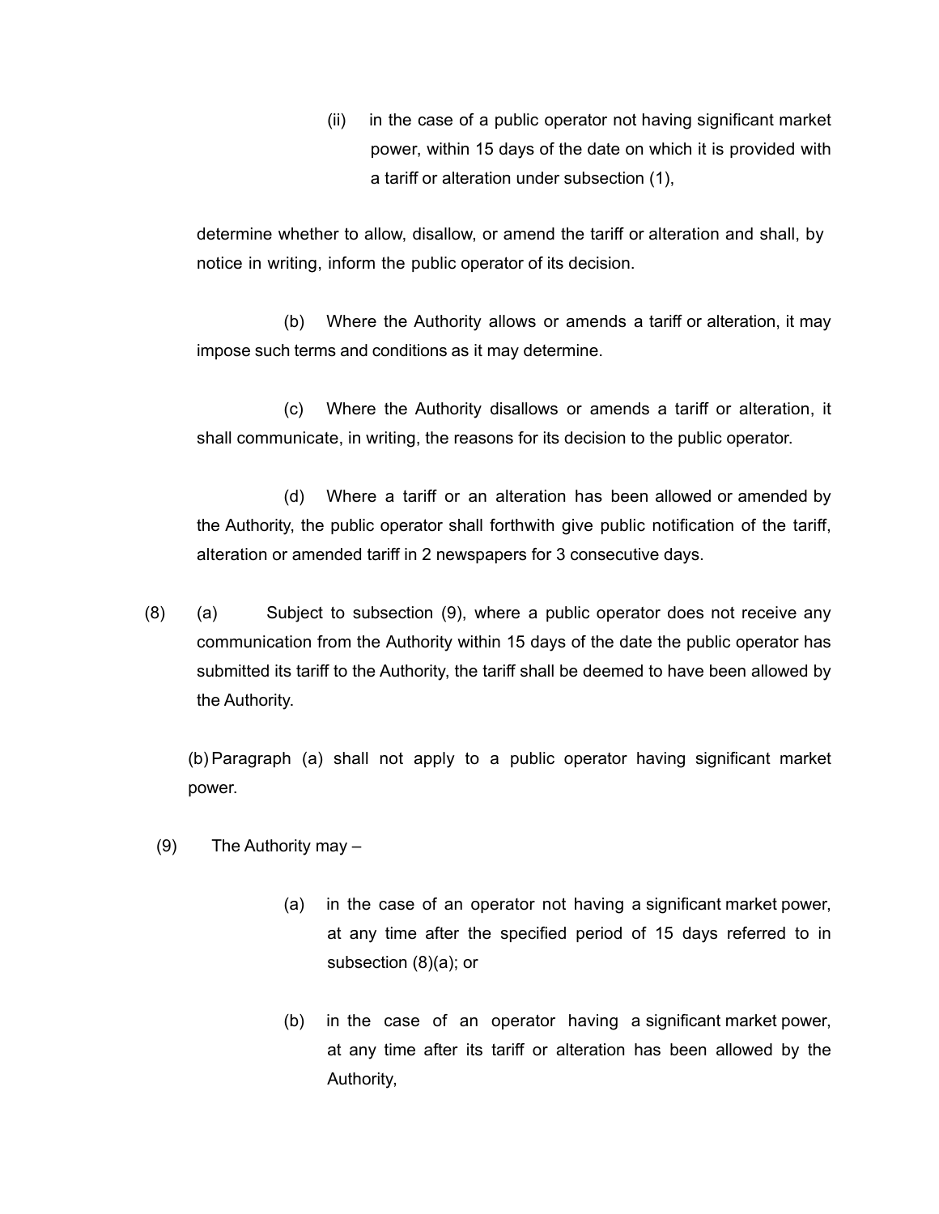(ii) in the case of a public operator not having significant market power, within 15 days of the date on which it is provided with a tariff or alteration under subsection (1),

determine whether to allow, disallow, or amend the tariff or alteration and shall, by notice in writing, inform the public operator of its decision.

(b) Where the Authority allows or amends a tariff or alteration, it may impose such terms and conditions as it may determine.

(c) Where the Authority disallows or amends a tariff or alteration, it shall communicate, in writing, the reasons for its decision to the public operator.

(d) Where a tariff or an alteration has been allowed or amended by the Authority, the public operator shall forthwith give public notification of the tariff, alteration or amended tariff in 2 newspapers for 3 consecutive days.

(8) (a) Subject to subsection (9), where a public operator does not receive any communication from the Authority within 15 days of the date the public operator has submitted its tariff to the Authority, the tariff shall be deemed to have been allowed by the Authority.

(b) Paragraph (a) shall not apply to a public operator having significant market power.

(9) The Authority may –

(a) in the case of an operator not having a significant market power, at any time after the specified period of 15 days referred to in subsection (8)(a); or

(b) in the case of an operator having a significant market power, at any time after its tariff or alteration has been allowed by the Authority,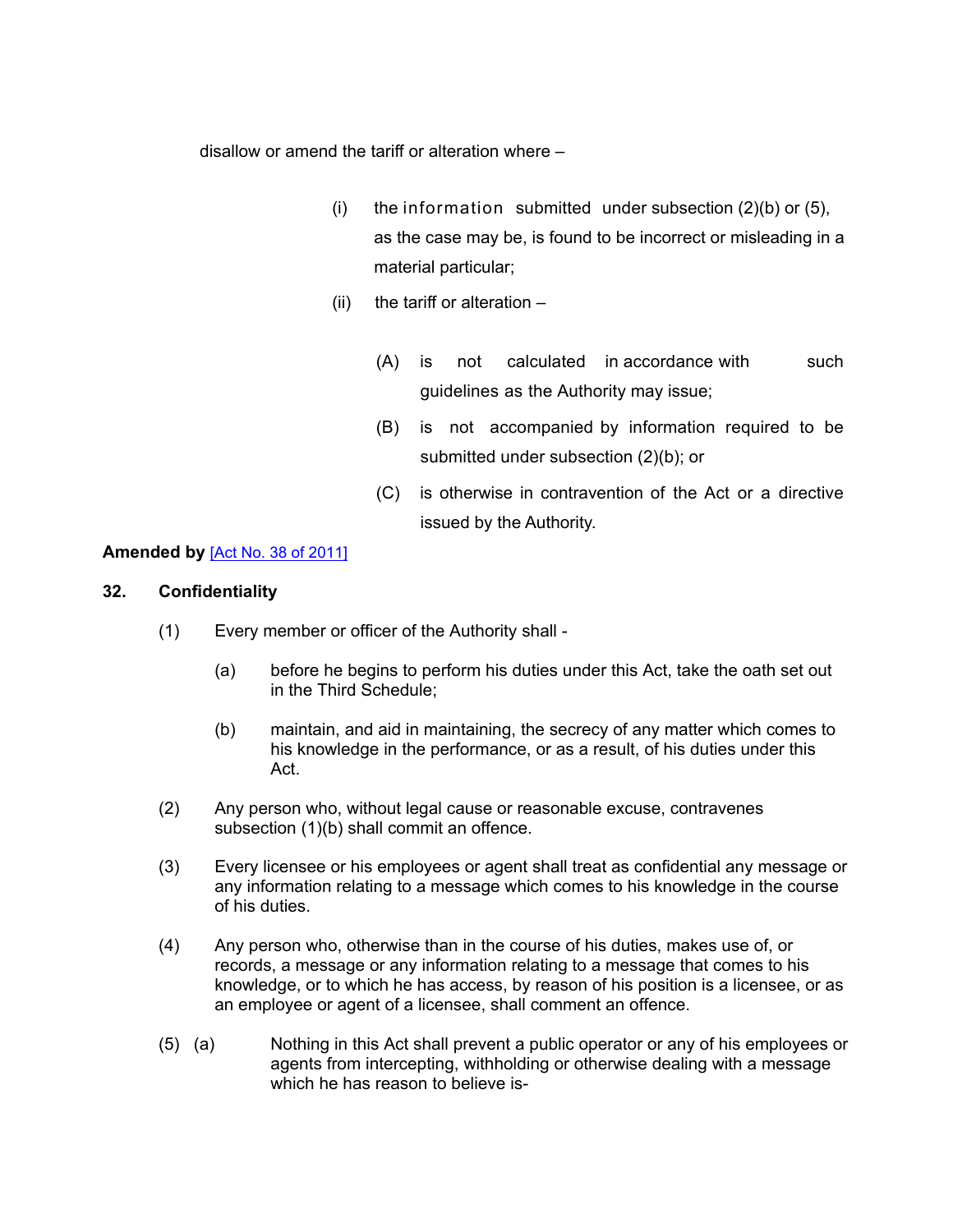disallow or amend the tariff or alteration where –

(i) the information submitted under subsection (2)(b) or (5), as the case may be, is found to be incorrect or misleading in a material particular;

(ii) the tariff or alteration –

(A) is not calculated in accordance with such guidelines as the Authority may issue;

(B) is not accompanied by information required to be submitted under subsection (2)(b); or

(C) is otherwise in contravention of the Act or a directive issued by the Authority.

**Amended by** [Act No. 38 of 2011]

## 32. Confidentiality

(1) Every member or officer of the Authority shall -

(a) before he begins to perform his duties under this Act, take the oath set out in the Third Schedule;

(b) maintain, and aid in maintaining, the secrecy of any matter which comes to his knowledge in the performance, or as a result, of his duties under this Act.

(2) Any person who, without legal cause or reasonable excuse, contravenes subsection (1)(b) shall commit an offence.

(3) Every licensee or his employees or agent shall treat as confidential any message or any information relating to a message which comes to his knowledge in the course of his duties.

(4) Any person who, otherwise than in the course of his duties, makes use of, or records, a message or any information relating to a message that comes to his knowledge, or to which he has access, by reason of his position is a licensee, or as an employee or agent of a licensee, shall comment an offence.

(5) (a) Nothing in this Act shall prevent a public operator or any of his employees or agents from intercepting, withholding or otherwise dealing with a message which he has reason to believe is-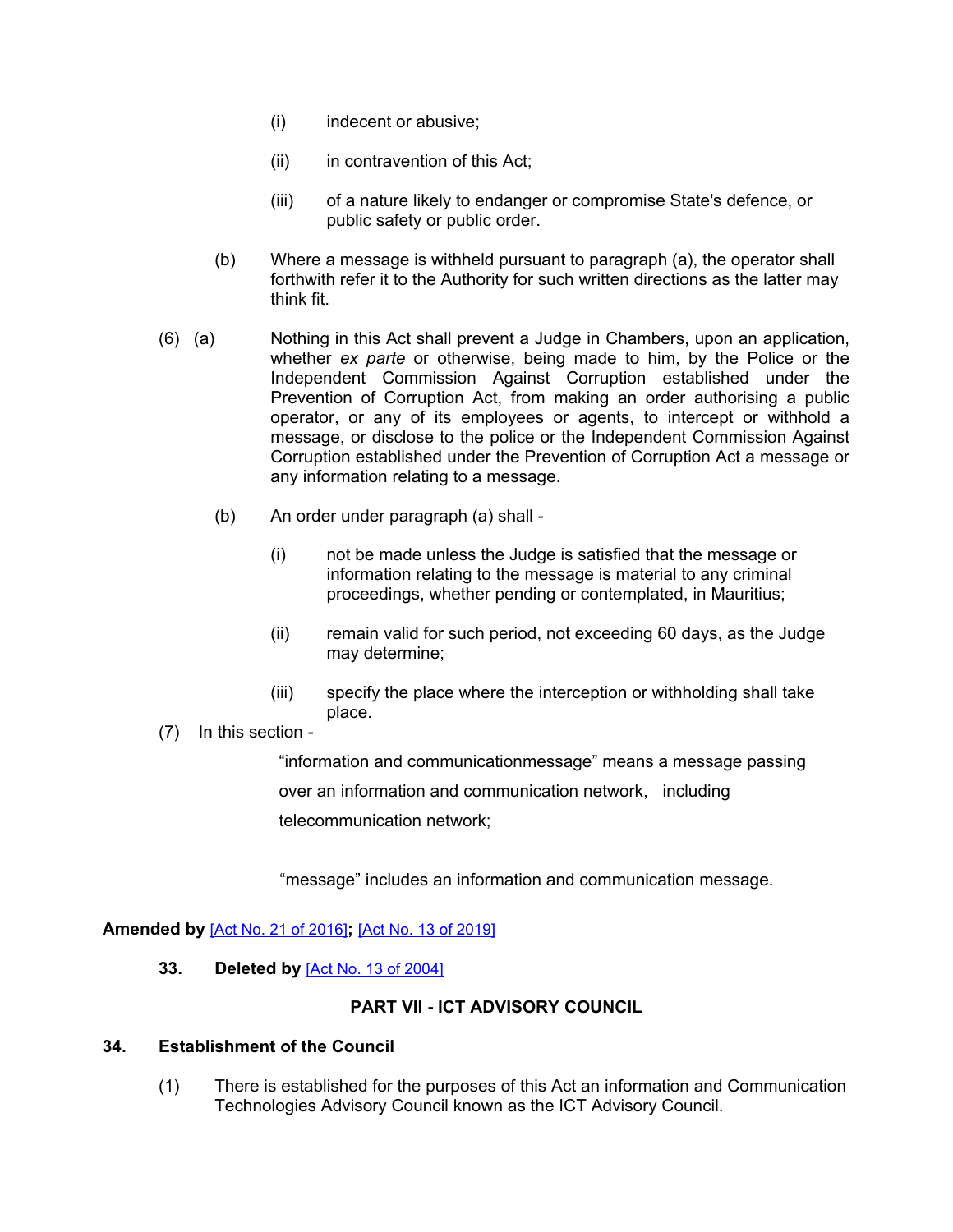(i) indecent or abusive;

(ii) in contravention of this Act;

(iii) of a nature likely to endanger or compromise State's defence, or public safety or public order.

(b) Where a message is withheld pursuant to paragraph (a), the operator shall forthwith refer it to the Authority for such written directions as the latter may think fit.

(6) (a) Nothing in this Act shall prevent a Judge in Chambers, upon an application, whether *ex parte* or otherwise, being made to him, by the Police or the Independent Commission Against Corruption established under the Prevention of Corruption Act, from making an order authorising a public operator, or any of its employees or agents, to intercept or withhold a message, or disclose to the police or the Independent Commission Against Corruption established under the Prevention of Corruption Act a message or any information relating to a message.

(b) An order under paragraph (a) shall -

(i) not be made unless the Judge is satisfied that the message or information relating to the message is material to any criminal proceedings, whether pending or contemplated, in Mauritius;

(ii) remain valid for such period, not exceeding 60 days, as the Judge may determine;

(iii) specify the place where the interception or withholding shall take place.

(7) In this section -

"information and communicationmessage" means a message passing over an information and communication network, including telecommunication network;

"message" includes an information and communication message.

**Amended by** [Act No. 21 of 2016]**;** [Act No. 13 of 2019]

**33. Deleted by** [Act No. 13 of 2004]

## PART VII - ICT ADVISORY COUNCIL

### 34. Establishment of the Council

(1) There is established for the purposes of this Act an information and Communication Technologies Advisory Council known as the ICT Advisory Council.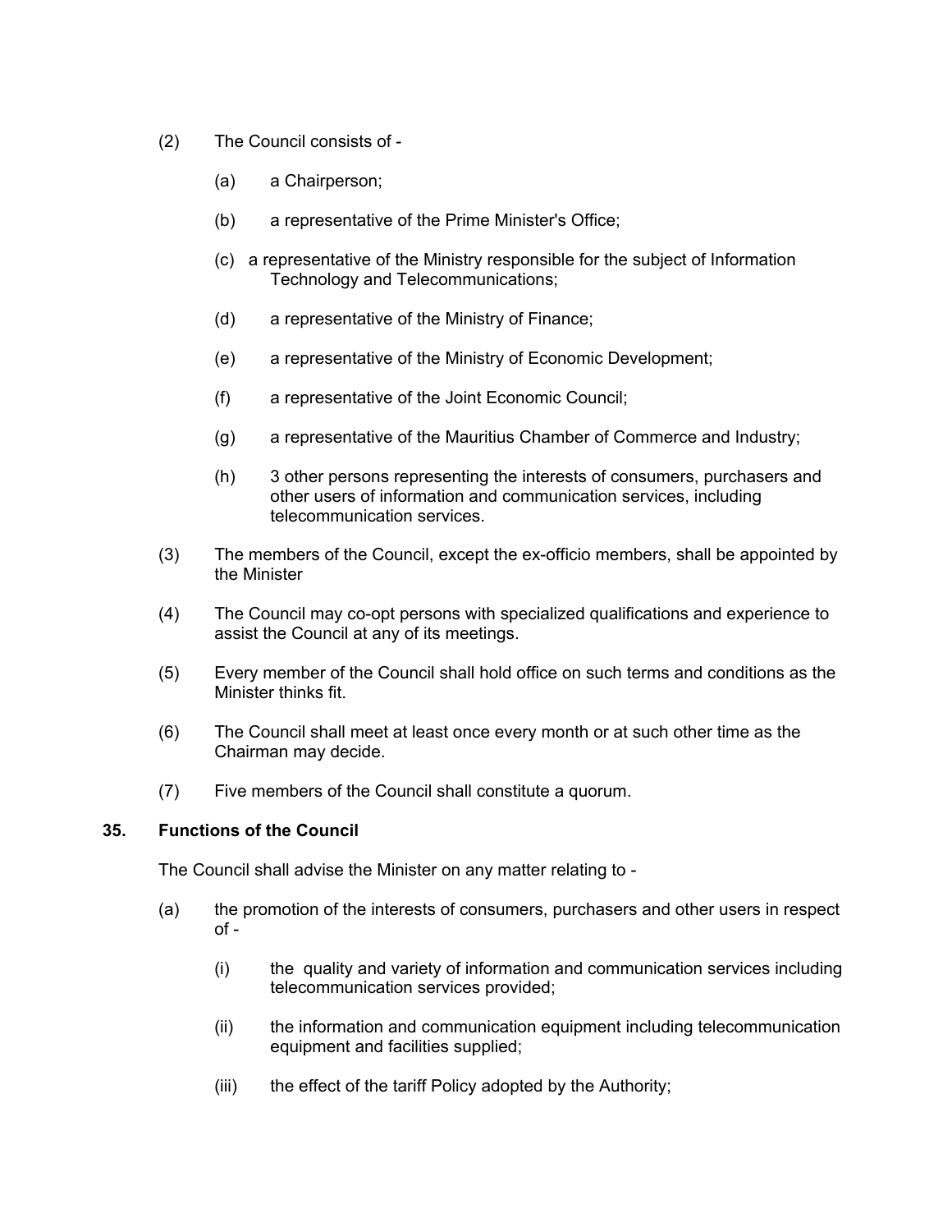(2) The Council consists of -

(a) a Chairperson;

(b) a representative of the Prime Minister's Office;

(c) a representative of the Ministry responsible for the subject of Information Technology and Telecommunications;

(d) a representative of the Ministry of Finance;

(e) a representative of the Ministry of Economic Development;

(f) a representative of the Joint Economic Council;

(g) a representative of the Mauritius Chamber of Commerce and Industry;

(h) 3 other persons representing the interests of consumers, purchasers and other users of information and communication services, including telecommunication services.

(3) The members of the Council, except the ex-officio members, shall be appointed by the Minister

(4) The Council may co-opt persons with specialized qualifications and experience to assist the Council at any of its meetings.

(5) Every member of the Council shall hold office on such terms and conditions as the Minister thinks fit.

(6) The Council shall meet at least once every month or at such other time as the Chairman may decide.

(7) Five members of the Council shall constitute a quorum.

**35. Functions of the Council**

The Council shall advise the Minister on any matter relating to -

(a) the promotion of the interests of consumers, purchasers and other users in respect of -

(i) the quality and variety of information and communication services including telecommunication services provided;

(ii) the information and communication equipment including telecommunication equipment and facilities supplied;

(iii) the effect of the tariff Policy adopted by the Authority;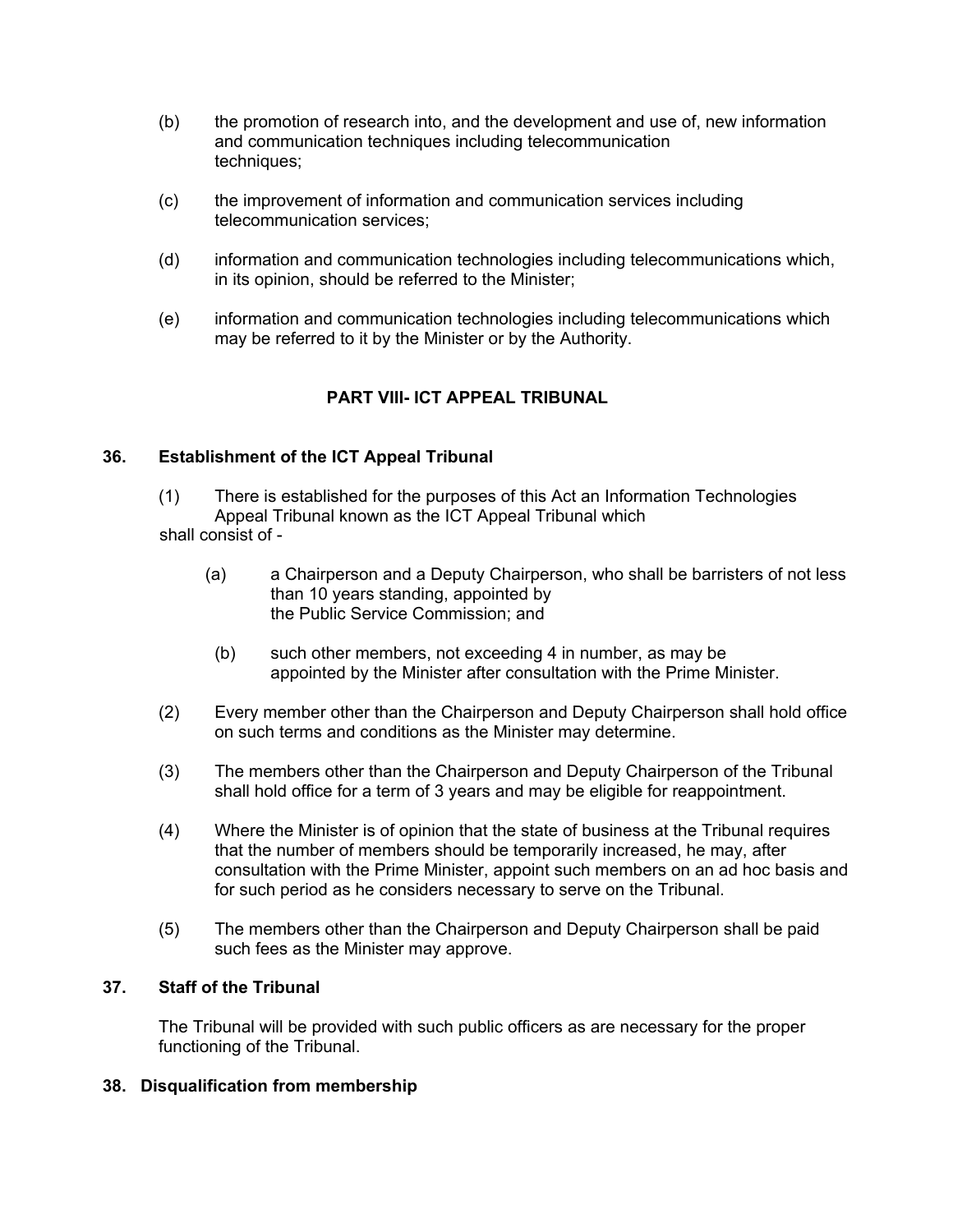(b) the promotion of research into, and the development and use of, new information and communication techniques including telecommunication techniques;

(c) the improvement of information and communication services including telecommunication services;

(d) information and communication technologies including telecommunications which, in its opinion, should be referred to the Minister;

(e) information and communication technologies including telecommunications which may be referred to it by the Minister or by the Authority.

## PART VIII- ICT APPEAL TRIBUNAL

### 36. Establishment of the ICT Appeal Tribunal

(1) There is established for the purposes of this Act an Information Technologies Appeal Tribunal known as the ICT Appeal Tribunal which shall consist of -

(a) a Chairperson and a Deputy Chairperson, who shall be barristers of not less than 10 years standing, appointed by the Public Service Commission; and

(b) such other members, not exceeding 4 in number, as may be appointed by the Minister after consultation with the Prime Minister.

(2) Every member other than the Chairperson and Deputy Chairperson shall hold office on such terms and conditions as the Minister may determine.

(3) The members other than the Chairperson and Deputy Chairperson of the Tribunal shall hold office for a term of 3 years and may be eligible for reappointment.

(4) Where the Minister is of opinion that the state of business at the Tribunal requires that the number of members should be temporarily increased, he may, after consultation with the Prime Minister, appoint such members on an ad hoc basis and for such period as he considers necessary to serve on the Tribunal.

(5) The members other than the Chairperson and Deputy Chairperson shall be paid such fees as the Minister may approve.

### 37. Staff of the Tribunal

The Tribunal will be provided with such public officers as are necessary for the proper functioning of the Tribunal.

### 38. Disqualification from membership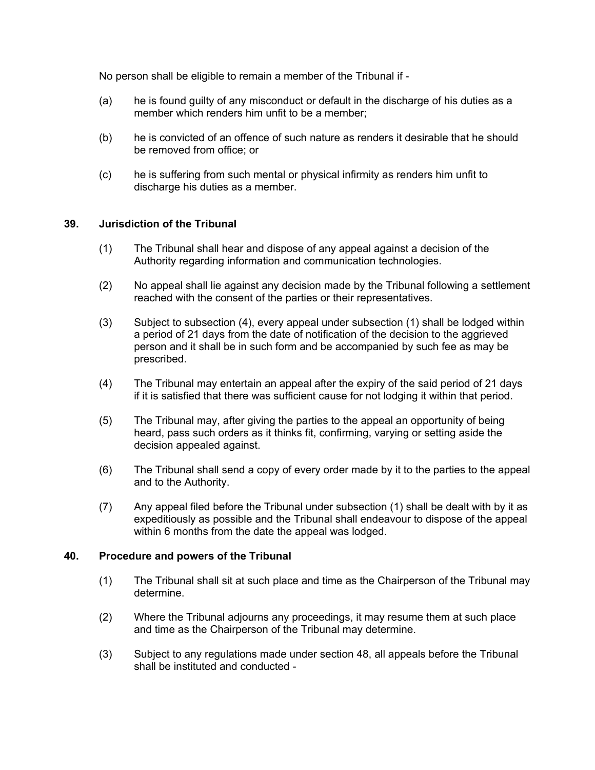No person shall be eligible to remain a member of the Tribunal if -

(a) he is found guilty of any misconduct or default in the discharge of his duties as a member which renders him unfit to be a member;

(b) he is convicted of an offence of such nature as renders it desirable that he should be removed from office; or

(c) he is suffering from such mental or physical infirmity as renders him unfit to discharge his duties as a member.

### 39. Jurisdiction of the Tribunal

(1) The Tribunal shall hear and dispose of any appeal against a decision of the Authority regarding information and communication technologies.

(2) No appeal shall lie against any decision made by the Tribunal following a settlement reached with the consent of the parties or their representatives.

(3) Subject to subsection (4), every appeal under subsection (1) shall be lodged within a period of 21 days from the date of notification of the decision to the aggrieved person and it shall be in such form and be accompanied by such fee as may be prescribed.

(4) The Tribunal may entertain an appeal after the expiry of the said period of 21 days if it is satisfied that there was sufficient cause for not lodging it within that period.

(5) The Tribunal may, after giving the parties to the appeal an opportunity of being heard, pass such orders as it thinks fit, confirming, varying or setting aside the decision appealed against.

(6) The Tribunal shall send a copy of every order made by it to the parties to the appeal and to the Authority.

(7) Any appeal filed before the Tribunal under subsection (1) shall be dealt with by it as expeditiously as possible and the Tribunal shall endeavour to dispose of the appeal within 6 months from the date the appeal was lodged.

### 40. Procedure and powers of the Tribunal

(1) The Tribunal shall sit at such place and time as the Chairperson of the Tribunal may determine.

(2) Where the Tribunal adjourns any proceedings, it may resume them at such place and time as the Chairperson of the Tribunal may determine.

(3) Subject to any regulations made under section 48, all appeals before the Tribunal shall be instituted and conducted -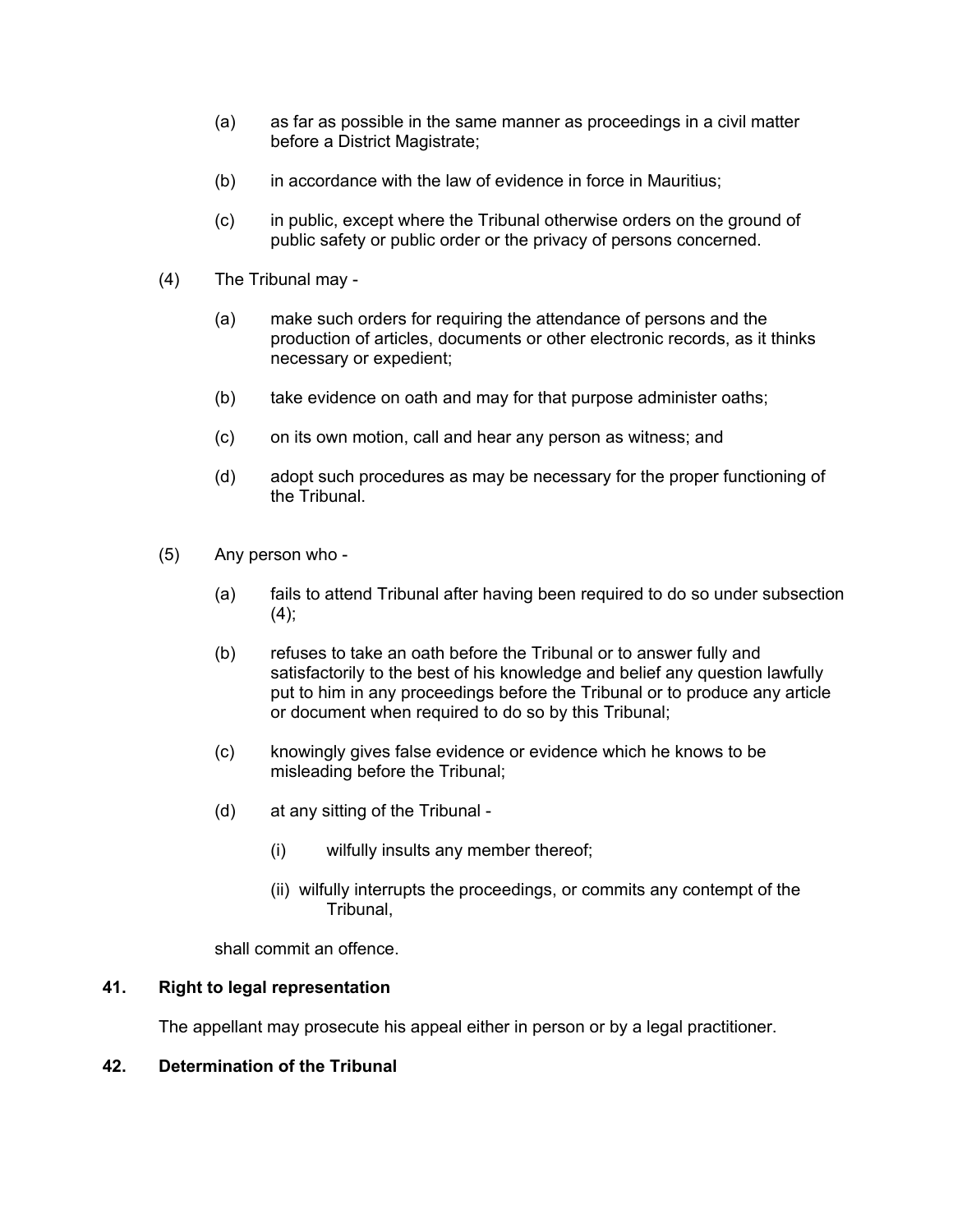(a) as far as possible in the same manner as proceedings in a civil matter before a District Magistrate;

(b) in accordance with the law of evidence in force in Mauritius;

(c) in public, except where the Tribunal otherwise orders on the ground of public safety or public order or the privacy of persons concerned.

(4) The Tribunal may -

(a) make such orders for requiring the attendance of persons and the production of articles, documents or other electronic records, as it thinks necessary or expedient;

(b) take evidence on oath and may for that purpose administer oaths;

(c) on its own motion, call and hear any person as witness; and

(d) adopt such procedures as may be necessary for the proper functioning of the Tribunal.

(5) Any person who -

(a) fails to attend Tribunal after having been required to do so under subsection (4);

(b) refuses to take an oath before the Tribunal or to answer fully and satisfactorily to the best of his knowledge and belief any question lawfully put to him in any proceedings before the Tribunal or to produce any article or document when required to do so by this Tribunal;

(c) knowingly gives false evidence or evidence which he knows to be misleading before the Tribunal;

(d) at any sitting of the Tribunal -

(i) wilfully insults any member thereof;

(ii) wilfully interrupts the proceedings, or commits any contempt of the Tribunal,

shall commit an offence.

**41. Right to legal representation**

The appellant may prosecute his appeal either in person or by a legal practitioner.

**42. Determination of the Tribunal**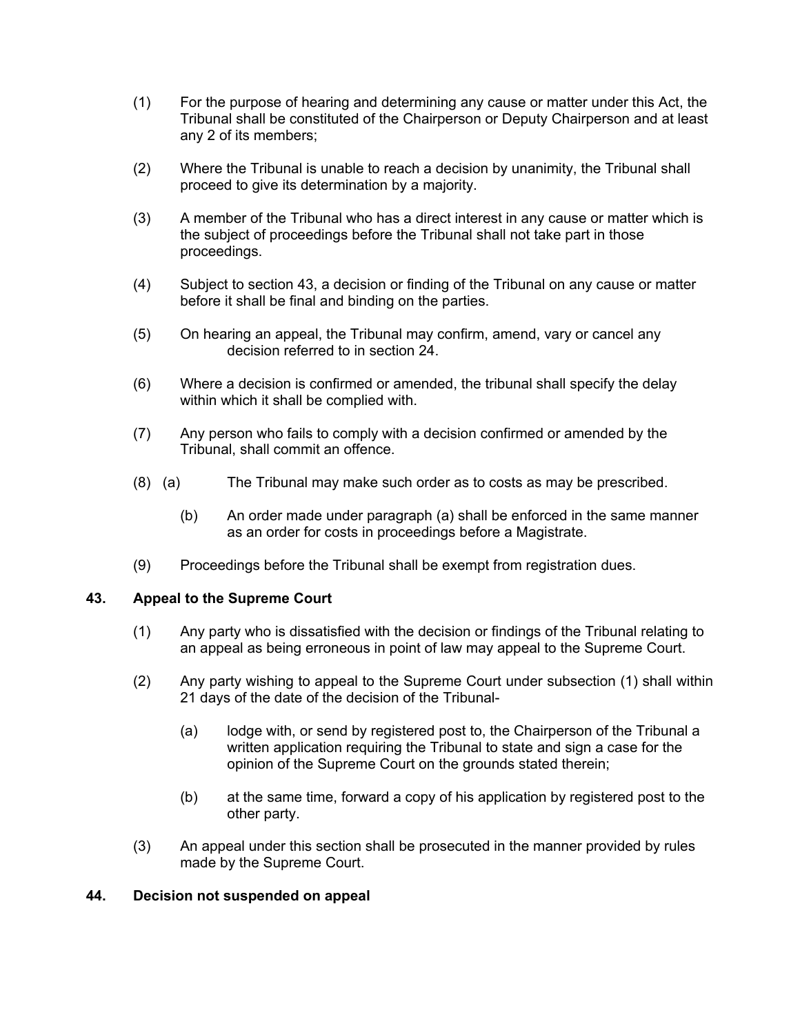(1) For the purpose of hearing and determining any cause or matter under this Act, the Tribunal shall be constituted of the Chairperson or Deputy Chairperson and at least any 2 of its members;

(2) Where the Tribunal is unable to reach a decision by unanimity, the Tribunal shall proceed to give its determination by a majority.

(3) A member of the Tribunal who has a direct interest in any cause or matter which is the subject of proceedings before the Tribunal shall not take part in those proceedings.

(4) Subject to section 43, a decision or finding of the Tribunal on any cause or matter before it shall be final and binding on the parties.

(5) On hearing an appeal, the Tribunal may confirm, amend, vary or cancel any decision referred to in section 24.

(6) Where a decision is confirmed or amended, the tribunal shall specify the delay within which it shall be complied with.

(7) Any person who fails to comply with a decision confirmed or amended by the Tribunal, shall commit an offence.

(8) (a) The Tribunal may make such order as to costs as may be prescribed.

(b) An order made under paragraph (a) shall be enforced in the same manner as an order for costs in proceedings before a Magistrate.

(9) Proceedings before the Tribunal shall be exempt from registration dues.

### 43. Appeal to the Supreme Court

(1) Any party who is dissatisfied with the decision or findings of the Tribunal relating to an appeal as being erroneous in point of law may appeal to the Supreme Court.

(2) Any party wishing to appeal to the Supreme Court under subsection (1) shall within 21 days of the date of the decision of the Tribunal-

(a) lodge with, or send by registered post to, the Chairperson of the Tribunal a written application requiring the Tribunal to state and sign a case for the opinion of the Supreme Court on the grounds stated therein;

(b) at the same time, forward a copy of his application by registered post to the other party.

(3) An appeal under this section shall be prosecuted in the manner provided by rules made by the Supreme Court.

### 44. Decision not suspended on appeal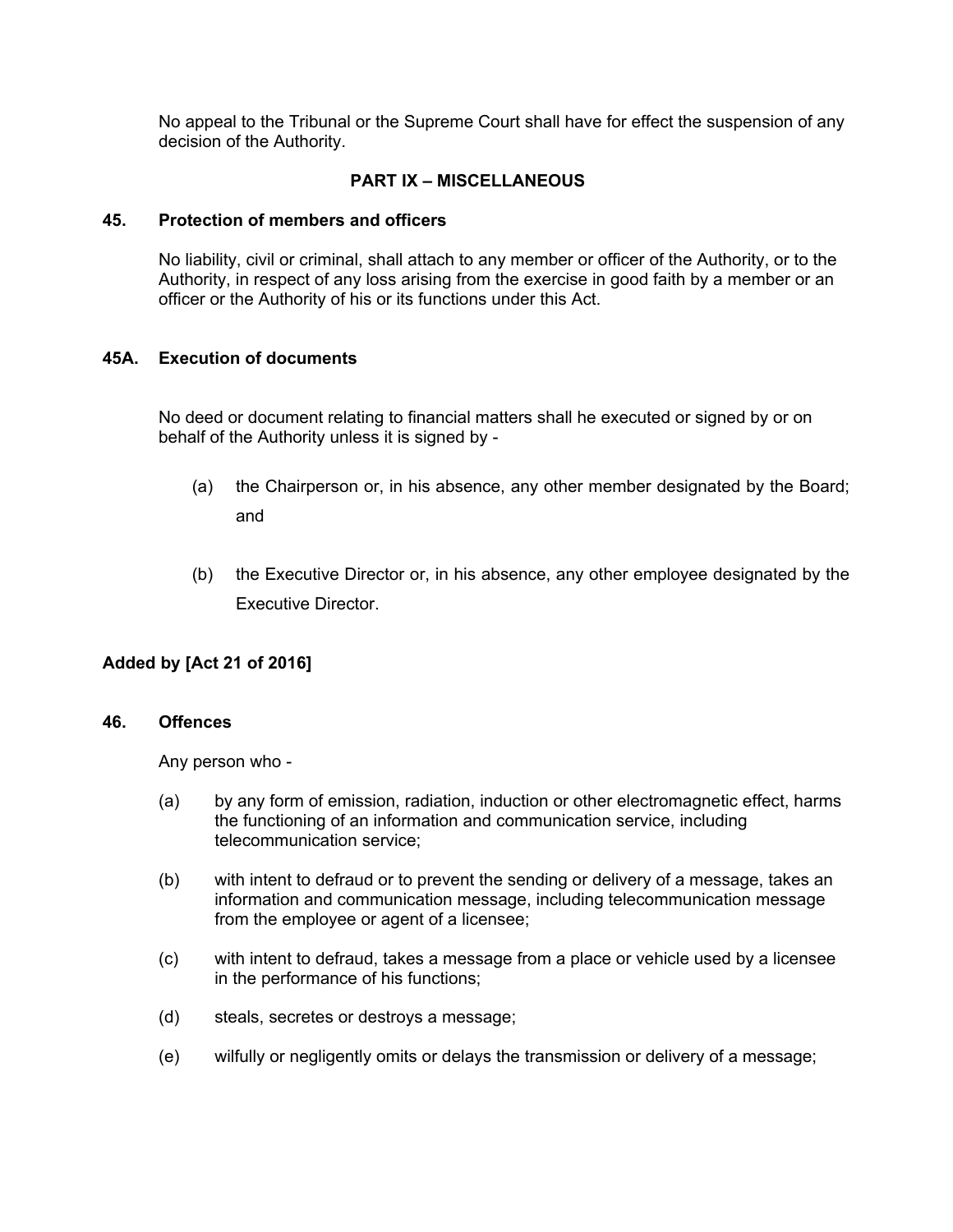No appeal to the Tribunal or the Supreme Court shall have for effect the suspension of any decision of the Authority.

## PART IX – MISCELLANEOUS

### 45. Protection of members and officers

No liability, civil or criminal, shall attach to any member or officer of the Authority, or to the Authority, in respect of any loss arising from the exercise in good faith by a member or an officer or the Authority of his or its functions under this Act.

### 45A. Execution of documents

No deed or document relating to financial matters shall he executed or signed by or on behalf of the Authority unless it is signed by -

(a) the Chairperson or, in his absence, any other member designated by the Board; and

(b) the Executive Director or, in his absence, any other employee designated by the Executive Director.

**Added by [Act 21 of 2016]**

### 46. Offences

Any person who -

(a) by any form of emission, radiation, induction or other electromagnetic effect, harms the functioning of an information and communication service, including telecommunication service;

(b) with intent to defraud or to prevent the sending or delivery of a message, takes an information and communication message, including telecommunication message from the employee or agent of a licensee;

(c) with intent to defraud, takes a message from a place or vehicle used by a licensee in the performance of his functions;

(d) steals, secretes or destroys a message;

(e) wilfully or negligently omits or delays the transmission or delivery of a message;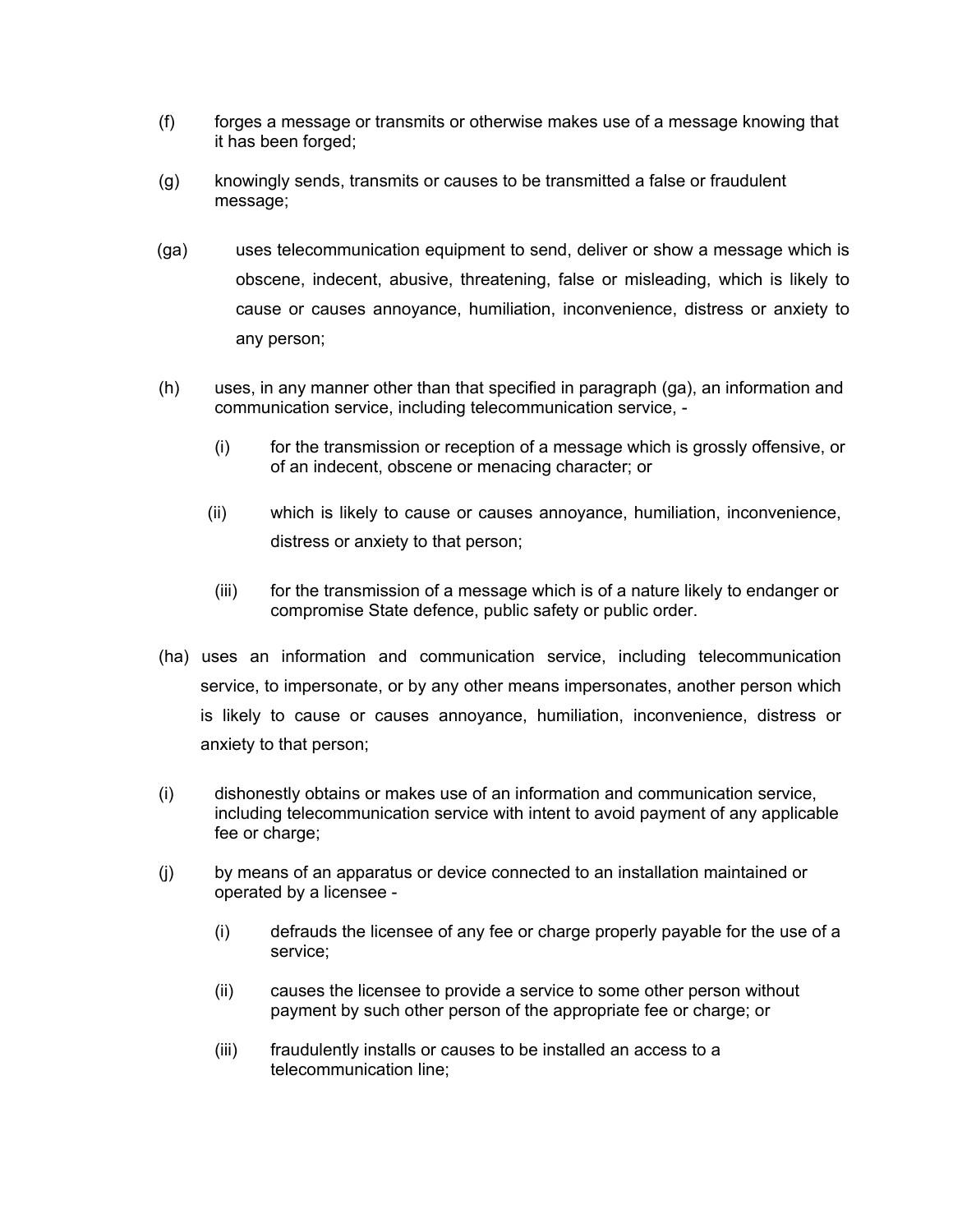(f) forges a message or transmits or otherwise makes use of a message knowing that it has been forged;

(g) knowingly sends, transmits or causes to be transmitted a false or fraudulent message;

(ga) uses telecommunication equipment to send, deliver or show a message which is obscene, indecent, abusive, threatening, false or misleading, which is likely to cause or causes annoyance, humiliation, inconvenience, distress or anxiety to any person;

(h) uses, in any manner other than that specified in paragraph (ga), an information and communication service, including telecommunication service, -

 (i) for the transmission or reception of a message which is grossly offensive, or of an indecent, obscene or menacing character; or

 (ii) which is likely to cause or causes annoyance, humiliation, inconvenience, distress or anxiety to that person;

 (iii) for the transmission of a message which is of a nature likely to endanger or compromise State defence, public safety or public order.

(ha) uses an information and communication service, including telecommunication service, to impersonate, or by any other means impersonates, another person which is likely to cause or causes annoyance, humiliation, inconvenience, distress or anxiety to that person;

(i) dishonestly obtains or makes use of an information and communication service, including telecommunication service with intent to avoid payment of any applicable fee or charge;

(j) by means of an apparatus or device connected to an installation maintained or operated by a licensee -

 (i) defrauds the licensee of any fee or charge properly payable for the use of a service;

 (ii) causes the licensee to provide a service to some other person without payment by such other person of the appropriate fee or charge; or

 (iii) fraudulently installs or causes to be installed an access to a telecommunication line;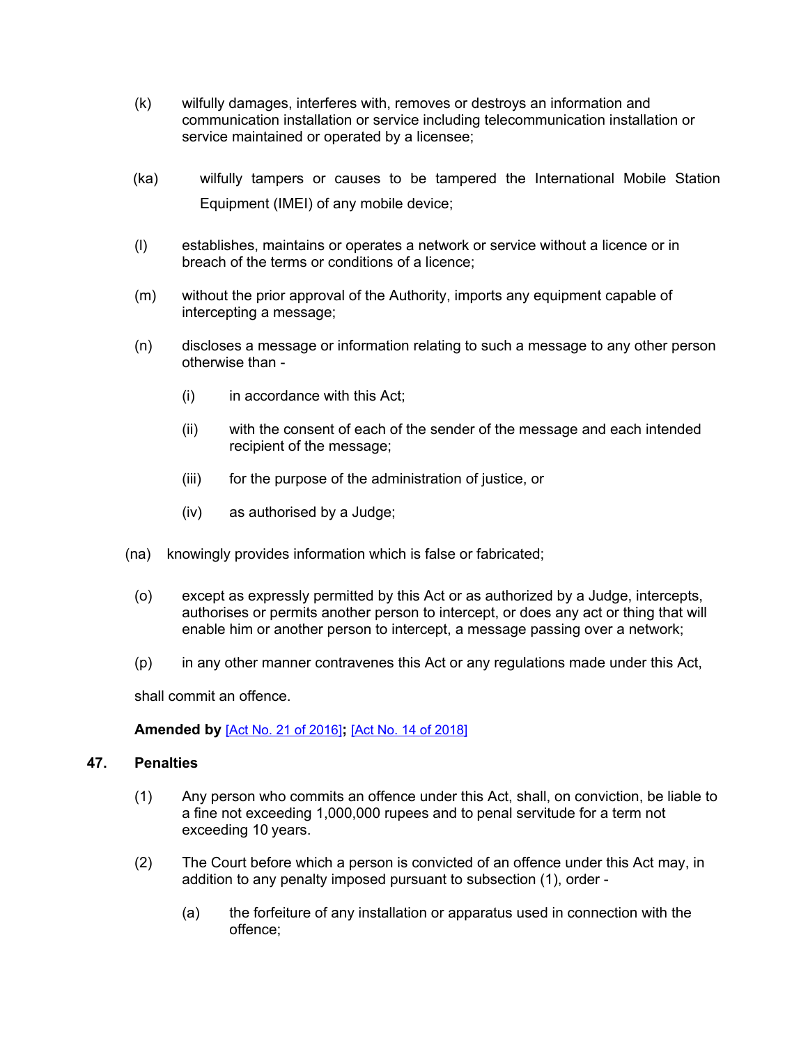(k) wilfully damages, interferes with, removes or destroys an information and communication installation or service including telecommunication installation or service maintained or operated by a licensee;

(ka) wilfully tampers or causes to be tampered the International Mobile Station Equipment (IMEI) of any mobile device;

(l) establishes, maintains or operates a network or service without a licence or in breach of the terms or conditions of a licence;

(m) without the prior approval of the Authority, imports any equipment capable of intercepting a message;

(n) discloses a message or information relating to such a message to any other person otherwise than -

(i) in accordance with this Act;

(ii) with the consent of each of the sender of the message and each intended recipient of the message;

(iii) for the purpose of the administration of justice, or

(iv) as authorised by a Judge;

(na) knowingly provides information which is false or fabricated;

(o) except as expressly permitted by this Act or as authorized by a Judge, intercepts, authorises or permits another person to intercept, or does any act or thing that will enable him or another person to intercept, a message passing over a network;

(p) in any other manner contravenes this Act or any regulations made under this Act,

shall commit an offence.

**Amended by** [Act No. 21 of 2016]**;** [Act No. 14 of 2018]

### 47. Penalties

(1) Any person who commits an offence under this Act, shall, on conviction, be liable to a fine not exceeding 1,000,000 rupees and to penal servitude for a term not exceeding 10 years.

(2) The Court before which a person is convicted of an offence under this Act may, in addition to any penalty imposed pursuant to subsection (1), order -

(a) the forfeiture of any installation or apparatus used in connection with the offence;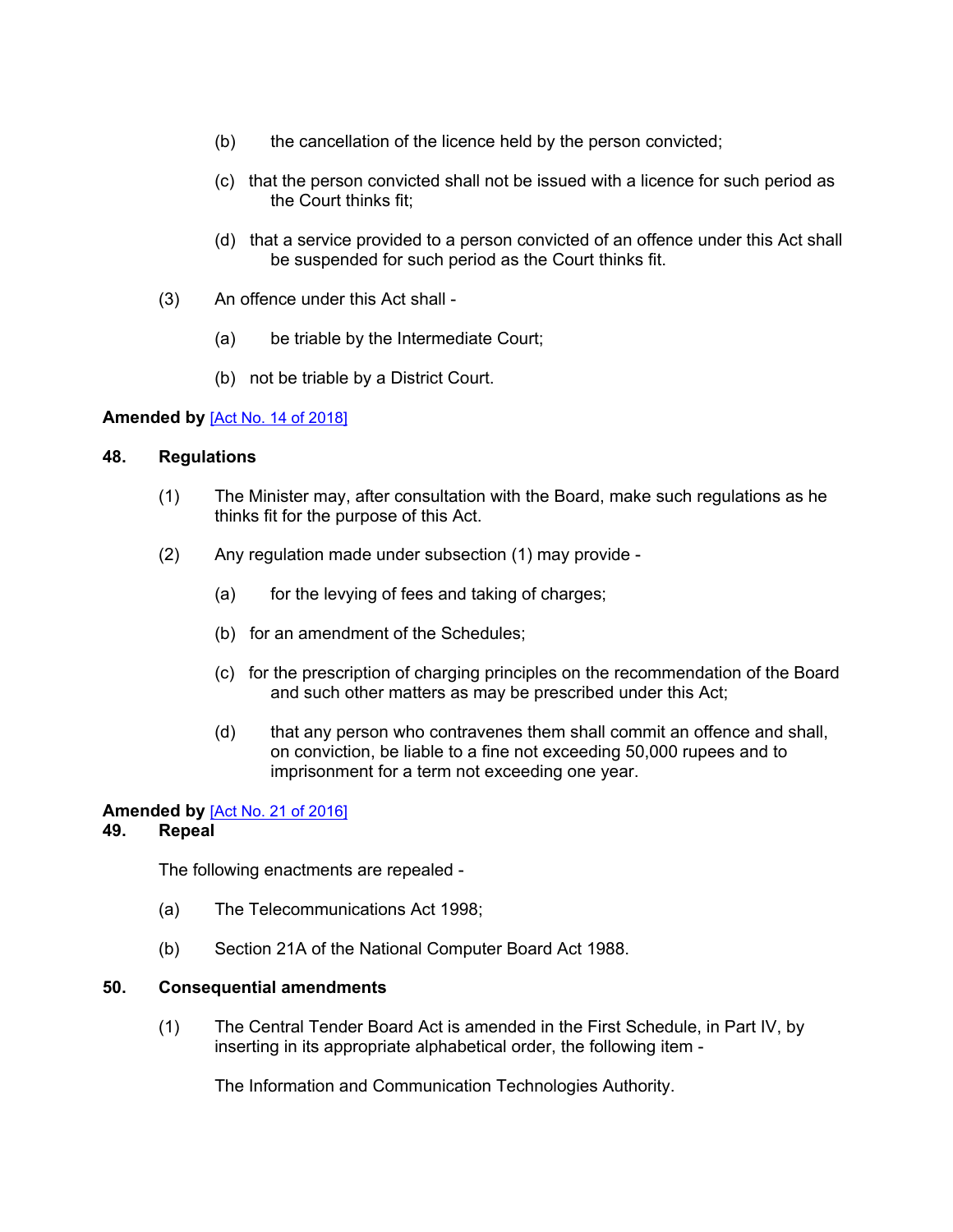(b) the cancellation of the licence held by the person convicted;

(c) that the person convicted shall not be issued with a licence for such period as the Court thinks fit;

(d) that a service provided to a person convicted of an offence under this Act shall be suspended for such period as the Court thinks fit.

(3) An offence under this Act shall -

(a) be triable by the Intermediate Court;

(b) not be triable by a District Court.

**Amended by** [Act No. 14 of 2018]

**48. Regulations**

(1) The Minister may, after consultation with the Board, make such regulations as he thinks fit for the purpose of this Act.

(2) Any regulation made under subsection (1) may provide -

(a) for the levying of fees and taking of charges;

(b) for an amendment of the Schedules;

(c) for the prescription of charging principles on the recommendation of the Board and such other matters as may be prescribed under this Act;

(d) that any person who contravenes them shall commit an offence and shall, on conviction, be liable to a fine not exceeding 50,000 rupees and to imprisonment for a term not exceeding one year.

**Amended by** [Act No. 21 of 2016]

**49. Repeal**

The following enactments are repealed -

(a) The Telecommunications Act 1998;

(b) Section 21A of the National Computer Board Act 1988.

**50. Consequential amendments**

(1) The Central Tender Board Act is amended in the First Schedule, in Part IV, by inserting in its appropriate alphabetical order, the following item -

The Information and Communication Technologies Authority.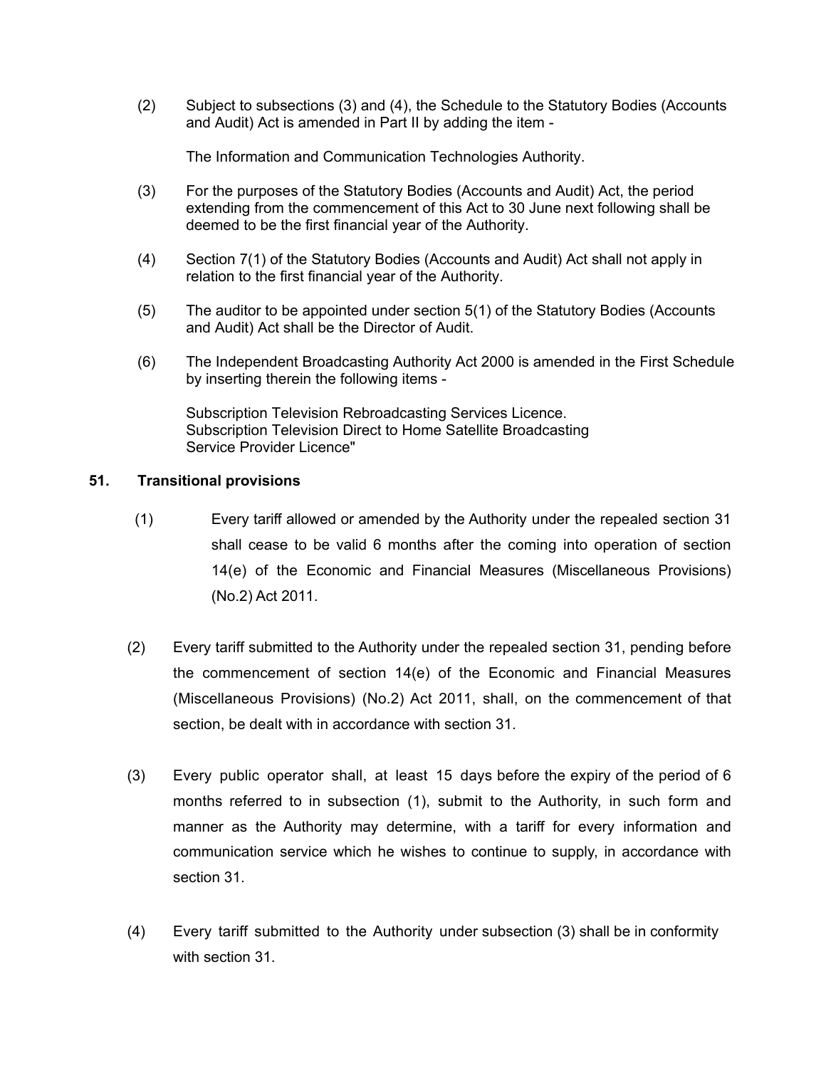(2) Subject to subsections (3) and (4), the Schedule to the Statutory Bodies (Accounts and Audit) Act is amended in Part II by adding the item -

The Information and Communication Technologies Authority.

(3) For the purposes of the Statutory Bodies (Accounts and Audit) Act, the period extending from the commencement of this Act to 30 June next following shall be deemed to be the first financial year of the Authority.

(4) Section 7(1) of the Statutory Bodies (Accounts and Audit) Act shall not apply in relation to the first financial year of the Authority.

(5) The auditor to be appointed under section 5(1) of the Statutory Bodies (Accounts and Audit) Act shall be the Director of Audit.

(6) The Independent Broadcasting Authority Act 2000 is amended in the First Schedule by inserting therein the following items -

Subscription Television Rebroadcasting Services Licence.
Subscription Television Direct to Home Satellite Broadcasting Service Provider Licence"

**51. Transitional provisions**

(1) Every tariff allowed or amended by the Authority under the repealed section 31 shall cease to be valid 6 months after the coming into operation of section 14(e) of the Economic and Financial Measures (Miscellaneous Provisions) (No.2) Act 2011.

(2) Every tariff submitted to the Authority under the repealed section 31, pending before the commencement of section 14(e) of the Economic and Financial Measures (Miscellaneous Provisions) (No.2) Act 2011, shall, on the commencement of that section, be dealt with in accordance with section 31.

(3) Every public operator shall, at least 15 days before the expiry of the period of 6 months referred to in subsection (1), submit to the Authority, in such form and manner as the Authority may determine, with a tariff for every information and communication service which he wishes to continue to supply, in accordance with section 31.

(4) Every tariff submitted to the Authority under subsection (3) shall be in conformity with section 31.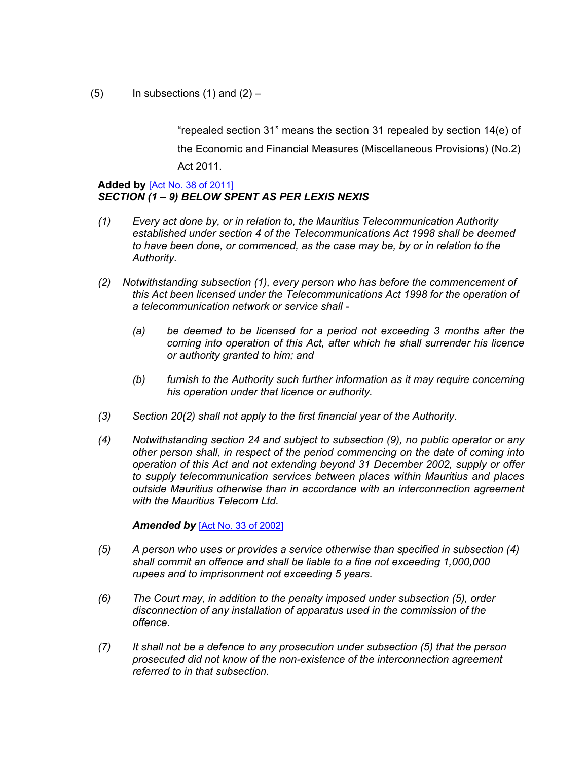(5) In subsections (1) and (2) –

> "repealed section 31" means the section 31 repealed by section 14(e) of the Economic and Financial Measures (Miscellaneous Provisions) (No.2) Act 2011.

**Added by** [Act No. 38 of 2011]
***SECTION (1 – 9) BELOW SPENT AS PER LEXIS NEXIS***

*(1) Every act done by, or in relation to, the Mauritius Telecommunication Authority established under section 4 of the Telecommunications Act 1998 shall be deemed to have been done, or commenced, as the case may be, by or in relation to the Authority.*

*(2) Notwithstanding subsection (1), every person who has before the commencement of this Act been licensed under the Telecommunications Act 1998 for the operation of a telecommunication network or service shall -*

> *(a) be deemed to be licensed for a period not exceeding 3 months after the coming into operation of this Act, after which he shall surrender his licence or authority granted to him; and*
>
> *(b) furnish to the Authority such further information as it may require concerning his operation under that licence or authority.*

*(3) Section 20(2) shall not apply to the first financial year of the Authority.*

*(4) Notwithstanding section 24 and subject to subsection (9), no public operator or any other person shall, in respect of the period commencing on the date of coming into operation of this Act and not extending beyond 31 December 2002, supply or offer to supply telecommunication services between places within Mauritius and places outside Mauritius otherwise than in accordance with an interconnection agreement with the Mauritius Telecom Ltd.*

***Amended by*** [Act No. 33 of 2002]

*(5) A person who uses or provides a service otherwise than specified in subsection (4) shall commit an offence and shall be liable to a fine not exceeding 1,000,000 rupees and to imprisonment not exceeding 5 years.*

*(6) The Court may, in addition to the penalty imposed under subsection (5), order disconnection of any installation of apparatus used in the commission of the offence.*

*(7) It shall not be a defence to any prosecution under subsection (5) that the person prosecuted did not know of the non-existence of the interconnection agreement referred to in that subsection.*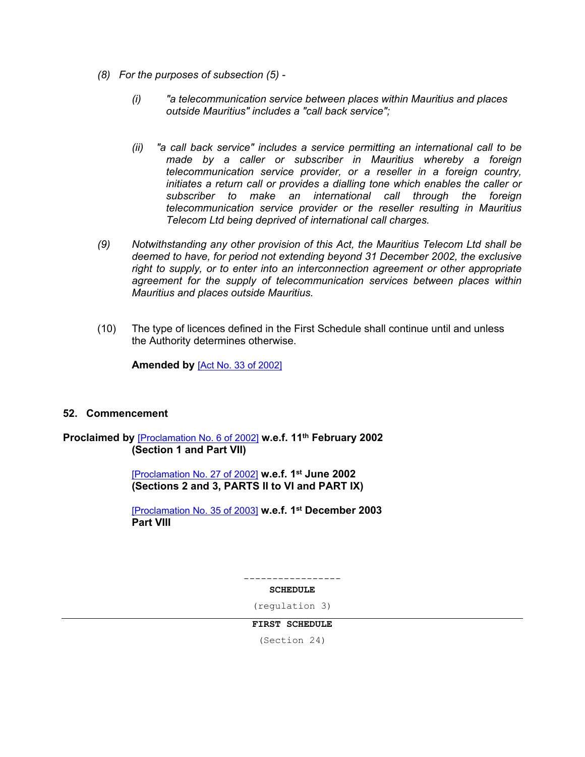*(8) For the purposes of subsection (5) -*

> *(i) "a telecommunication service between places within Mauritius and places outside Mauritius" includes a "call back service";*
>
> *(ii) "a call back service" includes a service permitting an international call to be made by a caller or subscriber in Mauritius whereby a foreign telecommunication service provider, or a reseller in a foreign country, initiates a return call or provides a dialling tone which enables the caller or subscriber to make an international call through the foreign telecommunication service provider or the reseller resulting in Mauritius Telecom Ltd being deprived of international call charges.*

*(9) Notwithstanding any other provision of this Act, the Mauritius Telecom Ltd shall be deemed to have, for period not extending beyond 31 December 2002, the exclusive right to supply, or to enter into an interconnection agreement or other appropriate agreement for the supply of telecommunication services between places within Mauritius and places outside Mauritius.*

(10) The type of licences defined in the First Schedule shall continue until and unless the Authority determines otherwise.

**Amended by** [Act No. 33 of 2002]

## 52. Commencement

**Proclaimed by** [Proclamation No. 6 of 2002] **w.e.f. 11th February 2002 (Section 1 and Part VII)**

[Proclamation No. 27 of 2002] **w.e.f. 1st June 2002 (Sections 2 and 3, PARTS II to VI and PART IX)**

[Proclamation No. 35 of 2003] **w.e.f. 1st December 2003 Part VIII**

-----------------

**SCHEDULE**

(regulation 3)

---

**FIRST SCHEDULE**

(Section 24)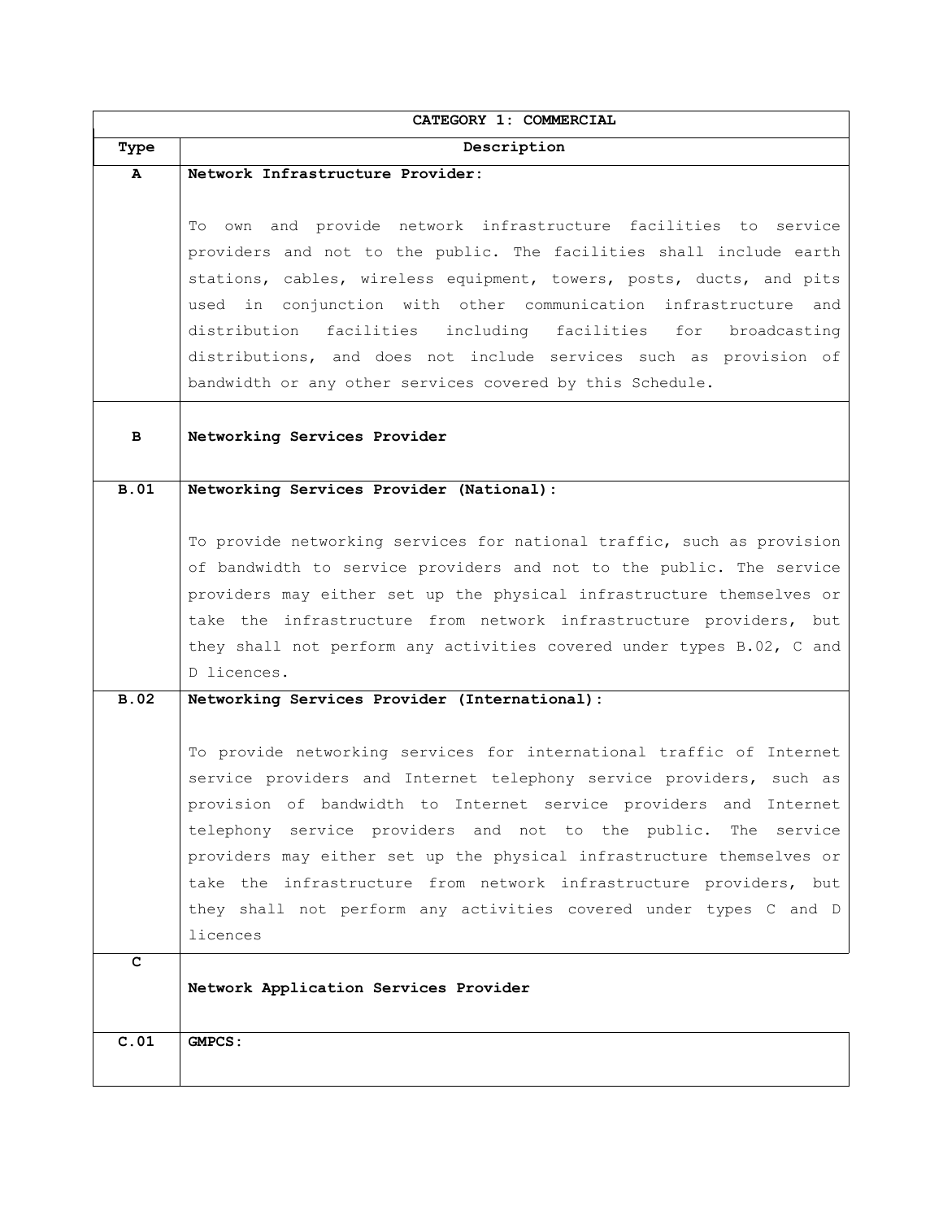| CATEGORY 1: COMMERCIAL | |
|---|---|
| **Type** | **Description** |
| **A** | **Network Infrastructure Provider:**<br><br>To own and provide network infrastructure facilities to service providers and not to the public. The facilities shall include earth stations, cables, wireless equipment, towers, posts, ducts, and pits used in conjunction with other communication infrastructure and distribution facilities including facilities for broadcasting distributions, and does not include services such as provision of bandwidth or any other services covered by this Schedule. |
| **B** | **Networking Services Provider** |
| **B.01** | **Networking Services Provider (National):**<br><br>To provide networking services for national traffic, such as provision of bandwidth to service providers and not to the public. The service providers may either set up the physical infrastructure themselves or take the infrastructure from network infrastructure providers, but they shall not perform any activities covered under types B.02, C and D licences. |
| **B.02** | **Networking Services Provider (International):**<br><br>To provide networking services for international traffic of Internet service providers and Internet telephony service providers, such as provision of bandwidth to Internet service providers and Internet telephony service providers and not to the public. The service providers may either set up the physical infrastructure themselves or take the infrastructure from network infrastructure providers, but they shall not perform any activities covered under types C and D licences |
| **C** | **Network Application Services Provider** |
| **C.01** | **GMPCS:** |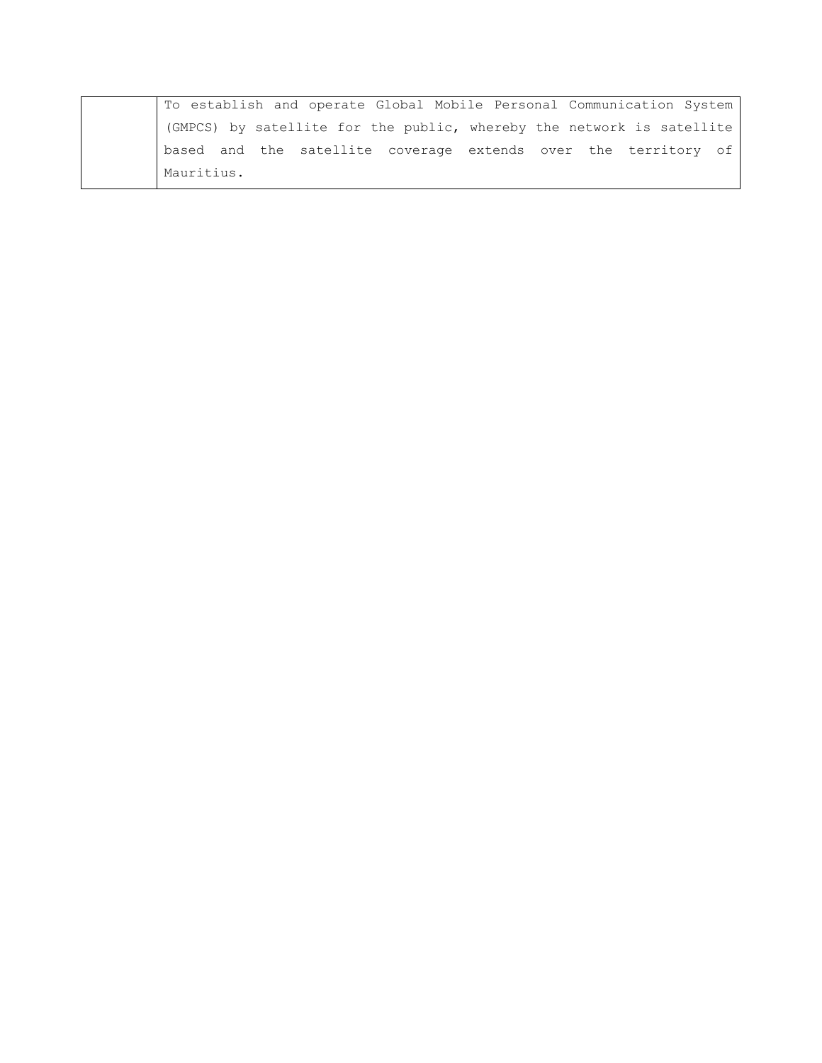| | |
|---|---|
| | To establish and operate Global Mobile Personal Communication System (GMPCS) by satellite for the public, whereby the network is satellite based and the satellite coverage extends over the territory of Mauritius. |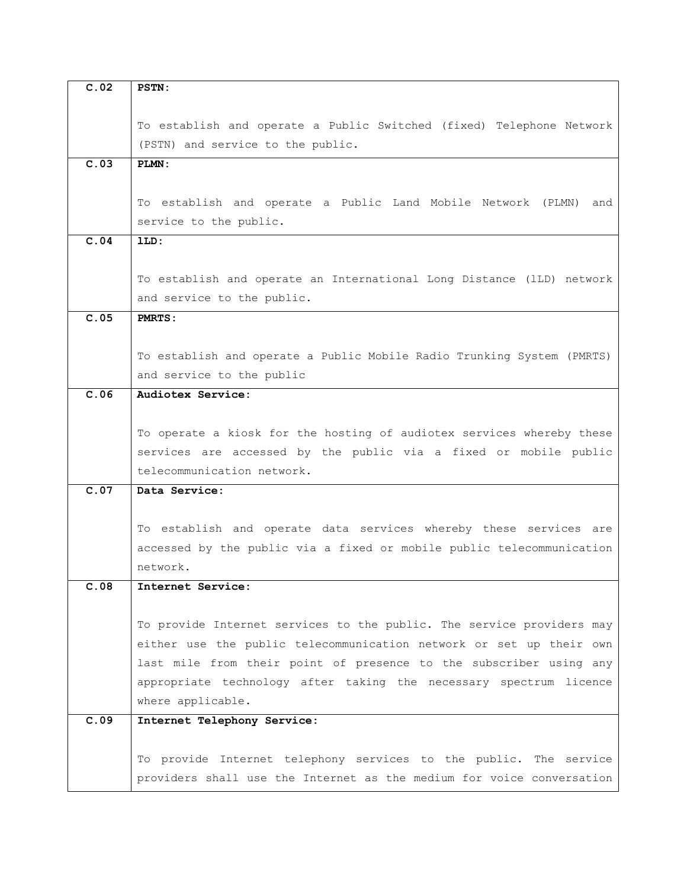| | |
|---|---|
| **C.02** | **PSTN:**<br><br>To establish and operate a Public Switched (fixed) Telephone Network (PSTN) and service to the public. |
| **C.03** | **PLMN:**<br><br>To establish and operate a Public Land Mobile Network (PLMN) and service to the public. |
| **C.04** | **lLD:**<br><br>To establish and operate an International Long Distance (lLD) network and service to the public. |
| **C.05** | **PMRTS:**<br><br>To establish and operate a Public Mobile Radio Trunking System (PMRTS) and service to the public |
| **C.06** | **Audiotex Service:**<br><br>To operate a kiosk for the hosting of audiotex services whereby these services are accessed by the public via a fixed or mobile public telecommunication network. |
| **C.07** | **Data Service:**<br><br>To establish and operate data services whereby these services are accessed by the public via a fixed or mobile public telecommunication network. |
| **C.08** | **Internet Service:**<br><br>To provide Internet services to the public. The service providers may either use the public telecommunication network or set up their own last mile from their point of presence to the subscriber using any appropriate technology after taking the necessary spectrum licence where applicable. |
| **C.09** | **Internet Telephony Service:**<br><br>To provide Internet telephony services to the public. The service providers shall use the Internet as the medium for voice conversation |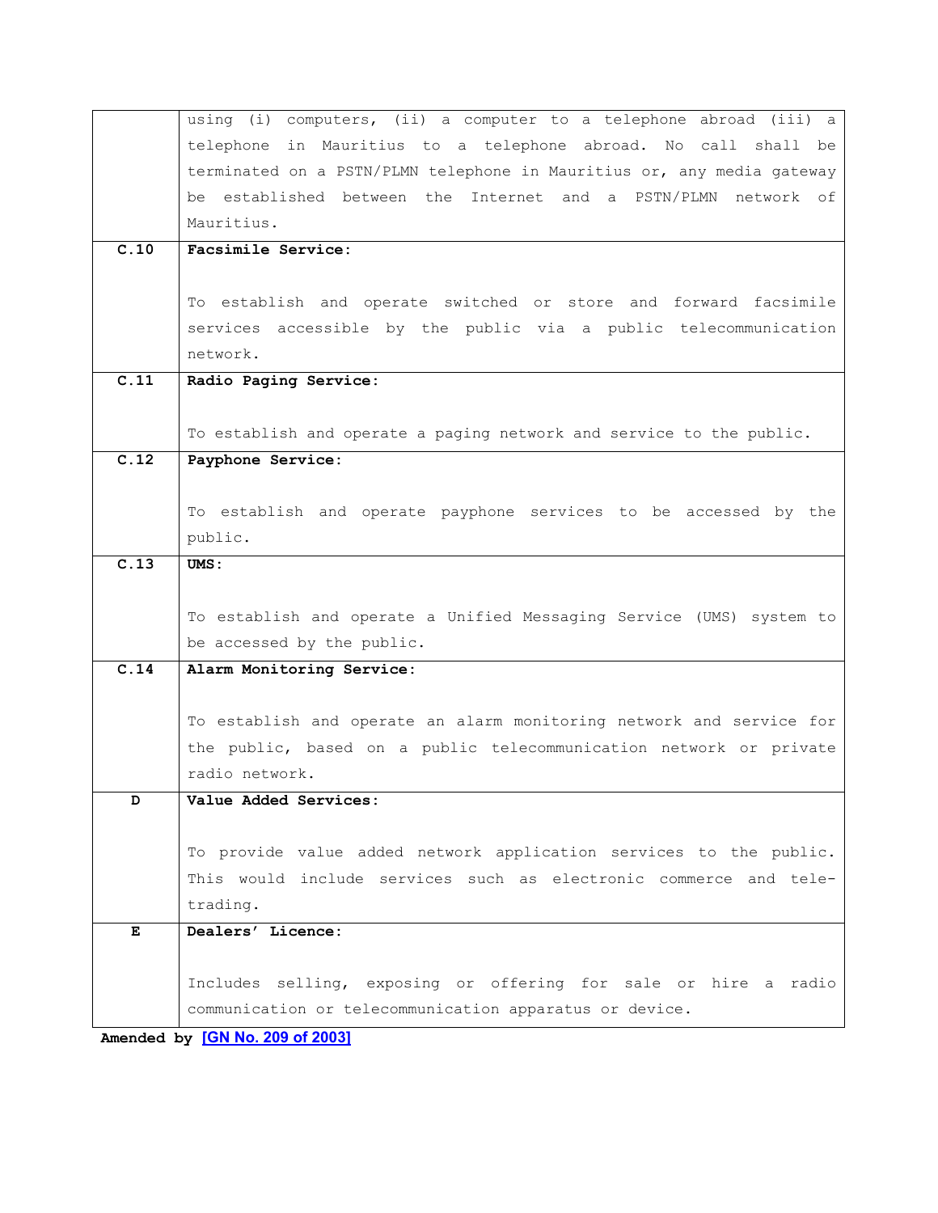| | |
|---|---|
| | using (i) computers, (ii) a computer to a telephone abroad (iii) a telephone in Mauritius to a telephone abroad. No call shall be terminated on a PSTN/PLMN telephone in Mauritius or, any media gateway be established between the Internet and a PSTN/PLMN network of Mauritius. |
| **C.10** | **Facsimile Service:**<br><br>To establish and operate switched or store and forward facsimile services accessible by the public via a public telecommunication network. |
| **C.11** | **Radio Paging Service:**<br><br>To establish and operate a paging network and service to the public. |
| **C.12** | **Payphone Service:**<br><br>To establish and operate payphone services to be accessed by the public. |
| **C.13** | **UMS:**<br><br>To establish and operate a Unified Messaging Service (UMS) system to be accessed by the public. |
| **C.14** | **Alarm Monitoring Service:**<br><br>To establish and operate an alarm monitoring network and service for the public, based on a public telecommunication network or private radio network. |
| **D** | **Value Added Services:**<br><br>To provide value added network application services to the public. This would include services such as electronic commerce and tele-trading. |
| **E** | **Dealers' Licence:**<br><br>Includes selling, exposing or offering for sale or hire a radio communication or telecommunication apparatus or device. |

**Amended by** [GN No. 209 of 2003]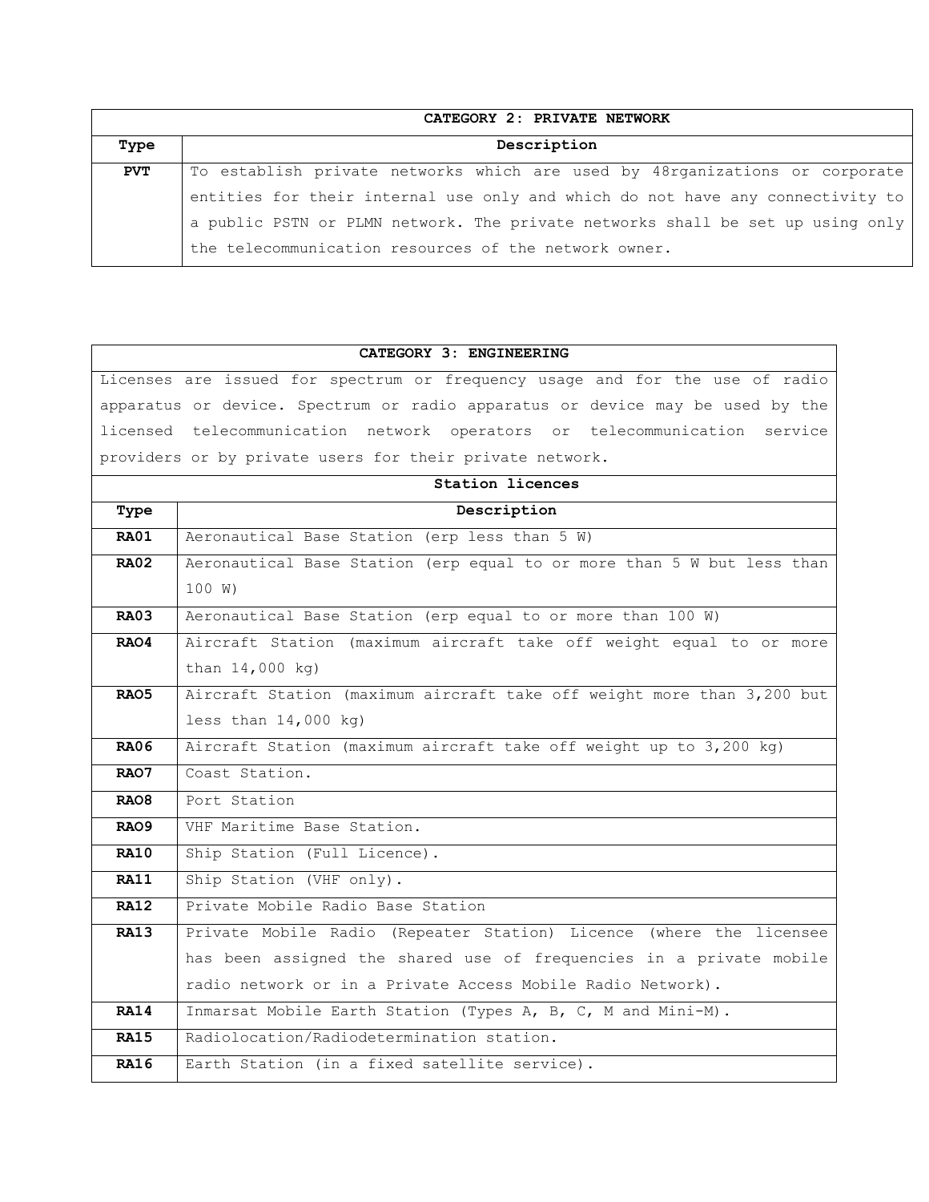| CATEGORY 2: PRIVATE NETWORK | |
|---|---|
| **Type** | **Description** |
| **PVT** | To establish private networks which are used by 48rganizations or corporate entities for their internal use only and which do not have any connectivity to a public PSTN or PLMN network. The private networks shall be set up using only the telecommunication resources of the network owner. |

| CATEGORY 3: ENGINEERING | |
|---|---|
| Licenses are issued for spectrum or frequency usage and for the use of radio apparatus or device. Spectrum or radio apparatus or device may be used by the licensed telecommunication network operators or telecommunication service providers or by private users for their private network. | |
| **Station licences** | |
| **Type** | **Description** |
| **RA01** | Aeronautical Base Station (erp less than 5 W) |
| **RA02** | Aeronautical Base Station (erp equal to or more than 5 W but less than 100 W) |
| **RA03** | Aeronautical Base Station (erp equal to or more than 100 W) |
| **RAO4** | Aircraft Station (maximum aircraft take off weight equal to or more than 14,000 kg) |
| **RAO5** | Aircraft Station (maximum aircraft take off weight more than 3,200 but less than 14,000 kg) |
| **RA06** | Aircraft Station (maximum aircraft take off weight up to 3,200 kg) |
| **RAO7** | Coast Station. |
| **RAO8** | Port Station |
| **RAO9** | VHF Maritime Base Station. |
| **RA10** | Ship Station (Full Licence). |
| **RA11** | Ship Station (VHF only). |
| **RA12** | Private Mobile Radio Base Station |
| **RA13** | Private Mobile Radio (Repeater Station) Licence (where the licensee has been assigned the shared use of frequencies in a private mobile radio network or in a Private Access Mobile Radio Network). |
| **RA14** | Inmarsat Mobile Earth Station (Types A, B, C, M and Mini-M). |
| **RA15** | Radiolocation/Radiodetermination station. |
| **RA16** | Earth Station (in a fixed satellite service). |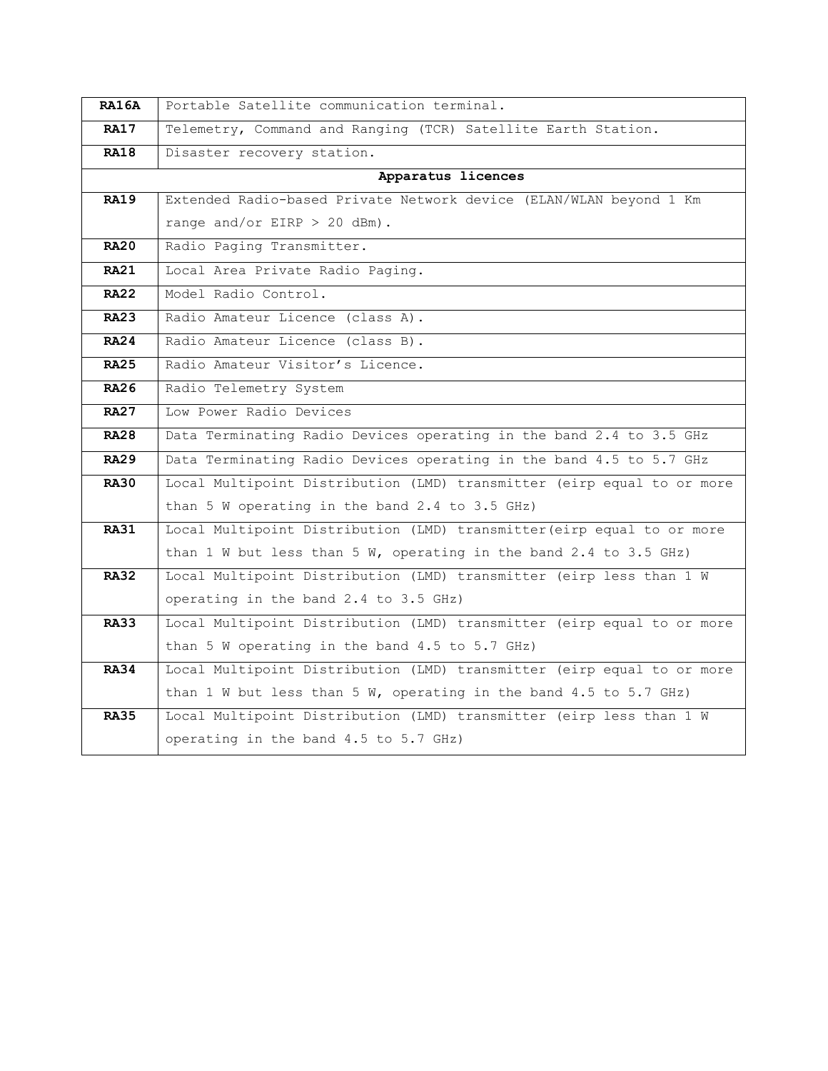| | |
|---|---|
| **RA16A** | Portable Satellite communication terminal. |
| **RA17** | Telemetry, Command and Ranging (TCR) Satellite Earth Station. |
| **RA18** | Disaster recovery station. |
| **Apparatus licences** | |
| **RA19** | Extended Radio-based Private Network device (ELAN/WLAN beyond 1 Km range and/or EIRP > 20 dBm). |
| **RA20** | Radio Paging Transmitter. |
| **RA21** | Local Area Private Radio Paging. |
| **RA22** | Model Radio Control. |
| **RA23** | Radio Amateur Licence (class A). |
| **RA24** | Radio Amateur Licence (class B). |
| **RA25** | Radio Amateur Visitor’s Licence. |
| **RA26** | Radio Telemetry System |
| **RA27** | Low Power Radio Devices |
| **RA28** | Data Terminating Radio Devices operating in the band 2.4 to 3.5 GHz |
| **RA29** | Data Terminating Radio Devices operating in the band 4.5 to 5.7 GHz |
| **RA30** | Local Multipoint Distribution (LMD) transmitter (eirp equal to or more than 5 W operating in the band 2.4 to 3.5 GHz) |
| **RA31** | Local Multipoint Distribution (LMD) transmitter(eirp equal to or more than 1 W but less than 5 W, operating in the band 2.4 to 3.5 GHz) |
| **RA32** | Local Multipoint Distribution (LMD) transmitter (eirp less than 1 W operating in the band 2.4 to 3.5 GHz) |
| **RA33** | Local Multipoint Distribution (LMD) transmitter (eirp equal to or more than 5 W operating in the band 4.5 to 5.7 GHz) |
| **RA34** | Local Multipoint Distribution (LMD) transmitter (eirp equal to or more than 1 W but less than 5 W, operating in the band 4.5 to 5.7 GHz) |
| **RA35** | Local Multipoint Distribution (LMD) transmitter (eirp less than 1 W operating in the band 4.5 to 5.7 GHz) |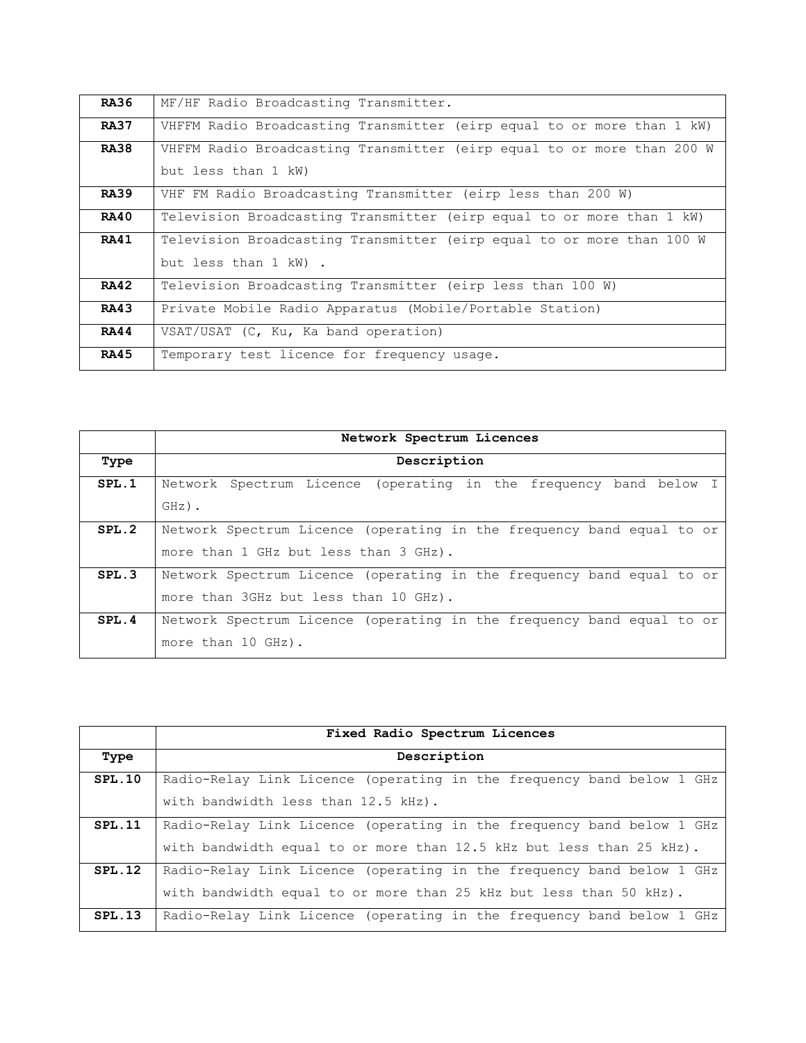| | |
|---|---|
| **RA36** | MF/HF Radio Broadcasting Transmitter. |
| **RA37** | VHFFM Radio Broadcasting Transmitter (eirp equal to or more than 1 kW) |
| **RA38** | VHFFM Radio Broadcasting Transmitter (eirp equal to or more than 200 W but less than 1 kW) |
| **RA39** | VHF FM Radio Broadcasting Transmitter (eirp less than 200 W) |
| **RA40** | Television Broadcasting Transmitter (eirp equal to or more than 1 kW) |
| **RA41** | Television Broadcasting Transmitter (eirp equal to or more than 100 W but less than 1 kW) . |
| **RA42** | Television Broadcasting Transmitter (eirp less than 100 W) |
| **RA43** | Private Mobile Radio Apparatus (Mobile/Portable Station) |
| **RA44** | VSAT/USAT (C, Ku, Ka band operation) |
| **RA45** | Temporary test licence for frequency usage. |

| | **Network Spectrum Licences** |
|---|---|
| **Type** | **Description** |
| **SPL.1** | Network Spectrum Licence (operating in the frequency band below I GHz). |
| **SPL.2** | Network Spectrum Licence (operating in the frequency band equal to or more than 1 GHz but less than 3 GHz). |
| **SPL.3** | Network Spectrum Licence (operating in the frequency band equal to or more than 3GHz but less than 10 GHz). |
| **SPL.4** | Network Spectrum Licence (operating in the frequency band equal to or more than 10 GHz). |

| | **Fixed Radio Spectrum Licences** |
|---|---|
| **Type** | **Description** |
| **SPL.10** | Radio-Relay Link Licence (operating in the frequency band below 1 GHz with bandwidth less than 12.5 kHz). |
| **SPL.11** | Radio-Relay Link Licence (operating in the frequency band below 1 GHz with bandwidth equal to or more than 12.5 kHz but less than 25 kHz). |
| **SPL.12** | Radio-Relay Link Licence (operating in the frequency band below 1 GHz with bandwidth equal to or more than 25 kHz but less than 50 kHz). |
| **SPL.13** | Radio-Relay Link Licence (operating in the frequency band below 1 GHz |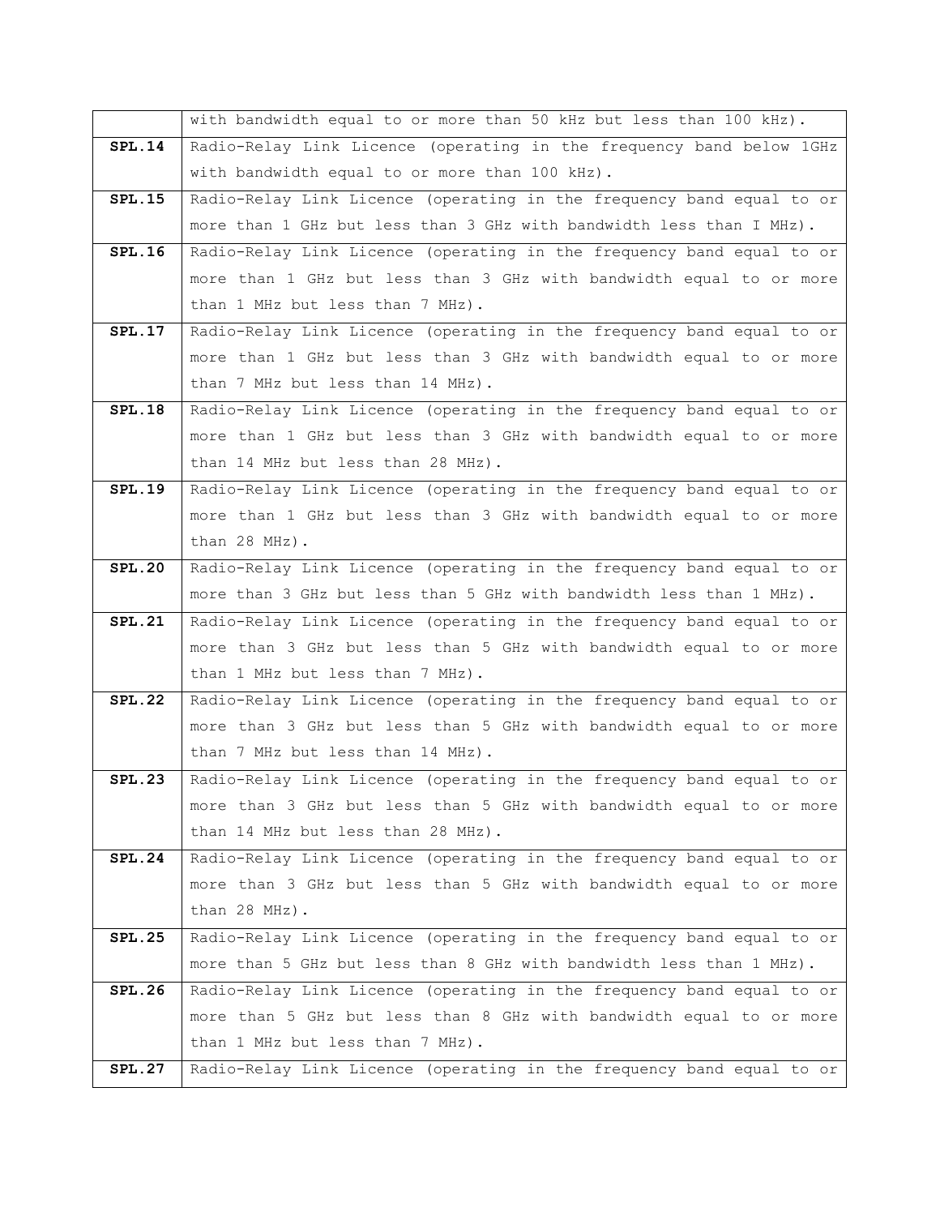| | |
|---|---|
| | with bandwidth equal to or more than 50 kHz but less than 100 kHz). |
| **SPL.14** | Radio-Relay Link Licence (operating in the frequency band below 1GHz with bandwidth equal to or more than 100 kHz). |
| **SPL.15** | Radio-Relay Link Licence (operating in the frequency band equal to or more than 1 GHz but less than 3 GHz with bandwidth less than I MHz). |
| **SPL.16** | Radio-Relay Link Licence (operating in the frequency band equal to or more than 1 GHz but less than 3 GHz with bandwidth equal to or more than 1 MHz but less than 7 MHz). |
| **SPL.17** | Radio-Relay Link Licence (operating in the frequency band equal to or more than 1 GHz but less than 3 GHz with bandwidth equal to or more than 7 MHz but less than 14 MHz). |
| **SPL.18** | Radio-Relay Link Licence (operating in the frequency band equal to or more than 1 GHz but less than 3 GHz with bandwidth equal to or more than 14 MHz but less than 28 MHz). |
| **SPL.19** | Radio-Relay Link Licence (operating in the frequency band equal to or more than 1 GHz but less than 3 GHz with bandwidth equal to or more than 28 MHz). |
| **SPL.20** | Radio-Relay Link Licence (operating in the frequency band equal to or more than 3 GHz but less than 5 GHz with bandwidth less than 1 MHz). |
| **SPL.21** | Radio-Relay Link Licence (operating in the frequency band equal to or more than 3 GHz but less than 5 GHz with bandwidth equal to or more than 1 MHz but less than 7 MHz). |
| **SPL.22** | Radio-Relay Link Licence (operating in the frequency band equal to or more than 3 GHz but less than 5 GHz with bandwidth equal to or more than 7 MHz but less than 14 MHz). |
| **SPL.23** | Radio-Relay Link Licence (operating in the frequency band equal to or more than 3 GHz but less than 5 GHz with bandwidth equal to or more than 14 MHz but less than 28 MHz). |
| **SPL.24** | Radio-Relay Link Licence (operating in the frequency band equal to or more than 3 GHz but less than 5 GHz with bandwidth equal to or more than 28 MHz). |
| **SPL.25** | Radio-Relay Link Licence (operating in the frequency band equal to or more than 5 GHz but less than 8 GHz with bandwidth less than 1 MHz). |
| **SPL.26** | Radio-Relay Link Licence (operating in the frequency band equal to or more than 5 GHz but less than 8 GHz with bandwidth equal to or more than 1 MHz but less than 7 MHz). |
| **SPL.27** | Radio-Relay Link Licence (operating in the frequency band equal to or |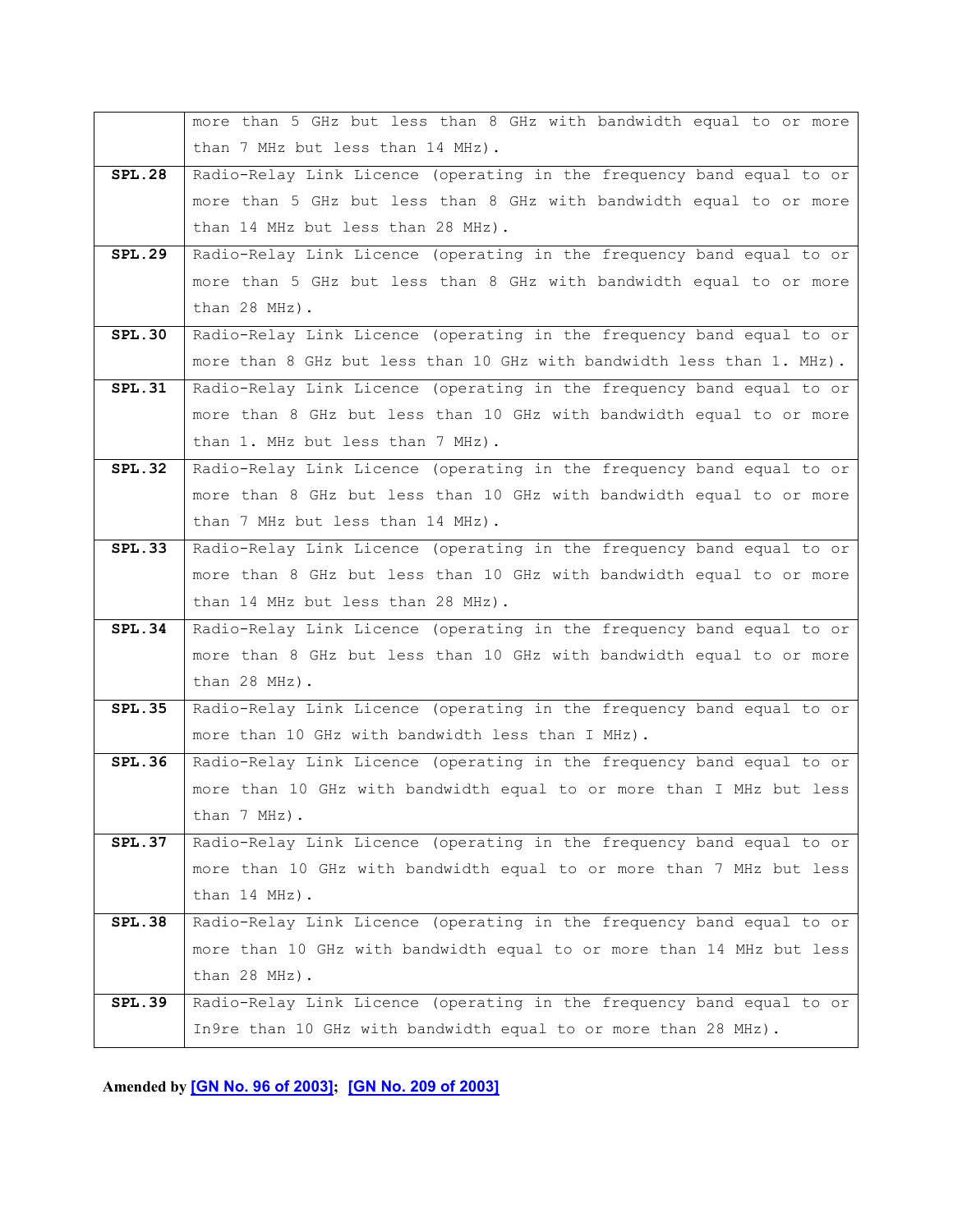| | |
|---|---|
| | more than 5 GHz but less than 8 GHz with bandwidth equal to or more than 7 MHz but less than 14 MHz). |
| **SPL.28** | Radio-Relay Link Licence (operating in the frequency band equal to or more than 5 GHz but less than 8 GHz with bandwidth equal to or more than 14 MHz but less than 28 MHz). |
| **SPL.29** | Radio-Relay Link Licence (operating in the frequency band equal to or more than 5 GHz but less than 8 GHz with bandwidth equal to or more than 28 MHz). |
| **SPL.30** | Radio-Relay Link Licence (operating in the frequency band equal to or more than 8 GHz but less than 10 GHz with bandwidth less than 1. MHz). |
| **SPL.31** | Radio-Relay Link Licence (operating in the frequency band equal to or more than 8 GHz but less than 10 GHz with bandwidth equal to or more than 1. MHz but less than 7 MHz). |
| **SPL.32** | Radio-Relay Link Licence (operating in the frequency band equal to or more than 8 GHz but less than 10 GHz with bandwidth equal to or more than 7 MHz but less than 14 MHz). |
| **SPL.33** | Radio-Relay Link Licence (operating in the frequency band equal to or more than 8 GHz but less than 10 GHz with bandwidth equal to or more than 14 MHz but less than 28 MHz). |
| **SPL.34** | Radio-Relay Link Licence (operating in the frequency band equal to or more than 8 GHz but less than 10 GHz with bandwidth equal to or more than 28 MHz). |
| **SPL.35** | Radio-Relay Link Licence (operating in the frequency band equal to or more than 10 GHz with bandwidth less than I MHz). |
| **SPL.36** | Radio-Relay Link Licence (operating in the frequency band equal to or more than 10 GHz with bandwidth equal to or more than I MHz but less than 7 MHz). |
| **SPL.37** | Radio-Relay Link Licence (operating in the frequency band equal to or more than 10 GHz with bandwidth equal to or more than 7 MHz but less than 14 MHz). |
| **SPL.38** | Radio-Relay Link Licence (operating in the frequency band equal to or more than 10 GHz with bandwidth equal to or more than 14 MHz but less than 28 MHz). |
| **SPL.39** | Radio-Relay Link Licence (operating in the frequency band equal to or In9re than 10 GHz with bandwidth equal to or more than 28 MHz). |

**Amended by [GN No. 96 of 2003]; [GN No. 209 of 2003]**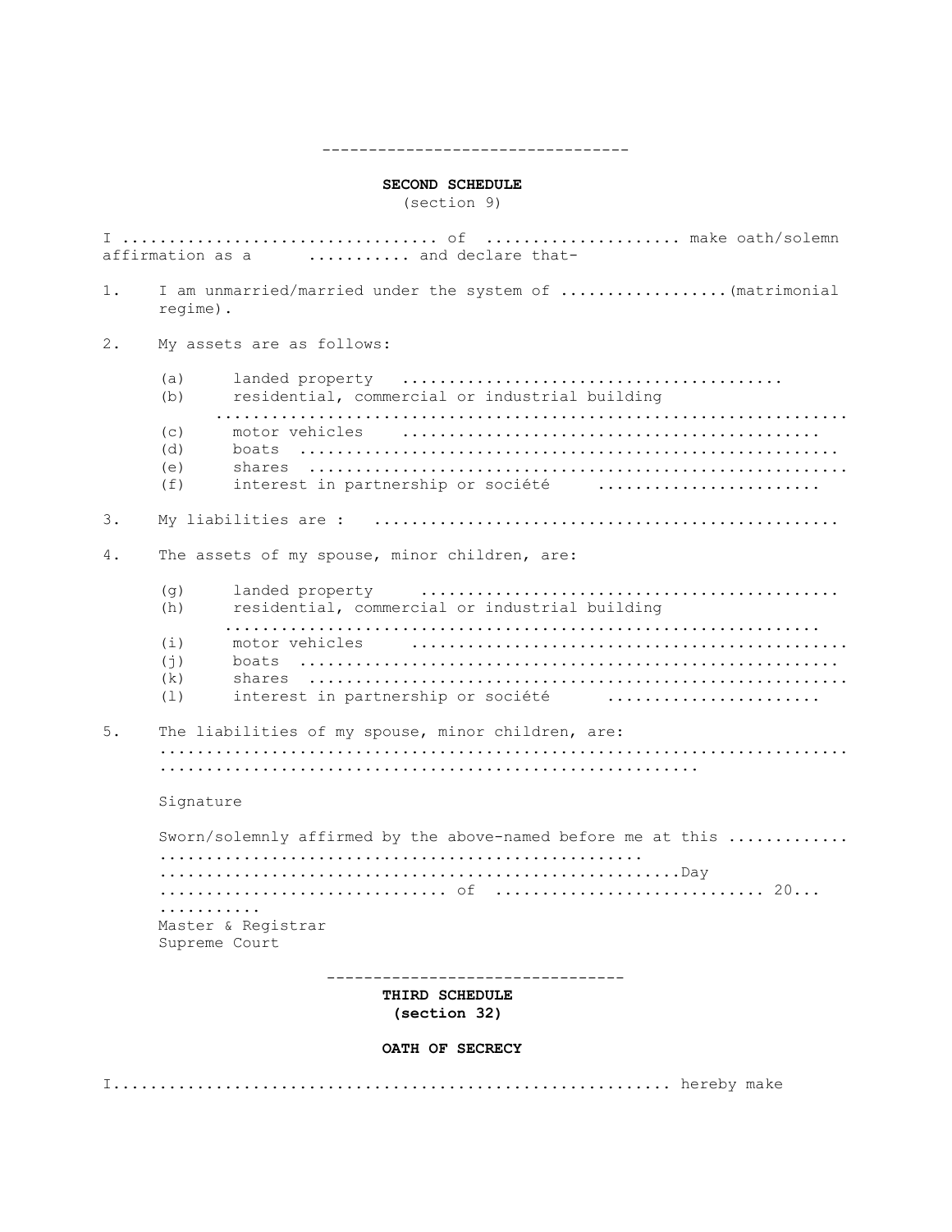---

## SECOND SCHEDULE

(section 9)

I ................................. of ..................... make oath/solemn affirmation as a .......... and declare that-

1. I am unmarried/married under the system of .................(matrimonial regime).

2. My assets are as follows:

   (a) landed property ........................................
   (b) residential, commercial or industrial building ..................................................................
   (c) motor vehicles ..........................................
   (d) boats ......................................................
   (e) shares .......................................................
   (f) interest in partnership or société .......................

3. My liabilities are : ................................................

4. The assets of my spouse, minor children, are:

   (g) landed property ..........................................
   (h) residential, commercial or industrial building ..................................................................
   (i) motor vehicles .............................................
   (j) boats ......................................................
   (k) shares .......................................................
   (l) interest in partnership or société ......................

5. The liabilities of my spouse, minor children, are: ......................................................................... .........................................................

   Signature

   Sworn/solemnly affirmed by the above-named before me at this ............ .................................................. .....................................................Day ............................... of ............................ 20... ..........
   Master & Registrar
   Supreme Court

---

## THIRD SCHEDULE

**(section 32)**

### OATH OF SECRECY

I.......................................................... hereby make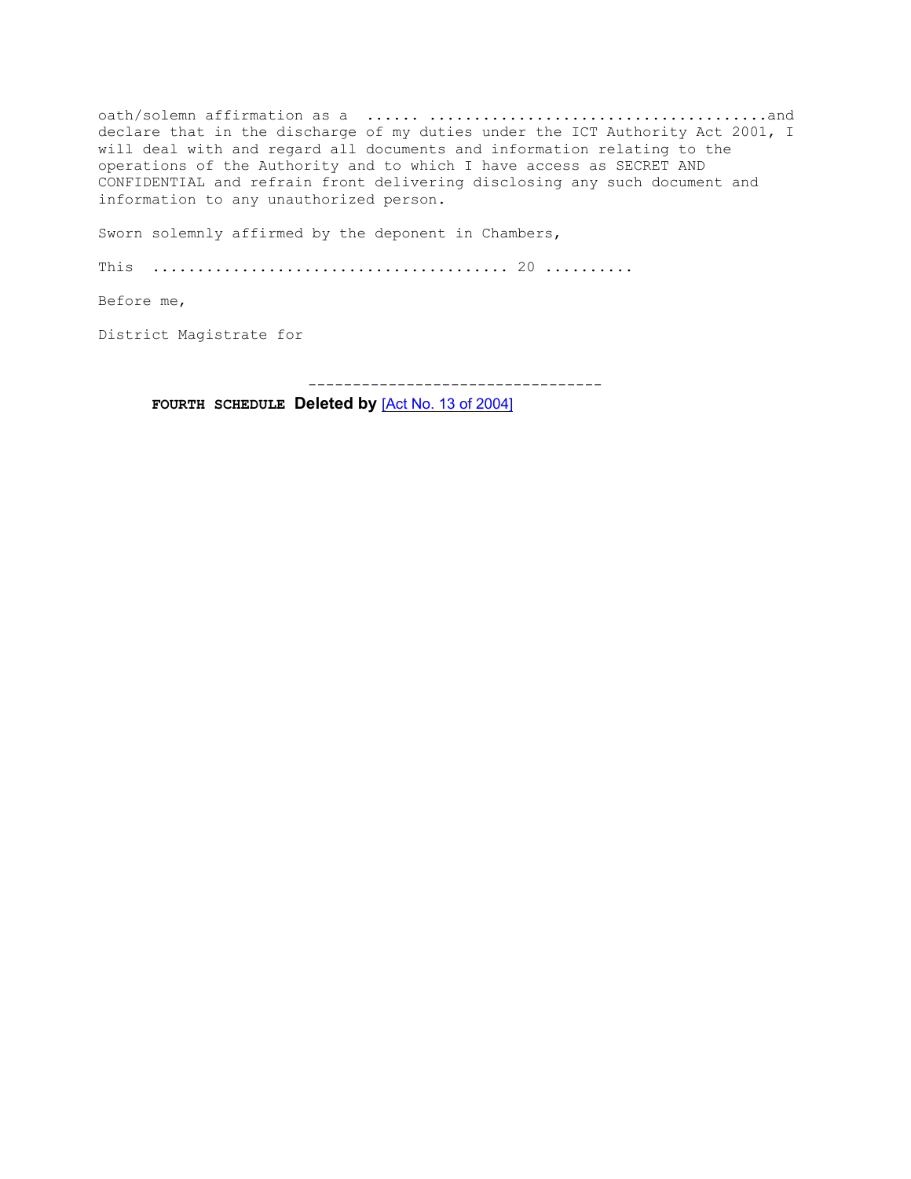oath/solemn affirmation as a ...... ......................................and declare that in the discharge of my duties under the ICT Authority Act 2001, I will deal with and regard all documents and information relating to the operations of the Authority and to which I have access as SECRET AND CONFIDENTIAL and refrain front delivering disclosing any such document and information to any unauthorized person.

Sworn solemnly affirmed by the deponent in Chambers,

This ....................................... 20 ..........

Before me,

District Magistrate for

---

**FOURTH SCHEDULE Deleted by** [Act No. 13 of 2004]